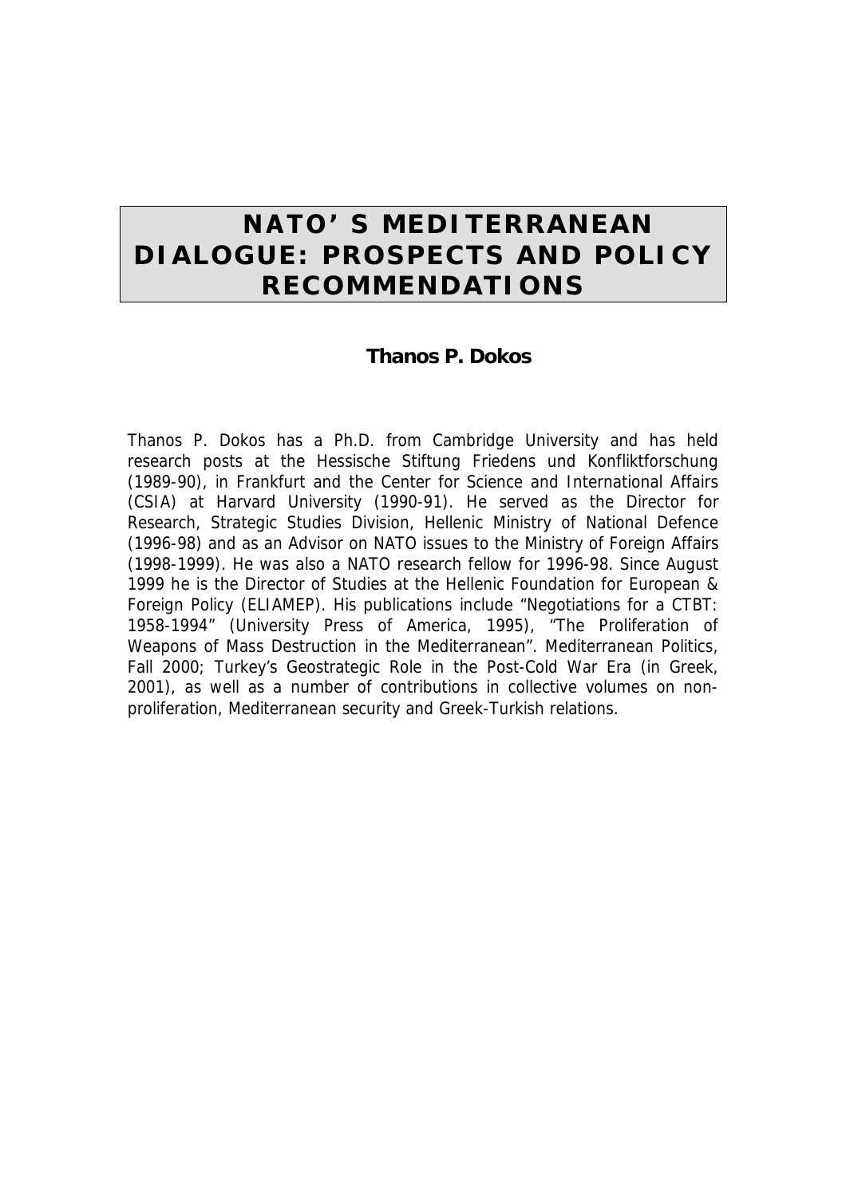# NATO' S MEDITERRANEAN DIALOGUE: PROSPECTS AND POLICY RECOMMENDATIONS

**Thanos P. Dokos**

Thanos P. Dokos has a Ph.D. from Cambridge University and has held research posts at the Hessische Stiftung Friedens und Konfliktforschung (1989-90), in Frankfurt and the Center for Science and International Affairs (CSIA) at Harvard University (1990-91). He served as the Director for Research, Strategic Studies Division, Hellenic Ministry of National Defence (1996-98) and as an Advisor on NATO issues to the Ministry of Foreign Affairs (1998-1999). He was also a NATO research fellow for 1996-98. Since August 1999 he is the Director of Studies at the Hellenic Foundation for European & Foreign Policy (ELIAMEP). His publications include "Negotiations for a CTBT: 1958-1994" (University Press of America, 1995), "The Proliferation of Weapons of Mass Destruction in the Mediterranean". Mediterranean Politics, Fall 2000; Turkey's Geostrategic Role in the Post-Cold War Era (in Greek, 2001), as well as a number of contributions in collective volumes on non-proliferation, Mediterranean security and Greek-Turkish relations.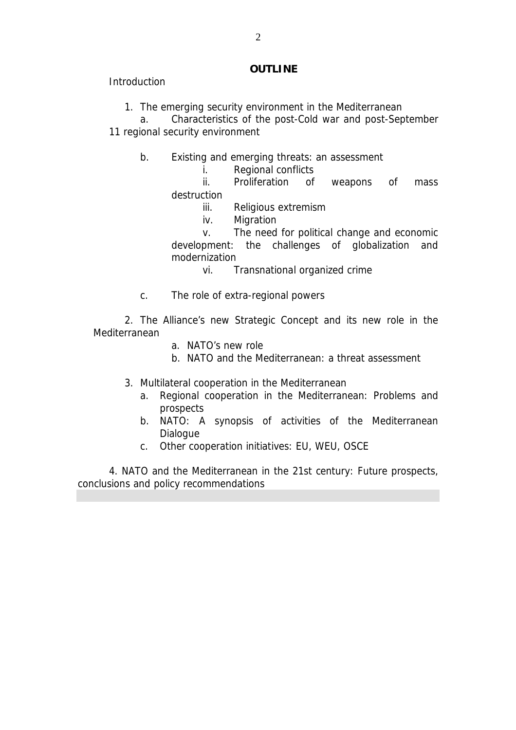## OUTLINE

Introduction

1. The emerging security environment in the Mediterranean
   a. Characteristics of the post-Cold war and post-September 11 regional security environment

   b. Existing and emerging threats: an assessment
      i. Regional conflicts
      ii. Proliferation of weapons of mass destruction
      iii. Religious extremism
      iv. Migration
      v. The need for political change and economic development: the challenges of globalization and modernization
      vi. Transnational organized crime

   c. The role of extra-regional powers

2. The Alliance's new Strategic Concept and its new role in the Mediterranean
   a. NATO's new role
   b. NATO and the Mediterranean: a threat assessment

3. Multilateral cooperation in the Mediterranean
   a. Regional cooperation in the Mediterranean: Problems and prospects
   b. NATO: A synopsis of activities of the Mediterranean Dialogue
   c. Other cooperation initiatives: EU, WEU, OSCE

4. NATO and the Mediterranean in the 21st century: Future prospects, conclusions and policy recommendations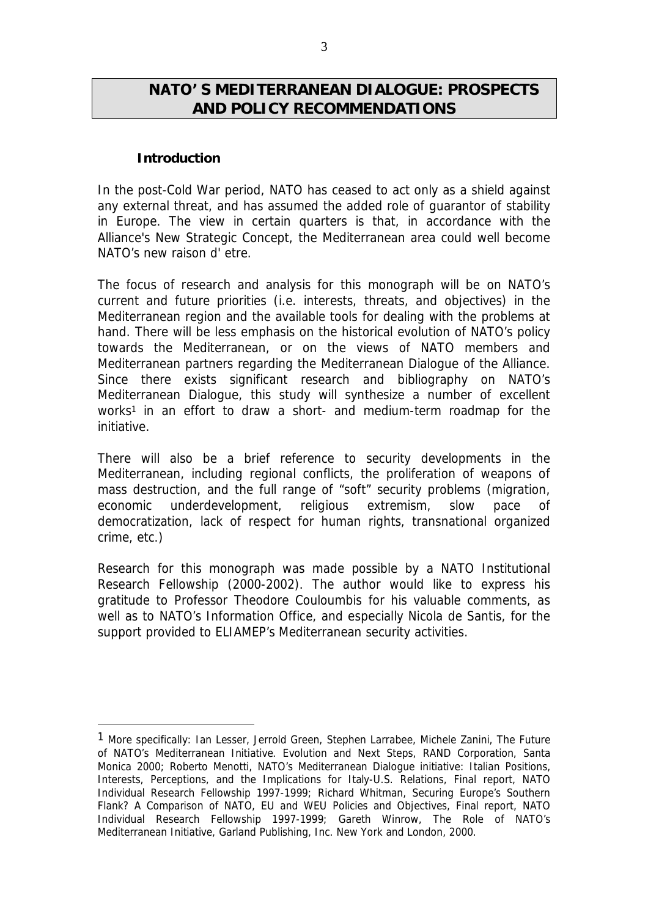# NATO'S MEDITERRANEAN DIALOGUE: PROSPECTS AND POLICY RECOMMENDATIONS

## Introduction

In the post-Cold War period, NATO has ceased to act only as a shield against any external threat, and has assumed the added role of guarantor of stability in Europe. The view in certain quarters is that, in accordance with the Alliance's New Strategic Concept, the Mediterranean area could well become NATO's new raison d' etre.

The focus of research and analysis for this monograph will be on NATO's current and future priorities (i.e. interests, threats, and objectives) in the Mediterranean region and the available tools for dealing with the problems at hand. There will be less emphasis on the historical evolution of NATO's policy towards the Mediterranean, or on the views of NATO members and Mediterranean partners regarding the Mediterranean Dialogue of the Alliance. Since there exists significant research and bibliography on NATO's Mediterranean Dialogue, this study will synthesize a number of excellent works[1] in an effort to draw a short- and medium-term roadmap for the initiative.

There will also be a brief reference to security developments in the Mediterranean, including regional conflicts, the proliferation of weapons of mass destruction, and the full range of "soft" security problems (migration, economic underdevelopment, religious extremism, slow pace of democratization, lack of respect for human rights, transnational organized crime, etc.)

Research for this monograph was made possible by a NATO Institutional Research Fellowship (2000-2002). The author would like to express his gratitude to Professor Theodore Couloumbis for his valuable comments, as well as to NATO's Information Office, and especially Nicola de Santis, for the support provided to ELIAMEP's Mediterranean security activities.

---

[1] More specifically: Ian Lesser, Jerrold Green, Stephen Larrabee, Michele Zanini, The Future of NATO's Mediterranean Initiative. Evolution and Next Steps, RAND Corporation, Santa Monica 2000; Roberto Menotti, NATO's Mediterranean Dialogue initiative: Italian Positions, Interests, Perceptions, and the Implications for Italy-U.S. Relations, Final report, NATO Individual Research Fellowship 1997-1999; Richard Whitman, Securing Europe's Southern Flank? A Comparison of NATO, EU and WEU Policies and Objectives, Final report, NATO Individual Research Fellowship 1997-1999; Gareth Winrow, The Role of NATO's Mediterranean Initiative, Garland Publishing, Inc. New York and London, 2000.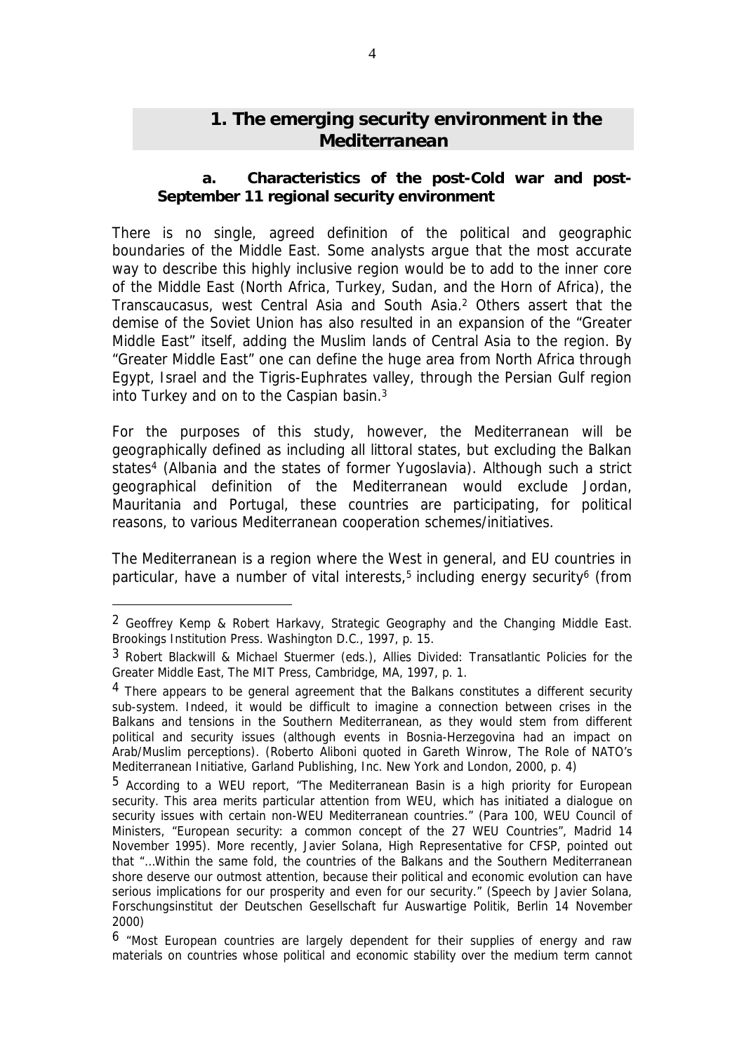## 1. The emerging security environment in the Mediterranean

### a. Characteristics of the post-Cold war and post-September 11 regional security environment

There is no single, agreed definition of the political and geographic boundaries of the Middle East. Some analysts argue that the most accurate way to describe this highly inclusive region would be to add to the inner core of the Middle East (North Africa, Turkey, Sudan, and the Horn of Africa), the Transcaucasus, west Central Asia and South Asia.[2] Others assert that the demise of the Soviet Union has also resulted in an expansion of the "Greater Middle East" itself, adding the Muslim lands of Central Asia to the region. By "Greater Middle East" one can define the huge area from North Africa through Egypt, Israel and the Tigris-Euphrates valley, through the Persian Gulf region into Turkey and on to the Caspian basin.[3]

For the purposes of this study, however, the Mediterranean will be geographically defined as including all littoral states, but excluding the Balkan states[4] (Albania and the states of former Yugoslavia). Although such a strict geographical definition of the Mediterranean would exclude Jordan, Mauritania and Portugal, these countries are participating, for political reasons, to various Mediterranean cooperation schemes/initiatives.

The Mediterranean is a region where the West in general, and EU countries in particular, have a number of vital interests,[5] including energy security[6] (from

---

[2] Geoffrey Kemp & Robert Harkavy, Strategic Geography and the Changing Middle East. Brookings Institution Press. Washington D.C., 1997, p. 15.

[3] Robert Blackwill & Michael Stuermer (eds.), Allies Divided: Transatlantic Policies for the Greater Middle East, The MIT Press, Cambridge, MA, 1997, p. 1.

[4] There appears to be general agreement that the Balkans constitutes a different security sub-system. Indeed, it would be difficult to imagine a connection between crises in the Balkans and tensions in the Southern Mediterranean, as they would stem from different political and security issues (although events in Bosnia-Herzegovina had an impact on Arab/Muslim perceptions). (Roberto Aliboni quoted in Gareth Winrow, The Role of NATO's Mediterranean Initiative, Garland Publishing, Inc. New York and London, 2000, p. 4)

[5] According to a WEU report, "The Mediterranean Basin is a high priority for European security. This area merits particular attention from WEU, which has initiated a dialogue on security issues with certain non-WEU Mediterranean countries." (Para 100, WEU Council of Ministers, "European security: a common concept of the 27 WEU Countries", Madrid 14 November 1995). More recently, Javier Solana, High Representative for CFSP, pointed out that "…Within the same fold, the countries of the Balkans and the Southern Mediterranean shore deserve our outmost attention, because their political and economic evolution can have serious implications for our prosperity and even for our security." (Speech by Javier Solana, Forschungsinstitut der Deutschen Gesellschaft fur Auswartige Politik, Berlin 14 November 2000)

[6] "Most European countries are largely dependent for their supplies of energy and raw materials on countries whose political and economic stability over the medium term cannot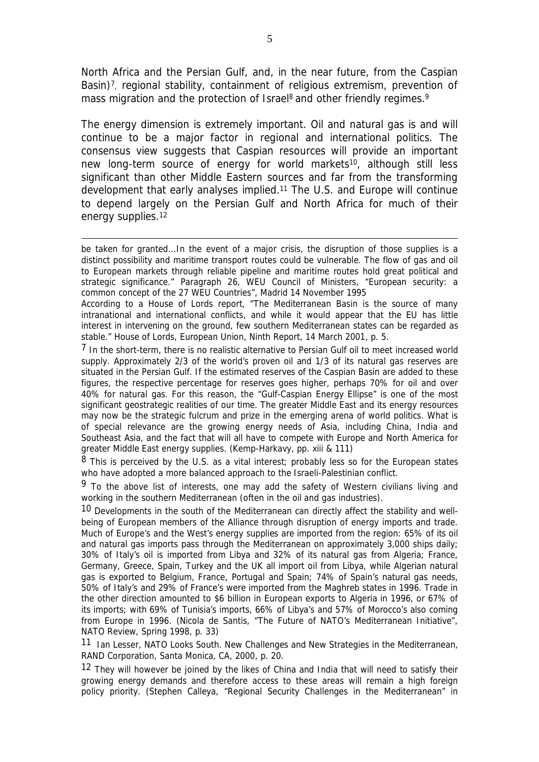North Africa and the Persian Gulf, and, in the near future, from the Caspian Basin)[7], regional stability, containment of religious extremism, prevention of mass migration and the protection of Israel[8] and other friendly regimes.[9]

The energy dimension is extremely important. Oil and natural gas is and will continue to be a major factor in regional and international politics. The consensus view suggests that Caspian resources will provide an important new long-term source of energy for world markets[10], although still less significant than other Middle Eastern sources and far from the transforming development that early analyses implied.[11] The U.S. and Europe will continue to depend largely on the Persian Gulf and North Africa for much of their energy supplies.[12]

---

be taken for granted…In the event of a major crisis, the disruption of those supplies is a distinct possibility and maritime transport routes could be vulnerable. The flow of gas and oil to European markets through reliable pipeline and maritime routes hold great political and strategic significance." Paragraph 26, WEU Council of Ministers, "European security: a common concept of the 27 WEU Countries", Madrid 14 November 1995

According to a House of Lords report, "The Mediterranean Basin is the source of many intranational and international conflicts, and while it would appear that the EU has little interest in intervening on the ground, few southern Mediterranean states can be regarded as stable." House of Lords, European Union, Ninth Report, 14 March 2001, p. 5.

[7] In the short-term, there is no realistic alternative to Persian Gulf oil to meet increased world supply. Approximately 2/3 of the world's proven oil and 1/3 of its natural gas reserves are situated in the Persian Gulf. If the estimated reserves of the Caspian Basin are added to these figures, the respective percentage for reserves goes higher, perhaps 70% for oil and over 40% for natural gas. For this reason, the "Gulf-Caspian Energy Ellipse" is one of the most significant geostrategic realities of our time. The greater Middle East and its energy resources may now be the strategic fulcrum and prize in the emerging arena of world politics. What is of special relevance are the growing energy needs of Asia, including China, India and Southeast Asia, and the fact that will all have to compete with Europe and North America for greater Middle East energy supplies. (Kemp-Harkavy, pp. xiii & 111)

[8] This is perceived by the U.S. as a vital interest; probably less so for the European states who have adopted a more balanced approach to the Israeli-Palestinian conflict.

[9] To the above list of interests, one may add the safety of Western civilians living and working in the southern Mediterranean (often in the oil and gas industries).

[10] Developments in the south of the Mediterranean can directly affect the stability and well-being of European members of the Alliance through disruption of energy imports and trade. Much of Europe's and the West's energy supplies are imported from the region: 65% of its oil and natural gas imports pass through the Mediterranean on approximately 3,000 ships daily; 30% of Italy's oil is imported from Libya and 32% of its natural gas from Algeria; France, Germany, Greece, Spain, Turkey and the UK all import oil from Libya, while Algerian natural gas is exported to Belgium, France, Portugal and Spain; 74% of Spain's natural gas needs, 50% of Italy's and 29% of France's were imported from the Maghreb states in 1996. Trade in the other direction amounted to $6 billion in European exports to Algeria in 1996, or 67% of its imports; with 69% of Tunisia's imports, 66% of Libya's and 57% of Morocco's also coming from Europe in 1996. (Nicola de Santis, "The Future of NATO's Mediterranean Initiative", NATO Review, Spring 1998, p. 33)

[11] Ian Lesser, NATO Looks South. New Challenges and New Strategies in the Mediterranean, RAND Corporation, Santa Monica, CA, 2000, p. 20.

[12] They will however be joined by the likes of China and India that will need to satisfy their growing energy demands and therefore access to these areas will remain a high foreign policy priority. (Stephen Calleya, "Regional Security Challenges in the Mediterranean" in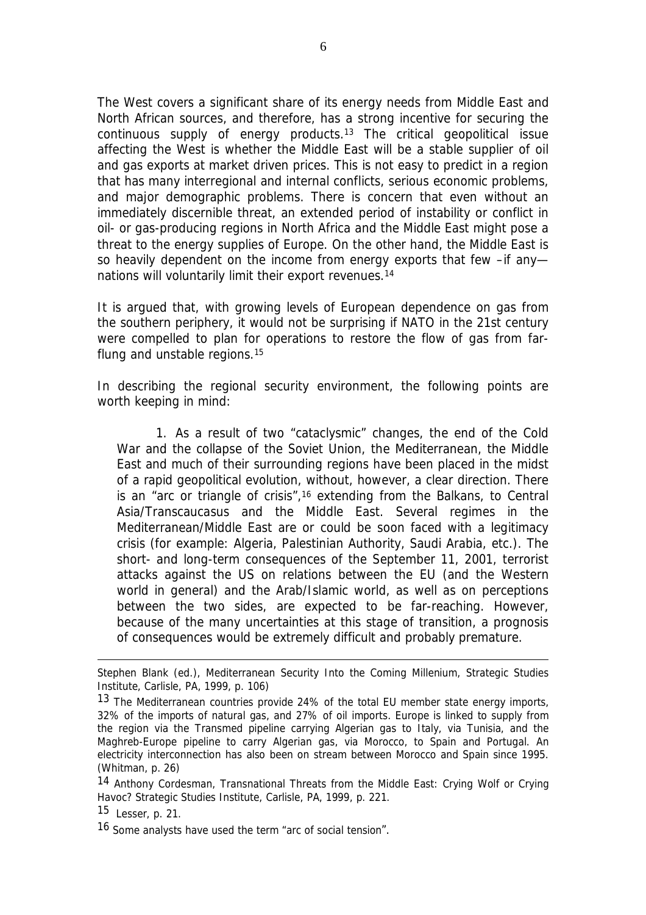The West covers a significant share of its energy needs from Middle East and North African sources, and therefore, has a strong incentive for securing the continuous supply of energy products.[13] The critical geopolitical issue affecting the West is whether the Middle East will be a stable supplier of oil and gas exports at market driven prices. This is not easy to predict in a region that has many interregional and internal conflicts, serious economic problems, and major demographic problems. There is concern that even without an immediately discernible threat, an extended period of instability or conflict in oil- or gas-producing regions in North Africa and the Middle East might pose a threat to the energy supplies of Europe. On the other hand, the Middle East is so heavily dependent on the income from energy exports that few –if any— nations will voluntarily limit their export revenues.[14]

It is argued that, with growing levels of European dependence on gas from the southern periphery, it would not be surprising if NATO in the 21st century were compelled to plan for operations to restore the flow of gas from far-flung and unstable regions.[15]

In describing the regional security environment, the following points are worth keeping in mind:

1. As a result of two "cataclysmic" changes, the end of the Cold War and the collapse of the Soviet Union, the Mediterranean, the Middle East and much of their surrounding regions have been placed in the midst of a rapid geopolitical evolution, without, however, a clear direction. There is an "arc or triangle of crisis",[16] extending from the Balkans, to Central Asia/Transcaucasus and the Middle East. Several regimes in the Mediterranean/Middle East are or could be soon faced with a legitimacy crisis (for example: Algeria, Palestinian Authority, Saudi Arabia, etc.). The short- and long-term consequences of the September 11, 2001, terrorist attacks against the US on relations between the EU (and the Western world in general) and the Arab/Islamic world, as well as on perceptions between the two sides, are expected to be far-reaching. However, because of the many uncertainties at this stage of transition, a prognosis of consequences would be extremely difficult and probably premature.

---

Stephen Blank (ed.), Mediterranean Security Into the Coming Millenium, Strategic Studies Institute, Carlisle, PA, 1999, p. 106)

[13] The Mediterranean countries provide 24% of the total EU member state energy imports, 32% of the imports of natural gas, and 27% of oil imports. Europe is linked to supply from the region via the Transmed pipeline carrying Algerian gas to Italy, via Tunisia, and the Maghreb-Europe pipeline to carry Algerian gas, via Morocco, to Spain and Portugal. An electricity interconnection has also been on stream between Morocco and Spain since 1995. (Whitman, p. 26)

[14] Anthony Cordesman, Transnational Threats from the Middle East: Crying Wolf or Crying Havoc? Strategic Studies Institute, Carlisle, PA, 1999, p. 221.

[15] Lesser, p. 21.

[16] Some analysts have used the term "arc of social tension".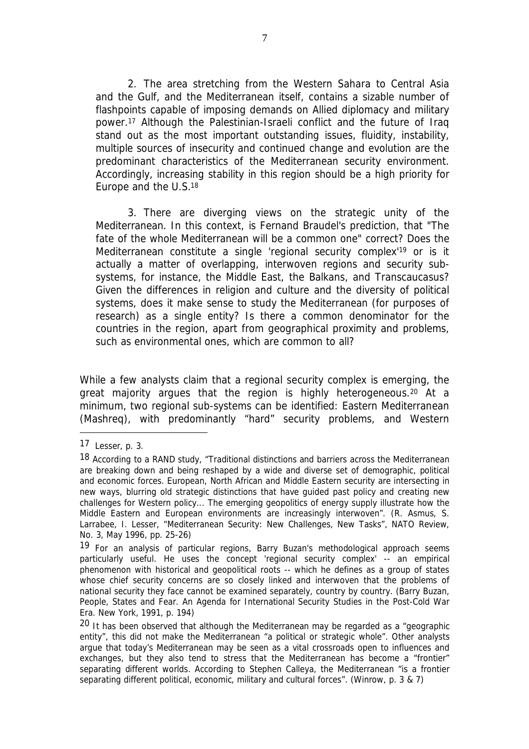2. The area stretching from the Western Sahara to Central Asia and the Gulf, and the Mediterranean itself, contains a sizable number of flashpoints capable of imposing demands on Allied diplomacy and military power.[17] Although the Palestinian-Israeli conflict and the future of Iraq stand out as the most important outstanding issues, fluidity, instability, multiple sources of insecurity and continued change and evolution are the predominant characteristics of the Mediterranean security environment. Accordingly, increasing stability in this region should be a high priority for Europe and the U.S.[18]

3. There are diverging views on the strategic unity of the Mediterranean. In this context, is Fernand Braudel's prediction, that "The fate of the whole Mediterranean will be a common one" correct? Does the Mediterranean constitute a single 'regional security complex'[19] or is it actually a matter of overlapping, interwoven regions and security sub-systems, for instance, the Middle East, the Balkans, and Transcaucasus? Given the differences in religion and culture and the diversity of political systems, does it make sense to study the Mediterranean (for purposes of research) as a single entity? Is there a common denominator for the countries in the region, apart from geographical proximity and problems, such as environmental ones, which are common to all?

While a few analysts claim that a regional security complex is emerging, the great majority argues that the region is highly heterogeneous.[20] At a minimum, two regional sub-systems can be identified: Eastern Mediterranean (Mashreq), with predominantly "hard" security problems, and Western

---

[17] Lesser, p. 3.

[18] According to a RAND study, "Traditional distinctions and barriers across the Mediterranean are breaking down and being reshaped by a wide and diverse set of demographic, political and economic forces. European, North African and Middle Eastern security are intersecting in new ways, blurring old strategic distinctions that have guided past policy and creating new challenges for Western policy… The emerging geopolitics of energy supply illustrate how the Middle Eastern and European environments are increasingly interwoven". (R. Asmus, S. Larrabee, I. Lesser, "Mediterranean Security: New Challenges, New Tasks", NATO Review, No. 3, May 1996, pp. 25-26)

[19] For an analysis of particular regions, Barry Buzan's methodological approach seems particularly useful. He uses the concept 'regional security complex' -- an empirical phenomenon with historical and geopolitical roots -- which he defines as a group of states whose chief security concerns are so closely linked and interwoven that the problems of national security they face cannot be examined separately, country by country. (Barry Buzan, People, States and Fear. An Agenda for International Security Studies in the Post-Cold War Era. New York, 1991, p. 194)

[20] It has been observed that although the Mediterranean may be regarded as a "geographic entity", this did not make the Mediterranean "a political or strategic whole". Other analysts argue that today's Mediterranean may be seen as a vital crossroads open to influences and exchanges, but they also tend to stress that the Mediterranean has become a "frontier" separating different worlds. According to Stephen Calleya, the Mediterranean "is a frontier separating different political, economic, military and cultural forces". (Winrow, p. 3 & 7)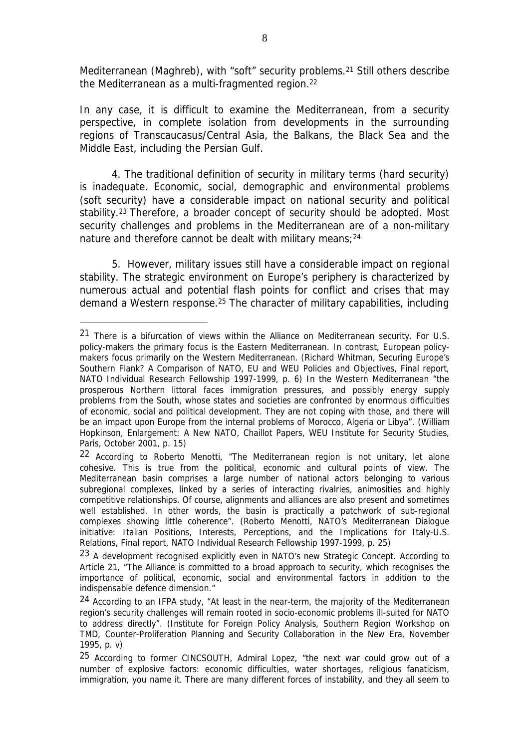Mediterranean (Maghreb), with "soft" security problems.[21] Still others describe the Mediterranean as a multi-fragmented region.[22]

In any case, it is difficult to examine the Mediterranean, from a security perspective, in complete isolation from developments in the surrounding regions of Transcaucasus/Central Asia, the Balkans, the Black Sea and the Middle East, including the Persian Gulf.

4. The traditional definition of security in military terms (hard security) is inadequate. Economic, social, demographic and environmental problems (soft security) have a considerable impact on national security and political stability.[23] Therefore, a broader concept of security should be adopted. Most security challenges and problems in the Mediterranean are of a non-military nature and therefore cannot be dealt with military means;[24]

5. However, military issues still have a considerable impact on regional stability. The strategic environment on Europe's periphery is characterized by numerous actual and potential flash points for conflict and crises that may demand a Western response.[25] The character of military capabilities, including

---

[21] There is a bifurcation of views within the Alliance on Mediterranean security. For U.S. policy-makers the primary focus is the Eastern Mediterranean. In contrast, European policy-makers focus primarily on the Western Mediterranean. (Richard Whitman, Securing Europe's Southern Flank? A Comparison of NATO, EU and WEU Policies and Objectives, Final report, NATO Individual Research Fellowship 1997-1999, p. 6) In the Western Mediterranean "the prosperous Northern littoral faces immigration pressures, and possibly energy supply problems from the South, whose states and societies are confronted by enormous difficulties of economic, social and political development. They are not coping with those, and there will be an impact upon Europe from the internal problems of Morocco, Algeria or Libya". (William Hopkinson, Enlargement: A New NATO, Chaillot Papers, WEU Institute for Security Studies, Paris, October 2001, p. 15)

[22] According to Roberto Menotti, "The Mediterranean region is not unitary, let alone cohesive. This is true from the political, economic and cultural points of view. The Mediterranean basin comprises a large number of national actors belonging to various subregional complexes, linked by a series of interacting rivalries, animosities and highly competitive relationships. Of course, alignments and alliances are also present and sometimes well established. In other words, the basin is practically a patchwork of sub-regional complexes showing little coherence". (Roberto Menotti, NATO's Mediterranean Dialogue initiative: Italian Positions, Interests, Perceptions, and the Implications for Italy-U.S. Relations, Final report, NATO Individual Research Fellowship 1997-1999, p. 25)

[23] A development recognised explicitly even in NATO's new Strategic Concept. According to Article 21, "The Alliance is committed to a broad approach to security, which recognises the importance of political, economic, social and environmental factors in addition to the indispensable defence dimension."

[24] According to an IFPA study, "At least in the near-term, the majority of the Mediterranean region's security challenges will remain rooted in socio-economic problems ill-suited for NATO to address directly". (Institute for Foreign Policy Analysis, Southern Region Workshop on TMD, Counter-Proliferation Planning and Security Collaboration in the New Era, November 1995, p. v)

[25] According to former CINCSOUTH, Admiral Lopez, "the next war could grow out of a number of explosive factors: economic difficulties, water shortages, religious fanaticism, immigration, you name it. There are many different forces of instability, and they all seem to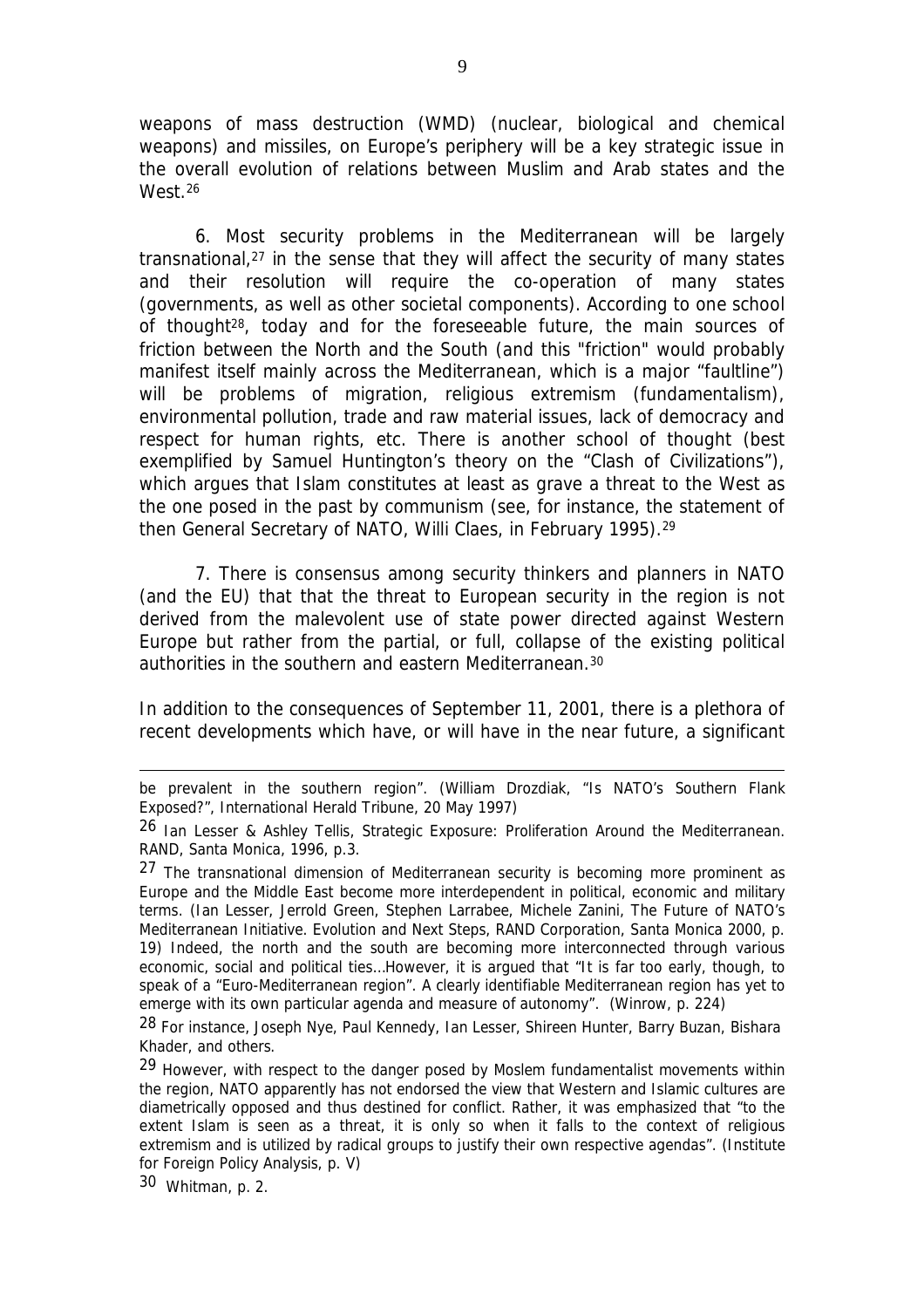weapons of mass destruction (WMD) (nuclear, biological and chemical weapons) and missiles, on Europe's periphery will be a key strategic issue in the overall evolution of relations between Muslim and Arab states and the West.[26]

6. Most security problems in the Mediterranean will be largely transnational,[27] in the sense that they will affect the security of many states and their resolution will require the co-operation of many states (governments, as well as other societal components). According to one school of thought[28], today and for the foreseeable future, the main sources of friction between the North and the South (and this "friction" would probably manifest itself mainly across the Mediterranean, which is a major "faultline") will be problems of migration, religious extremism (fundamentalism), environmental pollution, trade and raw material issues, lack of democracy and respect for human rights, etc. There is another school of thought (best exemplified by Samuel Huntington's theory on the "Clash of Civilizations"), which argues that Islam constitutes at least as grave a threat to the West as the one posed in the past by communism (see, for instance, the statement of then General Secretary of NATO, Willi Claes, in February 1995).[29]

7. There is consensus among security thinkers and planners in NATO (and the EU) that that the threat to European security in the region is not derived from the malevolent use of state power directed against Western Europe but rather from the partial, or full, collapse of the existing political authorities in the southern and eastern Mediterranean.[30]

In addition to the consequences of September 11, 2001, there is a plethora of recent developments which have, or will have in the near future, a significant

---

be prevalent in the southern region". (William Drozdiak, "Is NATO's Southern Flank Exposed?", International Herald Tribune, 20 May 1997)

[26] Ian Lesser & Ashley Tellis, Strategic Exposure: Proliferation Around the Mediterranean. RAND, Santa Monica, 1996, p.3.

[27] The transnational dimension of Mediterranean security is becoming more prominent as Europe and the Middle East become more interdependent in political, economic and military terms. (Ian Lesser, Jerrold Green, Stephen Larrabee, Michele Zanini, The Future of NATO's Mediterranean Initiative. Evolution and Next Steps, RAND Corporation, Santa Monica 2000, p. 19) Indeed, the north and the south are becoming more interconnected through various economic, social and political ties…However, it is argued that "It is far too early, though, to speak of a "Euro-Mediterranean region". A clearly identifiable Mediterranean region has yet to emerge with its own particular agenda and measure of autonomy". (Winrow, p. 224)

[28] For instance, Joseph Nye, Paul Kennedy, Ian Lesser, Shireen Hunter, Barry Buzan, Bishara Khader, and others.

[29] However, with respect to the danger posed by Moslem fundamentalist movements within the region, NATO apparently has not endorsed the view that Western and Islamic cultures are diametrically opposed and thus destined for conflict. Rather, it was emphasized that "to the extent Islam is seen as a threat, it is only so when it falls to the context of religious extremism and is utilized by radical groups to justify their own respective agendas". (Institute for Foreign Policy Analysis, p. V)

[30] Whitman, p. 2.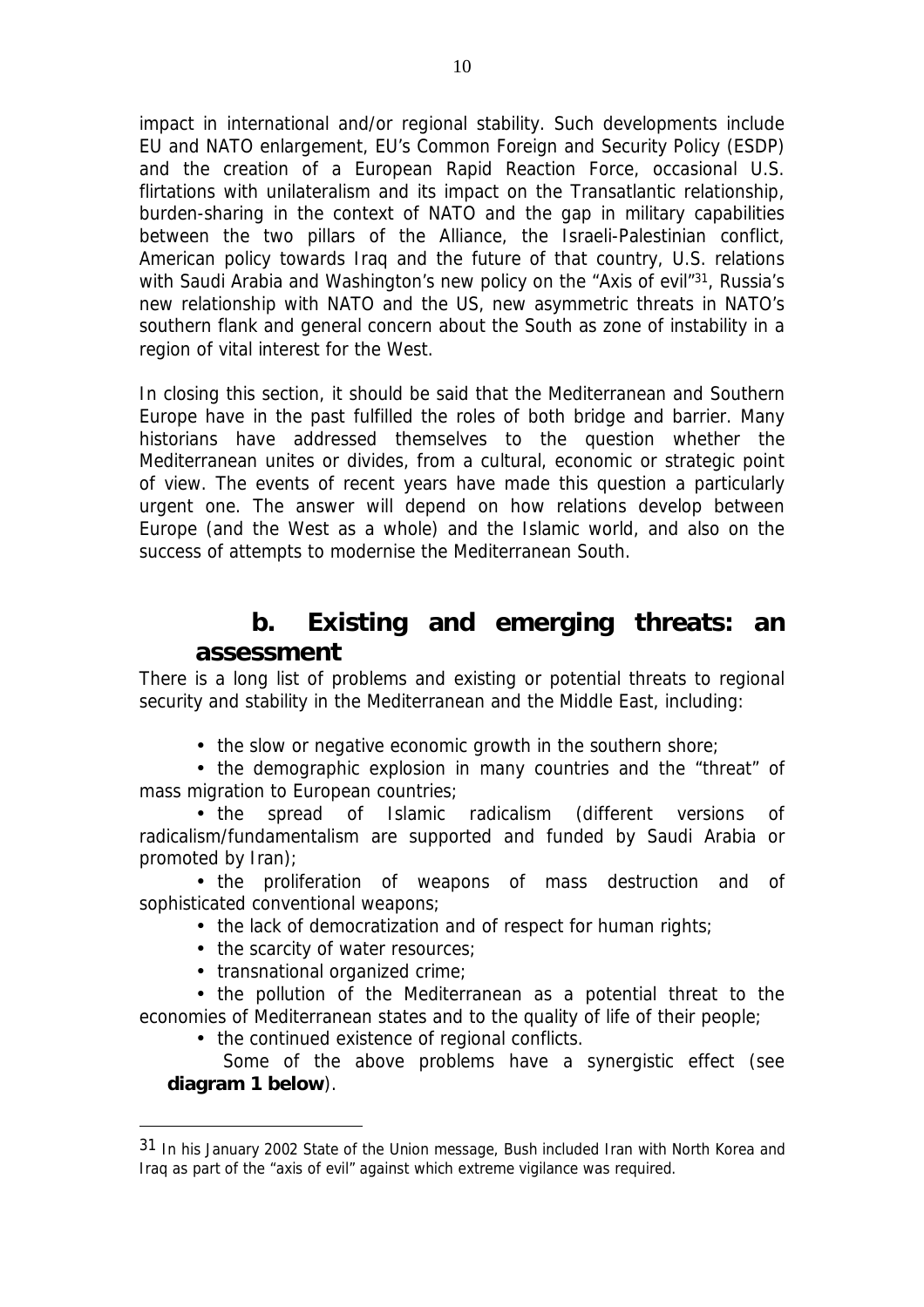impact in international and/or regional stability. Such developments include EU and NATO enlargement, EU's Common Foreign and Security Policy (ESDP) and the creation of a European Rapid Reaction Force, occasional U.S. flirtations with unilateralism and its impact on the Transatlantic relationship, burden-sharing in the context of NATO and the gap in military capabilities between the two pillars of the Alliance, the Israeli-Palestinian conflict, American policy towards Iraq and the future of that country, U.S. relations with Saudi Arabia and Washington's new policy on the "Axis of evil"[31], Russia's new relationship with NATO and the US, new asymmetric threats in NATO's southern flank and general concern about the South as zone of instability in a region of vital interest for the West.

In closing this section, it should be said that the Mediterranean and Southern Europe have in the past fulfilled the roles of both bridge and barrier. Many historians have addressed themselves to the question whether the Mediterranean unites or divides, from a cultural, economic or strategic point of view. The events of recent years have made this question a particularly urgent one. The answer will depend on how relations develop between Europe (and the West as a whole) and the Islamic world, and also on the success of attempts to modernise the Mediterranean South.

## b. Existing and emerging threats: an assessment

There is a long list of problems and existing or potential threats to regional security and stability in the Mediterranean and the Middle East, including:

- the slow or negative economic growth in the southern shore;
- the demographic explosion in many countries and the "threat" of mass migration to European countries;
- the spread of Islamic radicalism (different versions of radicalism/fundamentalism are supported and funded by Saudi Arabia or promoted by Iran);
- the proliferation of weapons of mass destruction and of sophisticated conventional weapons;
- the lack of democratization and of respect for human rights;
- the scarcity of water resources;
- transnational organized crime;
- the pollution of the Mediterranean as a potential threat to the economies of Mediterranean states and to the quality of life of their people;
- the continued existence of regional conflicts.

Some of the above problems have a synergistic effect (see **diagram 1 below**).

[31] In his January 2002 State of the Union message, Bush included Iran with North Korea and Iraq as part of the "axis of evil" against which extreme vigilance was required.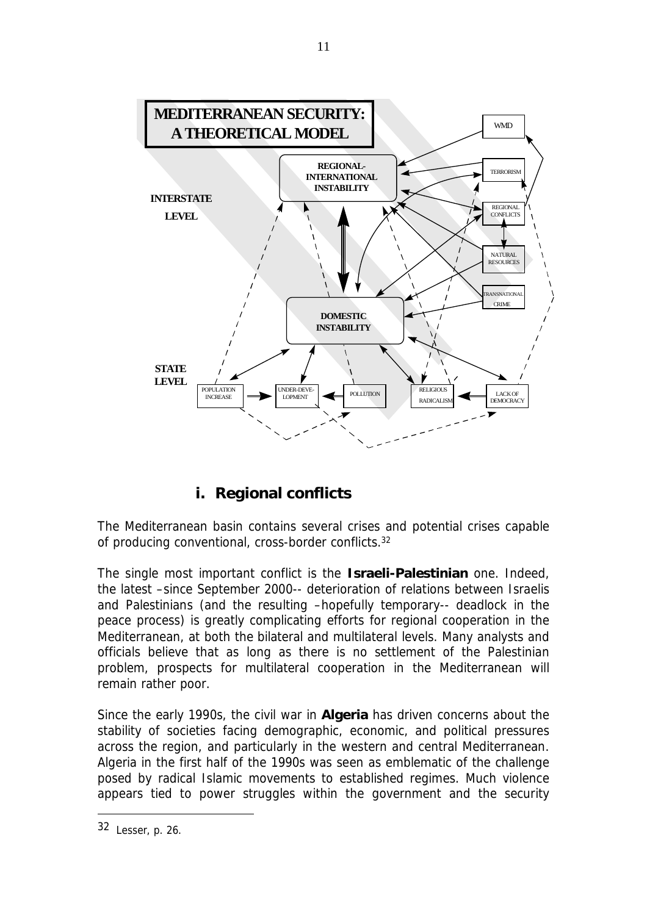**MEDITERRANEAN SECURITY: A THEORETICAL MODEL**

INTERSTATE LEVEL

REGIONAL-INTERNATIONAL INSTABILITY

WMD

TERRORISM

REGIONAL CONFLICTS

NATURAL RESOURCES

TRANSNATIONAL CRIME

DOMESTIC INSTABILITY

STATE LEVEL

POPULATION INCREASE

UNDER-DEVELOPMENT

POLLUTION

RELIGIOUS RADICALISM

LACK OF DEMOCRACY

## i. Regional conflicts

The Mediterranean basin contains several crises and potential crises capable of producing conventional, cross-border conflicts.[32]

The single most important conflict is the **Israeli-Palestinian** one. Indeed, the latest –since September 2000-- deterioration of relations between Israelis and Palestinians (and the resulting –hopefully temporary-- deadlock in the peace process) is greatly complicating efforts for regional cooperation in the Mediterranean, at both the bilateral and multilateral levels. Many analysts and officials believe that as long as there is no settlement of the Palestinian problem, prospects for multilateral cooperation in the Mediterranean will remain rather poor.

Since the early 1990s, the civil war in **Algeria** has driven concerns about the stability of societies facing demographic, economic, and political pressures across the region, and particularly in the western and central Mediterranean. Algeria in the first half of the 1990s was seen as emblematic of the challenge posed by radical Islamic movements to established regimes. Much violence appears tied to power struggles within the government and the security

---

[32] Lesser, p. 26.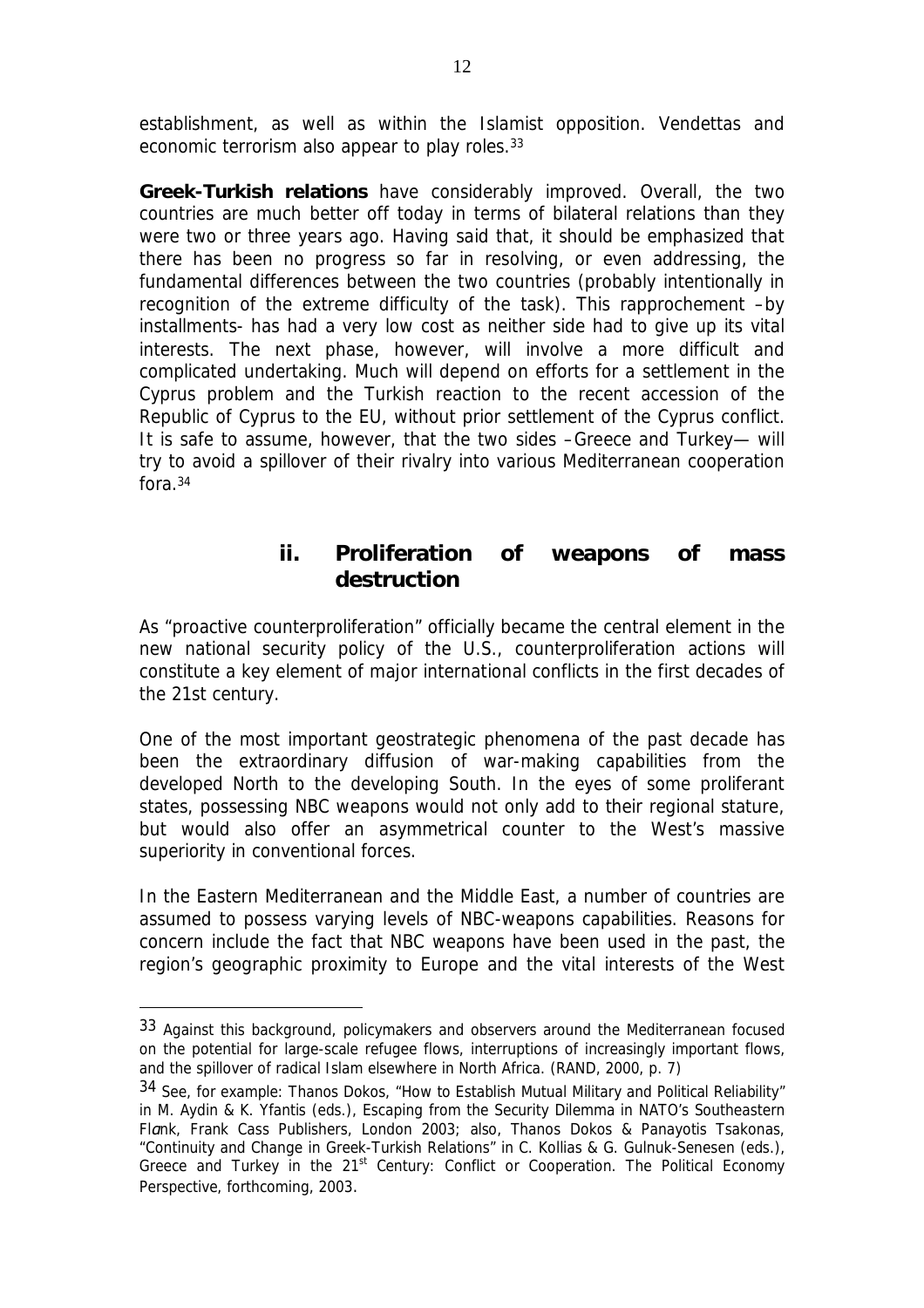establishment, as well as within the Islamist opposition. Vendettas and economic terrorism also appear to play roles.[33]

**Greek-Turkish relations** have considerably improved. Overall, the two countries are much better off today in terms of bilateral relations than they were two or three years ago. Having said that, it should be emphasized that there has been no progress so far in resolving, or even addressing, the fundamental differences between the two countries (probably intentionally in recognition of the extreme difficulty of the task). This rapprochement –by installments- has had a very low cost as neither side had to give up its vital interests. The next phase, however, will involve a more difficult and complicated undertaking. Much will depend on efforts for a settlement in the Cyprus problem and the Turkish reaction to the recent accession of the Republic of Cyprus to the EU, without prior settlement of the Cyprus conflict. It is safe to assume, however, that the two sides –Greece and Turkey— will try to avoid a spillover of their rivalry into various Mediterranean cooperation fora.[34]

### ii. Proliferation of weapons of mass destruction

As "proactive counterproliferation" officially became the central element in the new national security policy of the U.S., counterproliferation actions will constitute a key element of major international conflicts in the first decades of the 21st century.

One of the most important geostrategic phenomena of the past decade has been the extraordinary diffusion of war-making capabilities from the developed North to the developing South. In the eyes of some proliferant states, possessing NBC weapons would not only add to their regional stature, but would also offer an asymmetrical counter to the West's massive superiority in conventional forces.

In the Eastern Mediterranean and the Middle East, a number of countries are assumed to possess varying levels of NBC-weapons capabilities. Reasons for concern include the fact that NBC weapons have been used in the past, the region's geographic proximity to Europe and the vital interests of the West

---

[33] Against this background, policymakers and observers around the Mediterranean focused on the potential for large-scale refugee flows, interruptions of increasingly important flows, and the spillover of radical Islam elsewhere in North Africa. (RAND, 2000, p. 7)

[34] See, for example: Thanos Dokos, "How to Establish Mutual Military and Political Reliability" in M. Aydin & K. Yfantis (eds.), Escaping from the Security Dilemma in NATO's Southeastern Flank, Frank Cass Publishers, London 2003; also, Thanos Dokos & Panayotis Tsakonas, "Continuity and Change in Greek-Turkish Relations" in C. Kollias & G. Gulnuk-Senesen (eds.), Greece and Turkey in the 21st Century: Conflict or Cooperation. The Political Economy Perspective, forthcoming, 2003.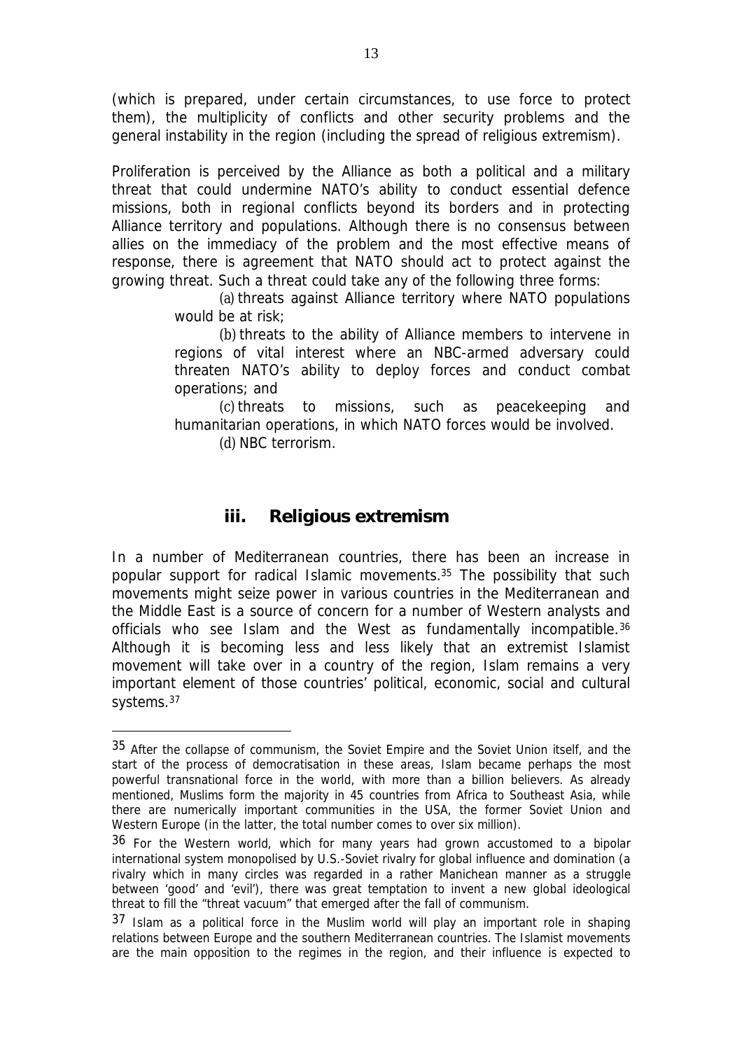(which is prepared, under certain circumstances, to use force to protect them), the multiplicity of conflicts and other security problems and the general instability in the region (including the spread of religious extremism).

Proliferation is perceived by the Alliance as both a political and a military threat that could undermine NATO's ability to conduct essential defence missions, both in regional conflicts beyond its borders and in protecting Alliance territory and populations. Although there is no consensus between allies on the immediacy of the problem and the most effective means of response, there is agreement that NATO should act to protect against the growing threat. Such a threat could take any of the following three forms:

(a) threats against Alliance territory where NATO populations would be at risk;

(b) threats to the ability of Alliance members to intervene in regions of vital interest where an NBC-armed adversary could threaten NATO's ability to deploy forces and conduct combat operations; and

(c) threats to missions, such as peacekeeping and humanitarian operations, in which NATO forces would be involved.

(d) NBC terrorism.

### iii. Religious extremism

In a number of Mediterranean countries, there has been an increase in popular support for radical Islamic movements.[35] The possibility that such movements might seize power in various countries in the Mediterranean and the Middle East is a source of concern for a number of Western analysts and officials who see Islam and the West as fundamentally incompatible.[36] Although it is becoming less and less likely that an extremist Islamist movement will take over in a country of the region, Islam remains a very important element of those countries' political, economic, social and cultural systems.[37]

---

[35] After the collapse of communism, the Soviet Empire and the Soviet Union itself, and the start of the process of democratisation in these areas, Islam became perhaps the most powerful transnational force in the world, with more than a billion believers. As already mentioned, Muslims form the majority in 45 countries from Africa to Southeast Asia, while there are numerically important communities in the USA, the former Soviet Union and Western Europe (in the latter, the total number comes to over six million).

[36] For the Western world, which for many years had grown accustomed to a bipolar international system monopolised by U.S.-Soviet rivalry for global influence and domination (a rivalry which in many circles was regarded in a rather Manichean manner as a struggle between 'good' and 'evil'), there was great temptation to invent a new global ideological threat to fill the "threat vacuum" that emerged after the fall of communism.

[37] Islam as a political force in the Muslim world will play an important role in shaping relations between Europe and the southern Mediterranean countries. The Islamist movements are the main opposition to the regimes in the region, and their influence is expected to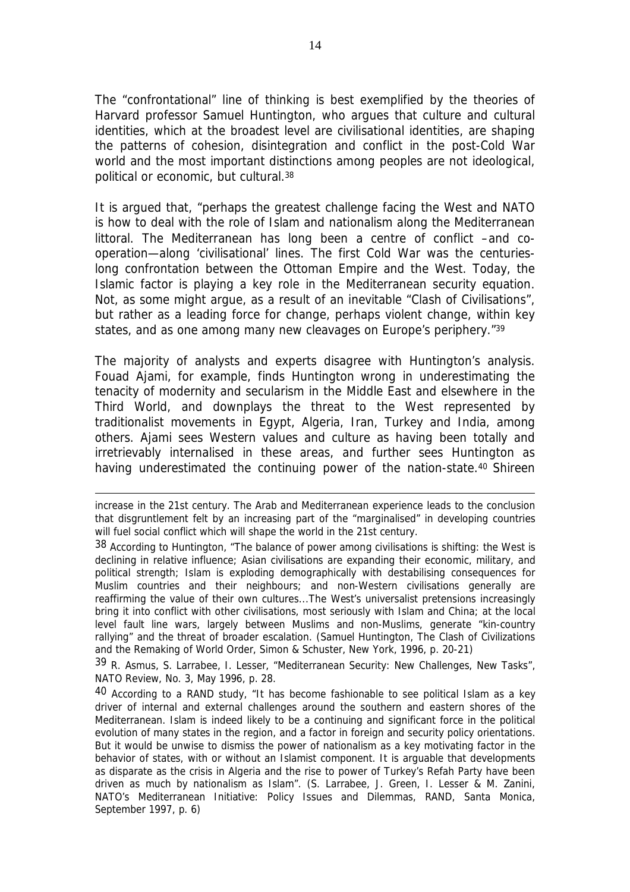The "confrontational" line of thinking is best exemplified by the theories of Harvard professor Samuel Huntington, who argues that culture and cultural identities, which at the broadest level are civilisational identities, are shaping the patterns of cohesion, disintegration and conflict in the post-Cold War world and the most important distinctions among peoples are not ideological, political or economic, but cultural.[38]

It is argued that, "perhaps the greatest challenge facing the West and NATO is how to deal with the role of Islam and nationalism along the Mediterranean littoral. The Mediterranean has long been a centre of conflict –and co-operation—along 'civilisational' lines. The first Cold War was the centuries-long confrontation between the Ottoman Empire and the West. Today, the Islamic factor is playing a key role in the Mediterranean security equation. Not, as some might argue, as a result of an inevitable "Clash of Civilisations", but rather as a leading force for change, perhaps violent change, within key states, and as one among many new cleavages on Europe's periphery."[39]

The majority of analysts and experts disagree with Huntington's analysis. Fouad Ajami, for example, finds Huntington wrong in underestimating the tenacity of modernity and secularism in the Middle East and elsewhere in the Third World, and downplays the threat to the West represented by traditionalist movements in Egypt, Algeria, Iran, Turkey and India, among others. Ajami sees Western values and culture as having been totally and irretrievably internalised in these areas, and further sees Huntington as having underestimated the continuing power of the nation-state.[40] Shireen

---

increase in the 21st century. The Arab and Mediterranean experience leads to the conclusion that disgruntlement felt by an increasing part of the "marginalised" in developing countries will fuel social conflict which will shape the world in the 21st century.

[38] According to Huntington, "The balance of power among civilisations is shifting: the West is declining in relative influence; Asian civilisations are expanding their economic, military, and political strength; Islam is exploding demographically with destabilising consequences for Muslim countries and their neighbours; and non-Western civilisations generally are reaffirming the value of their own cultures...The West's universalist pretensions increasingly bring it into conflict with other civilisations, most seriously with Islam and China; at the local level fault line wars, largely between Muslims and non-Muslims, generate "kin-country rallying" and the threat of broader escalation. (Samuel Huntington, The Clash of Civilizations and the Remaking of World Order, Simon & Schuster, New York, 1996, p. 20-21)

[39] R. Asmus, S. Larrabee, I. Lesser, "Mediterranean Security: New Challenges, New Tasks", NATO Review, No. 3, May 1996, p. 28.

[40] According to a RAND study, "It has become fashionable to see political Islam as a key driver of internal and external challenges around the southern and eastern shores of the Mediterranean. Islam is indeed likely to be a continuing and significant force in the political evolution of many states in the region, and a factor in foreign and security policy orientations. But it would be unwise to dismiss the power of nationalism as a key motivating factor in the behavior of states, with or without an Islamist component. It is arguable that developments as disparate as the crisis in Algeria and the rise to power of Turkey's Refah Party have been driven as much by nationalism as Islam". (S. Larrabee, J. Green, I. Lesser & M. Zanini, NATO's Mediterranean Initiative: Policy Issues and Dilemmas, RAND, Santa Monica, September 1997, p. 6)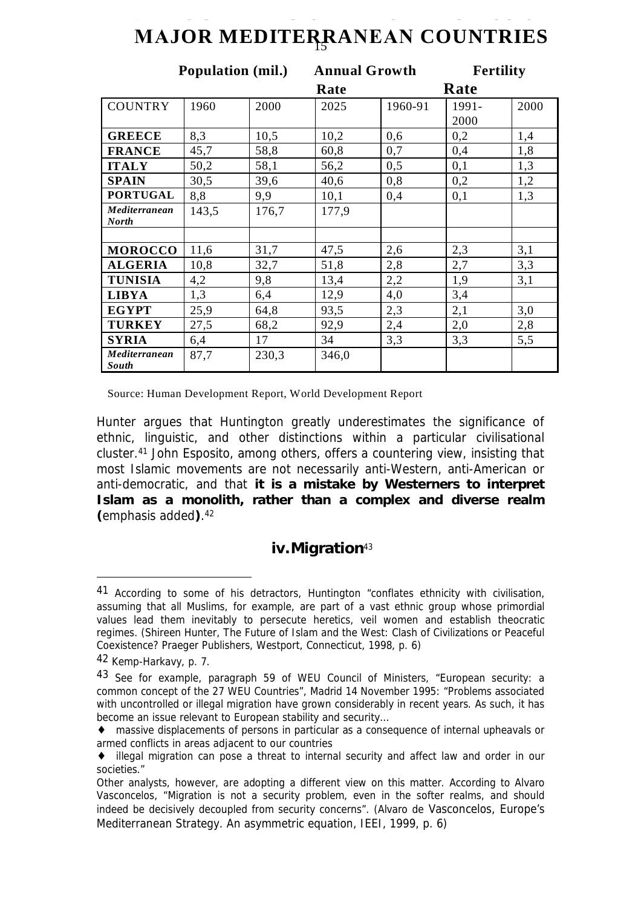# MAJOR MEDITERRANEAN COUNTRIES

| | Population (mil.) | | | Annual Growth Rate | | Fertility Rate |
|---|---|---|---|---|---|---|
| COUNTRY | 1960 | 2000 | 2025 | 1960-91 | 1991-2000 | 2000 |
| **GREECE** | 8,3 | 10,5 | 10,2 | 0,6 | 0,2 | 1,4 |
| **FRANCE** | 45,7 | 58,8 | 60,8 | 0,7 | 0,4 | 1,8 |
| **ITALY** | 50,2 | 58,1 | 56,2 | 0,5 | 0,1 | 1,3 |
| **SPAIN** | 30,5 | 39,6 | 40,6 | 0,8 | 0,2 | 1,2 |
| **PORTUGAL** | 8,8 | 9,9 | 10,1 | 0,4 | 0,1 | 1,3 |
| ***Mediterranean North*** | 143,5 | 176,7 | 177,9 | | | |
| | | | | | | |
| **MOROCCO** | 11,6 | 31,7 | 47,5 | 2,6 | 2,3 | 3,1 |
| **ALGERIA** | 10,8 | 32,7 | 51,8 | 2,8 | 2,7 | 3,3 |
| **TUNISIA** | 4,2 | 9,8 | 13,4 | 2,2 | 1,9 | 3,1 |
| **LIBYA** | 1,3 | 6,4 | 12,9 | 4,0 | 3,4 | |
| **EGYPT** | 25,9 | 64,8 | 93,5 | 2,3 | 2,1 | 3,0 |
| **TURKEY** | 27,5 | 68,2 | 92,9 | 2,4 | 2,0 | 2,8 |
| **SYRIA** | 6,4 | 17 | 34 | 3,3 | 3,3 | 5,5 |
| ***Mediterranean South*** | 87,7 | 230,3 | 346,0 | | | |

Source: Human Development Report, World Development Report

Hunter argues that Huntington greatly underestimates the significance of ethnic, linguistic, and other distinctions within a particular civilisational cluster.[41] John Esposito, among others, offers a countering view, insisting that most Islamic movements are not necessarily anti-Western, anti-American or anti-democratic, and that **it is a mistake by Westerners to interpret Islam as a monolith, rather than a complex and diverse realm (**emphasis added**)**.[42]

### iv. Migration[43]

---

[41] According to some of his detractors, Huntington "conflates ethnicity with civilisation, assuming that all Muslims, for example, are part of a vast ethnic group whose primordial values lead them inevitably to persecute heretics, veil women and establish theocratic regimes. (Shireen Hunter, The Future of Islam and the West: Clash of Civilizations or Peaceful Coexistence? Praeger Publishers, Westport, Connecticut, 1998, p. 6)

[42] Kemp-Harkavy, p. 7.

[43] See for example, paragraph 59 of WEU Council of Ministers, "European security: a common concept of the 27 WEU Countries", Madrid 14 November 1995: "Problems associated with uncontrolled or illegal migration have grown considerably in recent years. As such, it has become an issue relevant to European stability and security…

- massive displacements of persons in particular as a consequence of internal upheavals or armed conflicts in areas adjacent to our countries
- illegal migration can pose a threat to internal security and affect law and order in our societies."

Other analysts, however, are adopting a different view on this matter. According to Alvaro Vasconcelos, "Migration is not a security problem, even in the softer realms, and should indeed be decisively decoupled from security concerns". (Alvaro de Vasconcelos, Europe's Mediterranean Strategy. An asymmetric equation, IEEI, 1999, p. 6)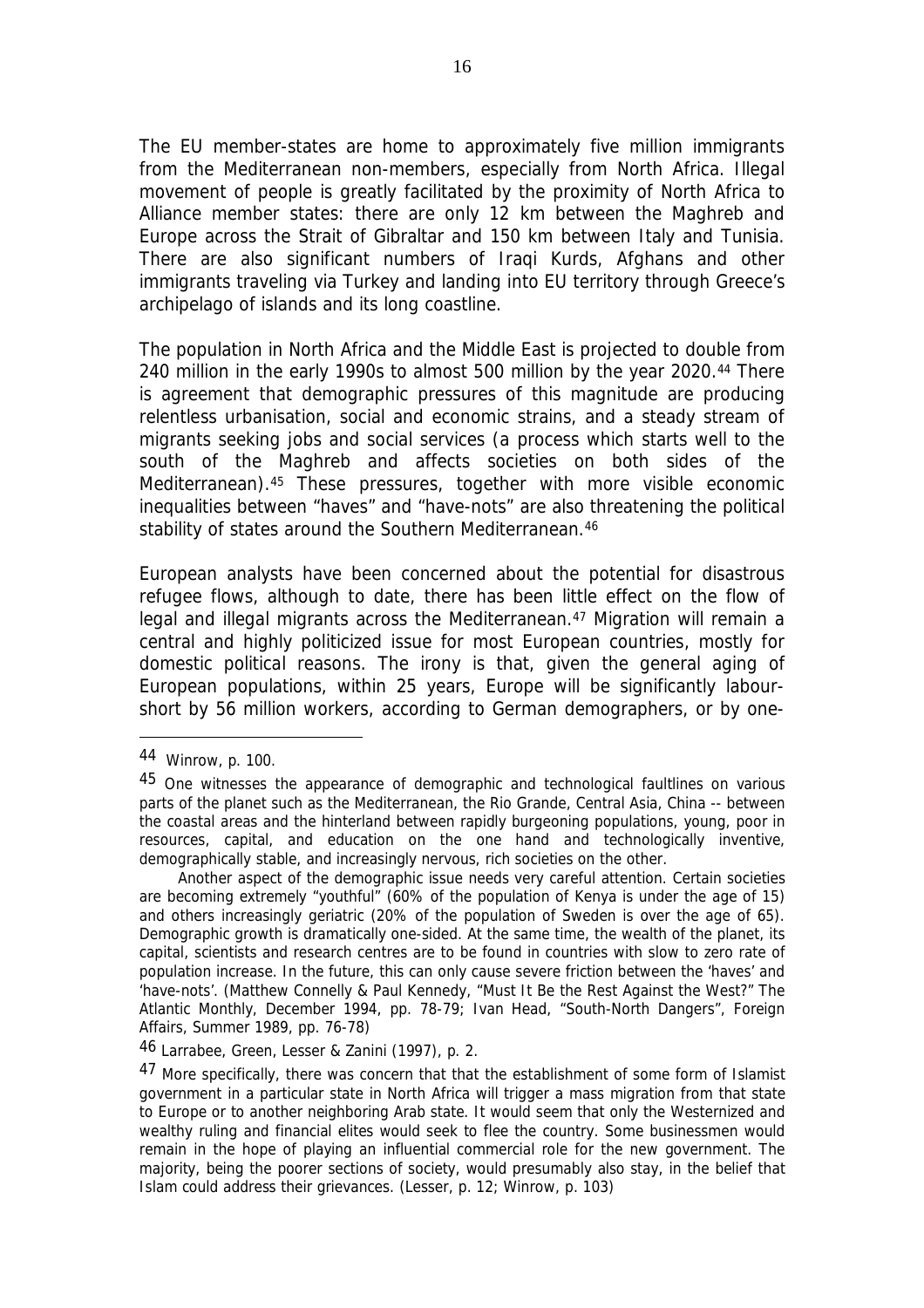The EU member-states are home to approximately five million immigrants from the Mediterranean non-members, especially from North Africa. Illegal movement of people is greatly facilitated by the proximity of North Africa to Alliance member states: there are only 12 km between the Maghreb and Europe across the Strait of Gibraltar and 150 km between Italy and Tunisia. There are also significant numbers of Iraqi Kurds, Afghans and other immigrants traveling via Turkey and landing into EU territory through Greece's archipelago of islands and its long coastline.

The population in North Africa and the Middle East is projected to double from 240 million in the early 1990s to almost 500 million by the year 2020.[44] There is agreement that demographic pressures of this magnitude are producing relentless urbanisation, social and economic strains, and a steady stream of migrants seeking jobs and social services (a process which starts well to the south of the Maghreb and affects societies on both sides of the Mediterranean).[45] These pressures, together with more visible economic inequalities between "haves" and "have-nots" are also threatening the political stability of states around the Southern Mediterranean.[46]

European analysts have been concerned about the potential for disastrous refugee flows, although to date, there has been little effect on the flow of legal and illegal migrants across the Mediterranean.[47] Migration will remain a central and highly politicized issue for most European countries, mostly for domestic political reasons. The irony is that, given the general aging of European populations, within 25 years, Europe will be significantly labour-short by 56 million workers, according to German demographers, or by one-

---

[44] Winrow, p. 100.

[45] One witnesses the appearance of demographic and technological faultlines on various parts of the planet such as the Mediterranean, the Rio Grande, Central Asia, China -- between the coastal areas and the hinterland between rapidly burgeoning populations, young, poor in resources, capital, and education on the one hand and technologically inventive, demographically stable, and increasingly nervous, rich societies on the other.

Another aspect of the demographic issue needs very careful attention. Certain societies are becoming extremely "youthful" (60% of the population of Kenya is under the age of 15) and others increasingly geriatric (20% of the population of Sweden is over the age of 65). Demographic growth is dramatically one-sided. At the same time, the wealth of the planet, its capital, scientists and research centres are to be found in countries with slow to zero rate of population increase. In the future, this can only cause severe friction between the 'haves' and 'have-nots'. (Matthew Connelly & Paul Kennedy, "Must It Be the Rest Against the West?" The Atlantic Monthly, December 1994, pp. 78-79; Ivan Head, "South-North Dangers", Foreign Affairs, Summer 1989, pp. 76-78)

[46] Larrabee, Green, Lesser & Zanini (1997), p. 2.

[47] More specifically, there was concern that that the establishment of some form of Islamist government in a particular state in North Africa will trigger a mass migration from that state to Europe or to another neighboring Arab state. It would seem that only the Westernized and wealthy ruling and financial elites would seek to flee the country. Some businessmen would remain in the hope of playing an influential commercial role for the new government. The majority, being the poorer sections of society, would presumably also stay, in the belief that Islam could address their grievances. (Lesser, p. 12; Winrow, p. 103)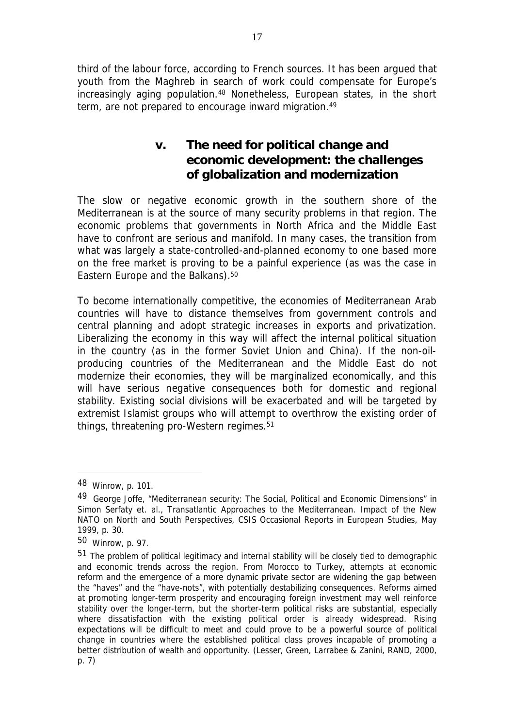third of the labour force, according to French sources. It has been argued that youth from the Maghreb in search of work could compensate for Europe's increasingly aging population.[48] Nonetheless, European states, in the short term, are not prepared to encourage inward migration.[49]

## v. The need for political change and economic development: the challenges of globalization and modernization

The slow or negative economic growth in the southern shore of the Mediterranean is at the source of many security problems in that region. The economic problems that governments in North Africa and the Middle East have to confront are serious and manifold. In many cases, the transition from what was largely a state-controlled-and-planned economy to one based more on the free market is proving to be a painful experience (as was the case in Eastern Europe and the Balkans).[50]

To become internationally competitive, the economies of Mediterranean Arab countries will have to distance themselves from government controls and central planning and adopt strategic increases in exports and privatization. Liberalizing the economy in this way will affect the internal political situation in the country (as in the former Soviet Union and China). If the non-oil-producing countries of the Mediterranean and the Middle East do not modernize their economies, they will be marginalized economically, and this will have serious negative consequences both for domestic and regional stability. Existing social divisions will be exacerbated and will be targeted by extremist Islamist groups who will attempt to overthrow the existing order of things, threatening pro-Western regimes.[51]

---

[48] Winrow, p. 101.

[49] George Joffe, "Mediterranean security: The Social, Political and Economic Dimensions" in Simon Serfaty et. al., Transatlantic Approaches to the Mediterranean. Impact of the New NATO on North and South Perspectives, CSIS Occasional Reports in European Studies, May 1999, p. 30.

[50] Winrow, p. 97.

[51] The problem of political legitimacy and internal stability will be closely tied to demographic and economic trends across the region. From Morocco to Turkey, attempts at economic reform and the emergence of a more dynamic private sector are widening the gap between the "haves" and the "have-nots", with potentially destabilizing consequences. Reforms aimed at promoting longer-term prosperity and encouraging foreign investment may well reinforce stability over the longer-term, but the shorter-term political risks are substantial, especially where dissatisfaction with the existing political order is already widespread. Rising expectations will be difficult to meet and could prove to be a powerful source of political change in countries where the established political class proves incapable of promoting a better distribution of wealth and opportunity. (Lesser, Green, Larrabee & Zanini, RAND, 2000, p. 7)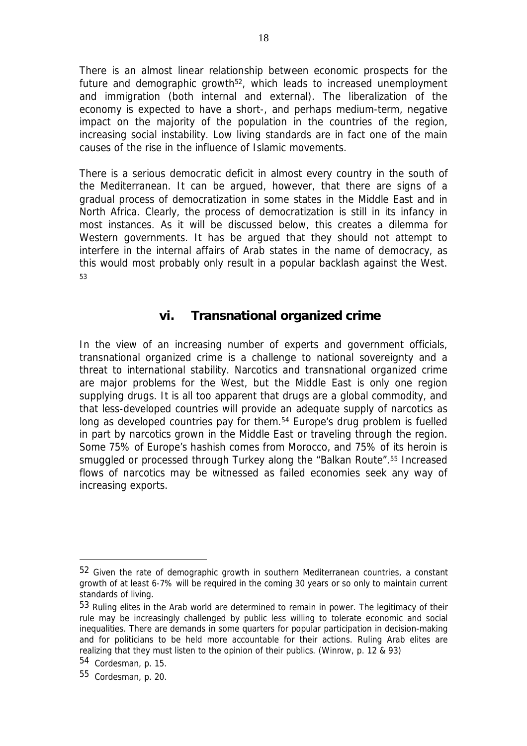There is an almost linear relationship between economic prospects for the future and demographic growth[52], which leads to increased unemployment and immigration (both internal and external). The liberalization of the economy is expected to have a short-, and perhaps medium-term, negative impact on the majority of the population in the countries of the region, increasing social instability. Low living standards are in fact one of the main causes of the rise in the influence of Islamic movements.

There is a serious democratic deficit in almost every country in the south of the Mediterranean. It can be argued, however, that there are signs of a gradual process of democratization in some states in the Middle East and in North Africa. Clearly, the process of democratization is still in its infancy in most instances. As it will be discussed below, this creates a dilemma for Western governments. It has be argued that they should not attempt to interfere in the internal affairs of Arab states in the name of democracy, as this would most probably only result in a popular backlash against the West. [53]

## vi. Transnational organized crime

In the view of an increasing number of experts and government officials, transnational organized crime is a challenge to national sovereignty and a threat to international stability. Narcotics and transnational organized crime are major problems for the West, but the Middle East is only one region supplying drugs. It is all too apparent that drugs are a global commodity, and that less-developed countries will provide an adequate supply of narcotics as long as developed countries pay for them.[54] Europe's drug problem is fuelled in part by narcotics grown in the Middle East or traveling through the region. Some 75% of Europe's hashish comes from Morocco, and 75% of its heroin is smuggled or processed through Turkey along the "Balkan Route".[55] Increased flows of narcotics may be witnessed as failed economies seek any way of increasing exports.

---

[52] Given the rate of demographic growth in southern Mediterranean countries, a constant growth of at least 6-7% will be required in the coming 30 years or so only to maintain current standards of living.

[53] Ruling elites in the Arab world are determined to remain in power. The legitimacy of their rule may be increasingly challenged by public less willing to tolerate economic and social inequalities. There are demands in some quarters for popular participation in decision-making and for politicians to be held more accountable for their actions. Ruling Arab elites are realizing that they must listen to the opinion of their publics. (Winrow, p. 12 & 93)

[54] Cordesman, p. 15.

[55] Cordesman, p. 20.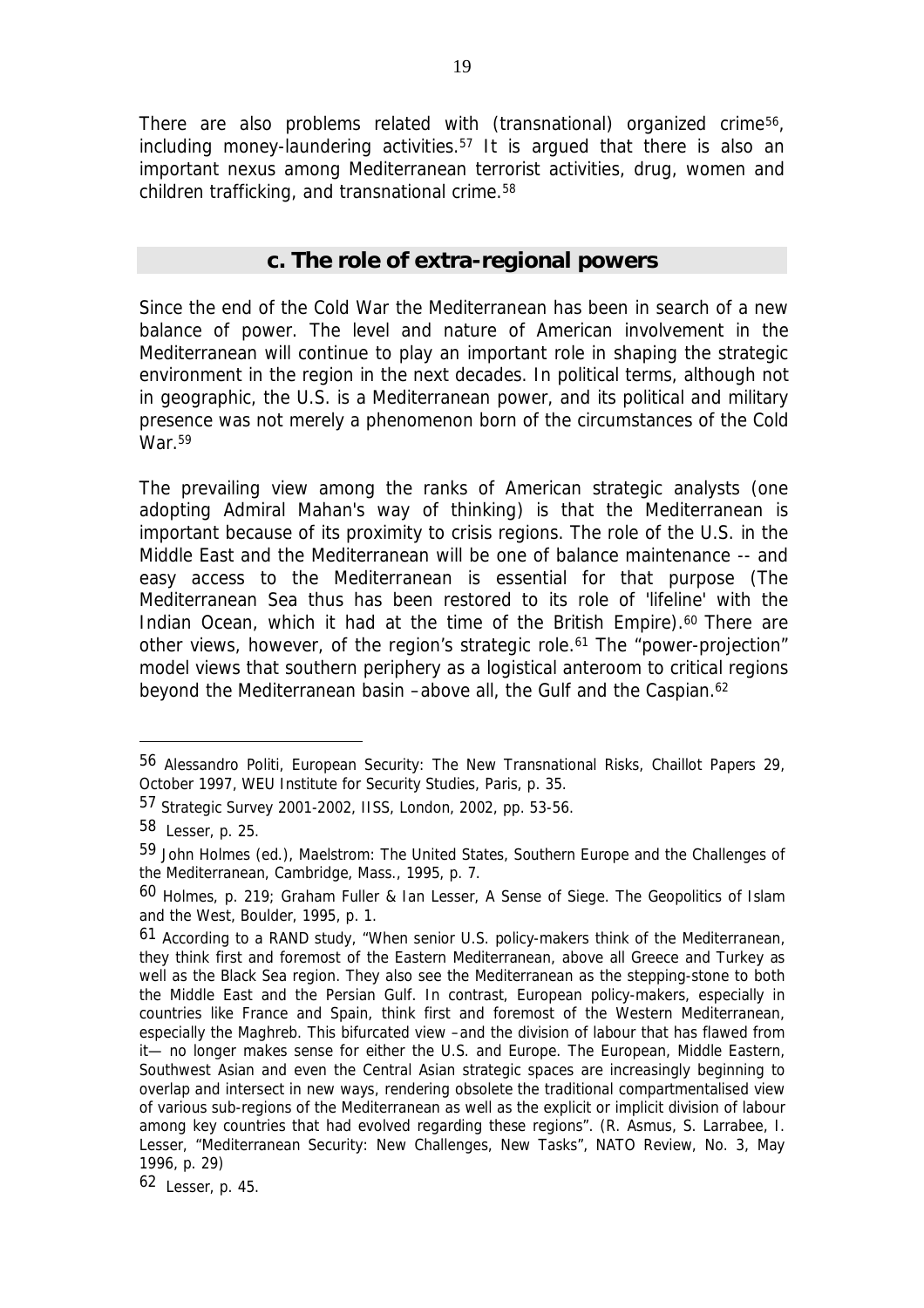There are also problems related with (transnational) organized crime[56], including money-laundering activities.[57] It is argued that there is also an important nexus among Mediterranean terrorist activities, drug, women and children trafficking, and transnational crime.[58]

## c. The role of extra-regional powers

Since the end of the Cold War the Mediterranean has been in search of a new balance of power. The level and nature of American involvement in the Mediterranean will continue to play an important role in shaping the strategic environment in the region in the next decades. In political terms, although not in geographic, the U.S. is a Mediterranean power, and its political and military presence was not merely a phenomenon born of the circumstances of the Cold War.[59]

The prevailing view among the ranks of American strategic analysts (one adopting Admiral Mahan's way of thinking) is that the Mediterranean is important because of its proximity to crisis regions. The role of the U.S. in the Middle East and the Mediterranean will be one of balance maintenance -- and easy access to the Mediterranean is essential for that purpose (The Mediterranean Sea thus has been restored to its role of 'lifeline' with the Indian Ocean, which it had at the time of the British Empire).[60] There are other views, however, of the region's strategic role.[61] The "power-projection" model views that southern periphery as a logistical anteroom to critical regions beyond the Mediterranean basin –above all, the Gulf and the Caspian.[62]

---

56 Alessandro Politi, European Security: The New Transnational Risks, Chaillot Papers 29, October 1997, WEU Institute for Security Studies, Paris, p. 35.

57 Strategic Survey 2001-2002, IISS, London, 2002, pp. 53-56.

58 Lesser, p. 25.

59 John Holmes (ed.), Maelstrom: The United States, Southern Europe and the Challenges of the Mediterranean, Cambridge, Mass., 1995, p. 7.

60 Holmes, p. 219; Graham Fuller & Ian Lesser, A Sense of Siege. The Geopolitics of Islam and the West, Boulder, 1995, p. 1.

61 According to a RAND study, "When senior U.S. policy-makers think of the Mediterranean, they think first and foremost of the Eastern Mediterranean, above all Greece and Turkey as well as the Black Sea region. They also see the Mediterranean as the stepping-stone to both the Middle East and the Persian Gulf. In contrast, European policy-makers, especially in countries like France and Spain, think first and foremost of the Western Mediterranean, especially the Maghreb. This bifurcated view –and the division of labour that has flawed from it— no longer makes sense for either the U.S. and Europe. The European, Middle Eastern, Southwest Asian and even the Central Asian strategic spaces are increasingly beginning to overlap and intersect in new ways, rendering obsolete the traditional compartmentalised view of various sub-regions of the Mediterranean as well as the explicit or implicit division of labour among key countries that had evolved regarding these regions". (R. Asmus, S. Larrabee, I. Lesser, "Mediterranean Security: New Challenges, New Tasks", NATO Review, No. 3, May 1996, p. 29)

62 Lesser, p. 45.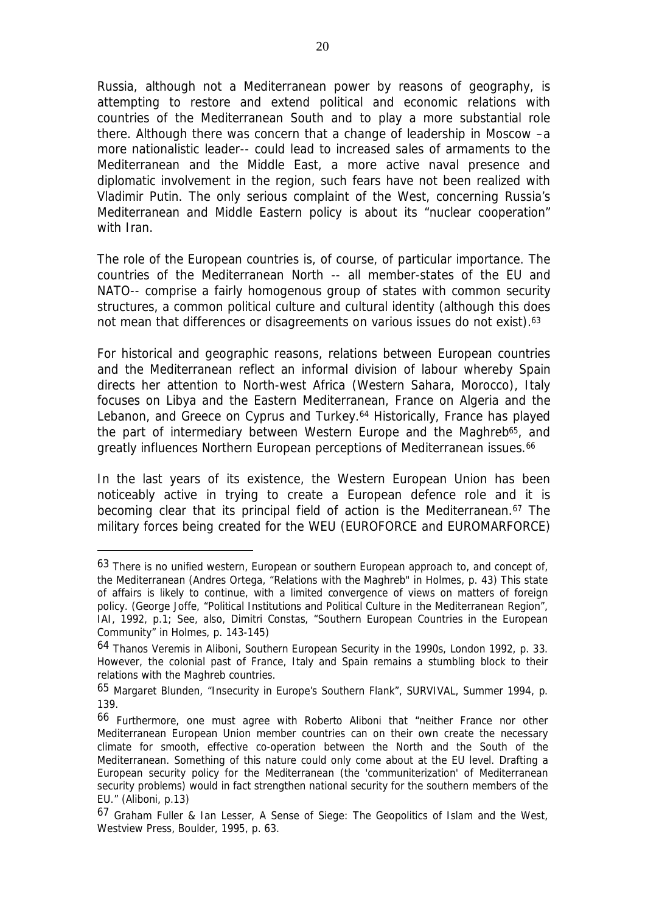Russia, although not a Mediterranean power by reasons of geography, is attempting to restore and extend political and economic relations with countries of the Mediterranean South and to play a more substantial role there. Although there was concern that a change of leadership in Moscow –a more nationalistic leader-- could lead to increased sales of armaments to the Mediterranean and the Middle East, a more active naval presence and diplomatic involvement in the region, such fears have not been realized with Vladimir Putin. The only serious complaint of the West, concerning Russia's Mediterranean and Middle Eastern policy is about its "nuclear cooperation" with Iran.

The role of the European countries is, of course, of particular importance. The countries of the Mediterranean North -- all member-states of the EU and NATO-- comprise a fairly homogenous group of states with common security structures, a common political culture and cultural identity (although this does not mean that differences or disagreements on various issues do not exist).[63]

For historical and geographic reasons, relations between European countries and the Mediterranean reflect an informal division of labour whereby Spain directs her attention to North-west Africa (Western Sahara, Morocco), Italy focuses on Libya and the Eastern Mediterranean, France on Algeria and the Lebanon, and Greece on Cyprus and Turkey.[64] Historically, France has played the part of intermediary between Western Europe and the Maghreb[65], and greatly influences Northern European perceptions of Mediterranean issues.[66]

In the last years of its existence, the Western European Union has been noticeably active in trying to create a European defence role and it is becoming clear that its principal field of action is the Mediterranean.[67] The military forces being created for the WEU (EUROFORCE and EUROMARFORCE)

---

[63] There is no unified western, European or southern European approach to, and concept of, the Mediterranean (Andres Ortega, "Relations with the Maghreb" in Holmes, p. 43) This state of affairs is likely to continue, with a limited convergence of views on matters of foreign policy. (George Joffe, "Political Institutions and Political Culture in the Mediterranean Region", IAI, 1992, p.1; See, also, Dimitri Constas, "Southern European Countries in the European Community" in Holmes, p. 143-145)

[64] Thanos Veremis in Aliboni, Southern European Security in the 1990s, London 1992, p. 33. However, the colonial past of France, Italy and Spain remains a stumbling block to their relations with the Maghreb countries.

[65] Margaret Blunden, "Insecurity in Europe's Southern Flank", SURVIVAL, Summer 1994, p. 139.

[66] Furthermore, one must agree with Roberto Aliboni that "neither France nor other Mediterranean European Union member countries can on their own create the necessary climate for smooth, effective co-operation between the North and the South of the Mediterranean. Something of this nature could only come about at the EU level. Drafting a European security policy for the Mediterranean (the 'communiterization' of Mediterranean security problems) would in fact strengthen national security for the southern members of the EU." (Aliboni, p.13)

[67] Graham Fuller & Ian Lesser, A Sense of Siege: The Geopolitics of Islam and the West, Westview Press, Boulder, 1995, p. 63.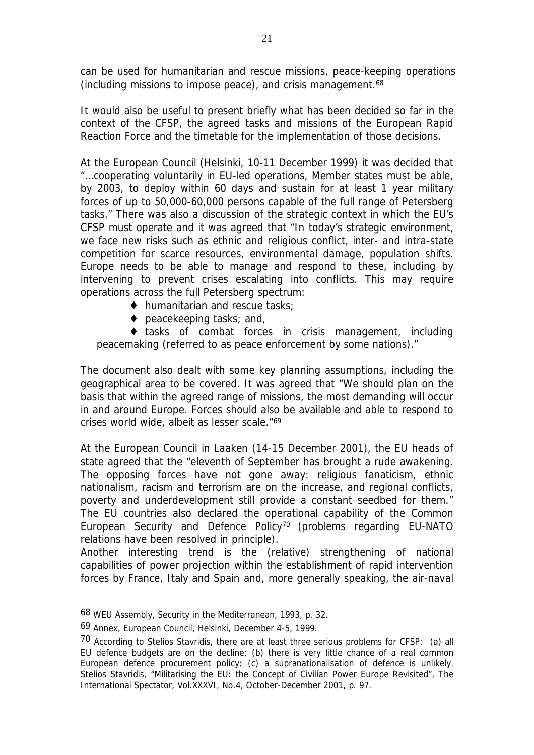can be used for humanitarian and rescue missions, peace-keeping operations (including missions to impose peace), and crisis management.[68]

It would also be useful to present briefly what has been decided so far in the context of the CFSP, the agreed tasks and missions of the European Rapid Reaction Force and the timetable for the implementation of those decisions.

At the European Council (Helsinki, 10-11 December 1999) it was decided that "…cooperating voluntarily in EU-led operations, Member states must be able, by 2003, to deploy within 60 days and sustain for at least 1 year military forces of up to 50,000-60,000 persons capable of the full range of Petersberg tasks." There was also a discussion of the strategic context in which the EU's CFSP must operate and it was agreed that "In today's strategic environment, we face new risks such as ethnic and religious conflict, inter- and intra-state competition for scarce resources, environmental damage, population shifts. Europe needs to be able to manage and respond to these, including by intervening to prevent crises escalating into conflicts. This may require operations across the full Petersberg spectrum:

- humanitarian and rescue tasks;
- peacekeeping tasks; and,
- tasks of combat forces in crisis management, including peacemaking (referred to as peace enforcement by some nations)."

The document also dealt with some key planning assumptions, including the geographical area to be covered. It was agreed that "We should plan on the basis that within the agreed range of missions, the most demanding will occur in and around Europe. Forces should also be available and able to respond to crises world wide, albeit as lesser scale."[69]

At the European Council in Laaken (14-15 December 2001), the EU heads of state agreed that the "eleventh of September has brought a rude awakening. The opposing forces have not gone away: religious fanaticism, ethnic nationalism, racism and terrorism are on the increase, and regional conflicts, poverty and underdevelopment still provide a constant seedbed for them." The EU countries also declared the operational capability of the Common European Security and Defence Policy[70] (problems regarding EU-NATO relations have been resolved in principle).
Another interesting trend is the (relative) strengthening of national capabilities of power projection within the establishment of rapid intervention forces by France, Italy and Spain and, more generally speaking, the air-naval

---

[68] WEU Assembly, Security in the Mediterranean, 1993, p. 32.

[69] Annex, European Council, Helsinki, December 4-5, 1999.

[70] According to Stelios Stavridis, there are at least three serious problems for CFSP: (a) all EU defence budgets are on the decline; (b) there is very little chance of a real common European defence procurement policy; (c) a supranationalisation of defence is unlikely. Stelios Stavridis, "Militarising the EU: the Concept of Civilian Power Europe Revisited", The International Spectator, Vol.XXXVI, No.4, October-December 2001, p. 97.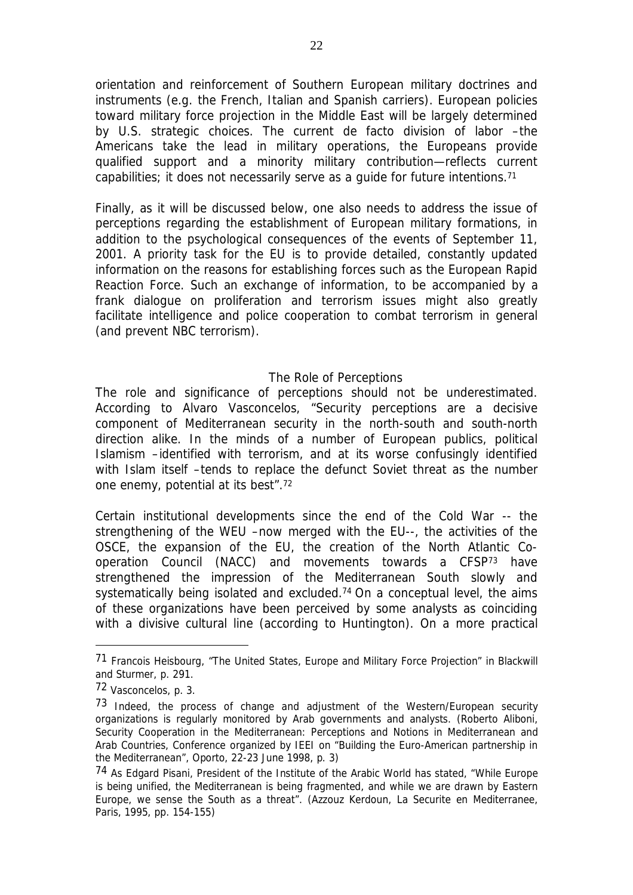orientation and reinforcement of Southern European military doctrines and instruments (e.g. the French, Italian and Spanish carriers). European policies toward military force projection in the Middle East will be largely determined by U.S. strategic choices. The current de facto division of labor –the Americans take the lead in military operations, the Europeans provide qualified support and a minority military contribution—reflects current capabilities; it does not necessarily serve as a guide for future intentions.[71]

Finally, as it will be discussed below, one also needs to address the issue of perceptions regarding the establishment of European military formations, in addition to the psychological consequences of the events of September 11, 2001. A priority task for the EU is to provide detailed, constantly updated information on the reasons for establishing forces such as the European Rapid Reaction Force. Such an exchange of information, to be accompanied by a frank dialogue on proliferation and terrorism issues might also greatly facilitate intelligence and police cooperation to combat terrorism in general (and prevent NBC terrorism).

## The Role of Perceptions

The role and significance of perceptions should not be underestimated. According to Alvaro Vasconcelos, "Security perceptions are a decisive component of Mediterranean security in the north-south and south-north direction alike. In the minds of a number of European publics, political Islamism –identified with terrorism, and at its worse confusingly identified with Islam itself –tends to replace the defunct Soviet threat as the number one enemy, potential at its best".[72]

Certain institutional developments since the end of the Cold War -- the strengthening of the WEU –now merged with the EU--, the activities of the OSCE, the expansion of the EU, the creation of the North Atlantic Co-operation Council (NACC) and movements towards a CFSP[73] have strengthened the impression of the Mediterranean South slowly and systematically being isolated and excluded.[74] On a conceptual level, the aims of these organizations have been perceived by some analysts as coinciding with a divisive cultural line (according to Huntington). On a more practical

---

[71] Francois Heisbourg, "The United States, Europe and Military Force Projection" in Blackwill and Sturmer, p. 291.

[72] Vasconcelos, p. 3.

[73] Indeed, the process of change and adjustment of the Western/European security organizations is regularly monitored by Arab governments and analysts. (Roberto Aliboni, Security Cooperation in the Mediterranean: Perceptions and Notions in Mediterranean and Arab Countries, Conference organized by IEEI on "Building the Euro-American partnership in the Mediterranean", Oporto, 22-23 June 1998, p. 3)

[74] As Edgard Pisani, President of the Institute of the Arabic World has stated, "While Europe is being unified, the Mediterranean is being fragmented, and while we are drawn by Eastern Europe, we sense the South as a threat". (Azzouz Kerdoun, La Securite en Mediterranee, Paris, 1995, pp. 154-155)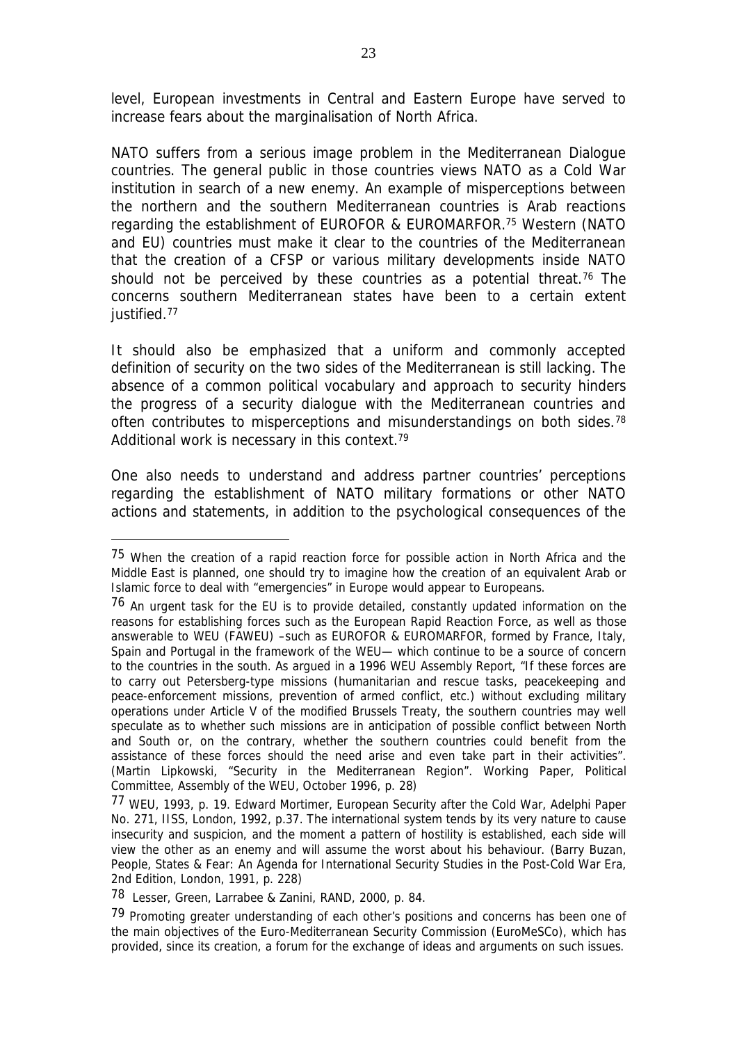level, European investments in Central and Eastern Europe have served to increase fears about the marginalisation of North Africa.

NATO suffers from a serious image problem in the Mediterranean Dialogue countries. The general public in those countries views NATO as a Cold War institution in search of a new enemy. An example of misperceptions between the northern and the southern Mediterranean countries is Arab reactions regarding the establishment of EUROFOR & EUROMARFOR.[75] Western (NATO and EU) countries must make it clear to the countries of the Mediterranean that the creation of a CFSP or various military developments inside NATO should not be perceived by these countries as a potential threat.[76] The concerns southern Mediterranean states have been to a certain extent justified.[77]

It should also be emphasized that a uniform and commonly accepted definition of security on the two sides of the Mediterranean is still lacking. The absence of a common political vocabulary and approach to security hinders the progress of a security dialogue with the Mediterranean countries and often contributes to misperceptions and misunderstandings on both sides.[78] Additional work is necessary in this context.[79]

One also needs to understand and address partner countries' perceptions regarding the establishment of NATO military formations or other NATO actions and statements, in addition to the psychological consequences of the

---

[75] When the creation of a rapid reaction force for possible action in North Africa and the Middle East is planned, one should try to imagine how the creation of an equivalent Arab or Islamic force to deal with "emergencies" in Europe would appear to Europeans.

[76] An urgent task for the EU is to provide detailed, constantly updated information on the reasons for establishing forces such as the European Rapid Reaction Force, as well as those answerable to WEU (FAWEU) –such as EUROFOR & EUROMARFOR, formed by France, Italy, Spain and Portugal in the framework of the WEU— which continue to be a source of concern to the countries in the south. As argued in a 1996 WEU Assembly Report, "If these forces are to carry out Petersberg-type missions (humanitarian and rescue tasks, peacekeeping and peace-enforcement missions, prevention of armed conflict, etc.) without excluding military operations under Article V of the modified Brussels Treaty, the southern countries may well speculate as to whether such missions are in anticipation of possible conflict between North and South or, on the contrary, whether the southern countries could benefit from the assistance of these forces should the need arise and even take part in their activities". (Martin Lipkowski, "Security in the Mediterranean Region". Working Paper, Political Committee, Assembly of the WEU, October 1996, p. 28)

[77] WEU, 1993, p. 19. Edward Mortimer, European Security after the Cold War, Adelphi Paper No. 271, IISS, London, 1992, p.37. The international system tends by its very nature to cause insecurity and suspicion, and the moment a pattern of hostility is established, each side will view the other as an enemy and will assume the worst about his behaviour. (Barry Buzan, People, States & Fear: An Agenda for International Security Studies in the Post-Cold War Era, 2nd Edition, London, 1991, p. 228)

[78] Lesser, Green, Larrabee & Zanini, RAND, 2000, p. 84.

[79] Promoting greater understanding of each other's positions and concerns has been one of the main objectives of the Euro-Mediterranean Security Commission (EuroMeSCo), which has provided, since its creation, a forum for the exchange of ideas and arguments on such issues.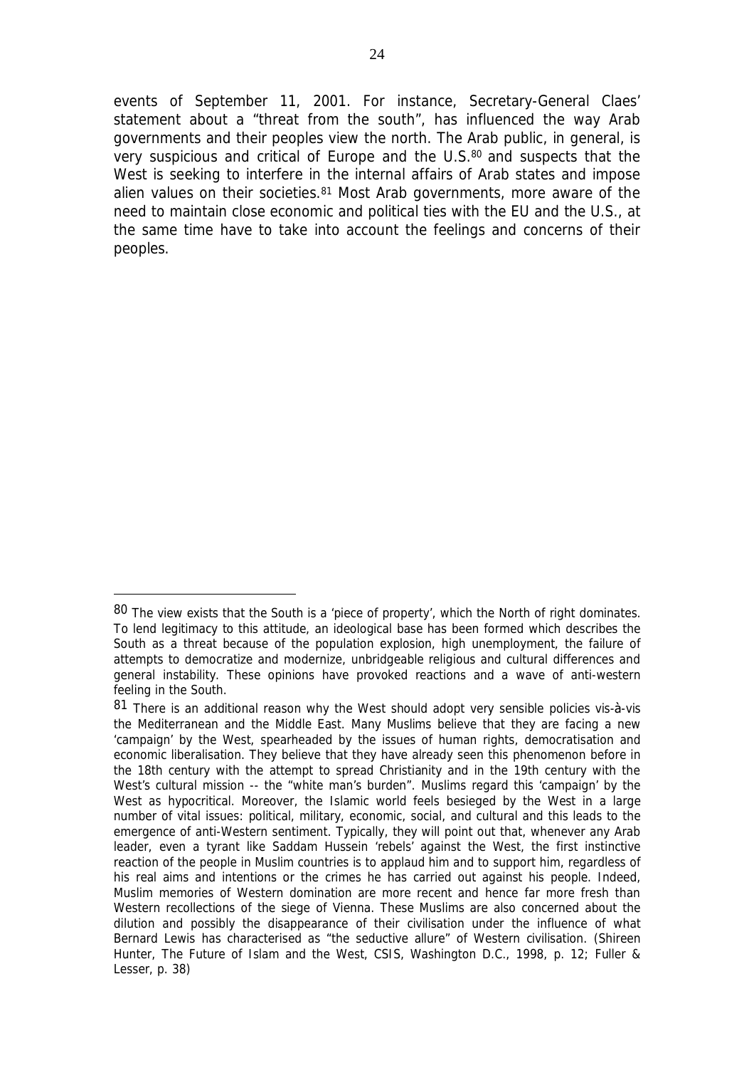events of September 11, 2001. For instance, Secretary-General Claes' statement about a "threat from the south", has influenced the way Arab governments and their peoples view the north. The Arab public, in general, is very suspicious and critical of Europe and the U.S.[80] and suspects that the West is seeking to interfere in the internal affairs of Arab states and impose alien values on their societies.[81] Most Arab governments, more aware of the need to maintain close economic and political ties with the EU and the U.S., at the same time have to take into account the feelings and concerns of their peoples.

---

[80] The view exists that the South is a 'piece of property', which the North of right dominates. To lend legitimacy to this attitude, an ideological base has been formed which describes the South as a threat because of the population explosion, high unemployment, the failure of attempts to democratize and modernize, unbridgeable religious and cultural differences and general instability. These opinions have provoked reactions and a wave of anti-western feeling in the South.

[81] There is an additional reason why the West should adopt very sensible policies vis-à-vis the Mediterranean and the Middle East. Many Muslims believe that they are facing a new 'campaign' by the West, spearheaded by the issues of human rights, democratisation and economic liberalisation. They believe that they have already seen this phenomenon before in the 18th century with the attempt to spread Christianity and in the 19th century with the West's cultural mission -- the "white man's burden". Muslims regard this 'campaign' by the West as hypocritical. Moreover, the Islamic world feels besieged by the West in a large number of vital issues: political, military, economic, social, and cultural and this leads to the emergence of anti-Western sentiment. Typically, they will point out that, whenever any Arab leader, even a tyrant like Saddam Hussein 'rebels' against the West, the first instinctive reaction of the people in Muslim countries is to applaud him and to support him, regardless of his real aims and intentions or the crimes he has carried out against his people. Indeed, Muslim memories of Western domination are more recent and hence far more fresh than Western recollections of the siege of Vienna. These Muslims are also concerned about the dilution and possibly the disappearance of their civilisation under the influence of what Bernard Lewis has characterised as "the seductive allure" of Western civilisation. (Shireen Hunter, The Future of Islam and the West, CSIS, Washington D.C., 1998, p. 12; Fuller & Lesser, p. 38)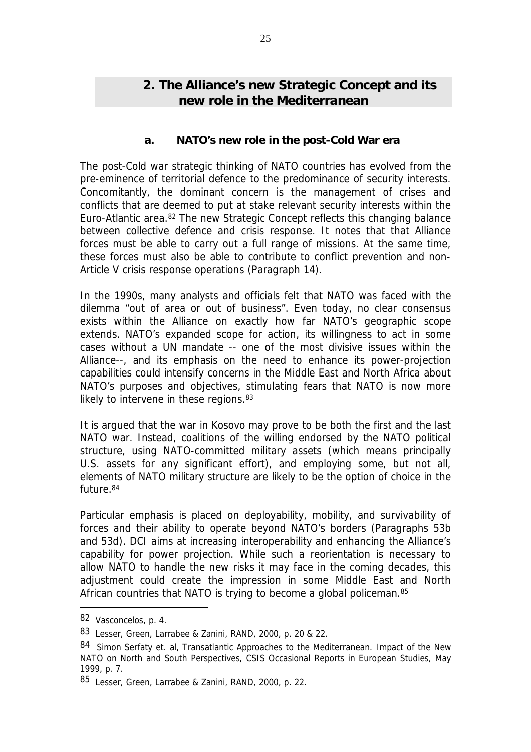## 2. The Alliance's new Strategic Concept and its new role in the Mediterranean

### a. NATO's new role in the post-Cold War era

The post-Cold war strategic thinking of NATO countries has evolved from the pre-eminence of territorial defence to the predominance of security interests. Concomitantly, the dominant concern is the management of crises and conflicts that are deemed to put at stake relevant security interests within the Euro-Atlantic area.[82] The new Strategic Concept reflects this changing balance between collective defence and crisis response. It notes that that Alliance forces must be able to carry out a full range of missions. At the same time, these forces must also be able to contribute to conflict prevention and non-Article V crisis response operations (Paragraph 14).

In the 1990s, many analysts and officials felt that NATO was faced with the dilemma "out of area or out of business". Even today, no clear consensus exists within the Alliance on exactly how far NATO's geographic scope extends. NATO's expanded scope for action, its willingness to act in some cases without a UN mandate -- one of the most divisive issues within the Alliance--, and its emphasis on the need to enhance its power-projection capabilities could intensify concerns in the Middle East and North Africa about NATO's purposes and objectives, stimulating fears that NATO is now more likely to intervene in these regions.[83]

It is argued that the war in Kosovo may prove to be both the first and the last NATO war. Instead, coalitions of the willing endorsed by the NATO political structure, using NATO-committed military assets (which means principally U.S. assets for any significant effort), and employing some, but not all, elements of NATO military structure are likely to be the option of choice in the future.[84]

Particular emphasis is placed on deployability, mobility, and survivability of forces and their ability to operate beyond NATO's borders (Paragraphs 53b and 53d). DCI aims at increasing interoperability and enhancing the Alliance's capability for power projection. While such a reorientation is necessary to allow NATO to handle the new risks it may face in the coming decades, this adjustment could create the impression in some Middle East and North African countries that NATO is trying to become a global policeman.[85]

---

[82] Vasconcelos, p. 4.

[83] Lesser, Green, Larrabee & Zanini, RAND, 2000, p. 20 & 22.

[84] Simon Serfaty et. al, Transatlantic Approaches to the Mediterranean. Impact of the New NATO on North and South Perspectives, CSIS Occasional Reports in European Studies, May 1999, p. 7.

[85] Lesser, Green, Larrabee & Zanini, RAND, 2000, p. 22.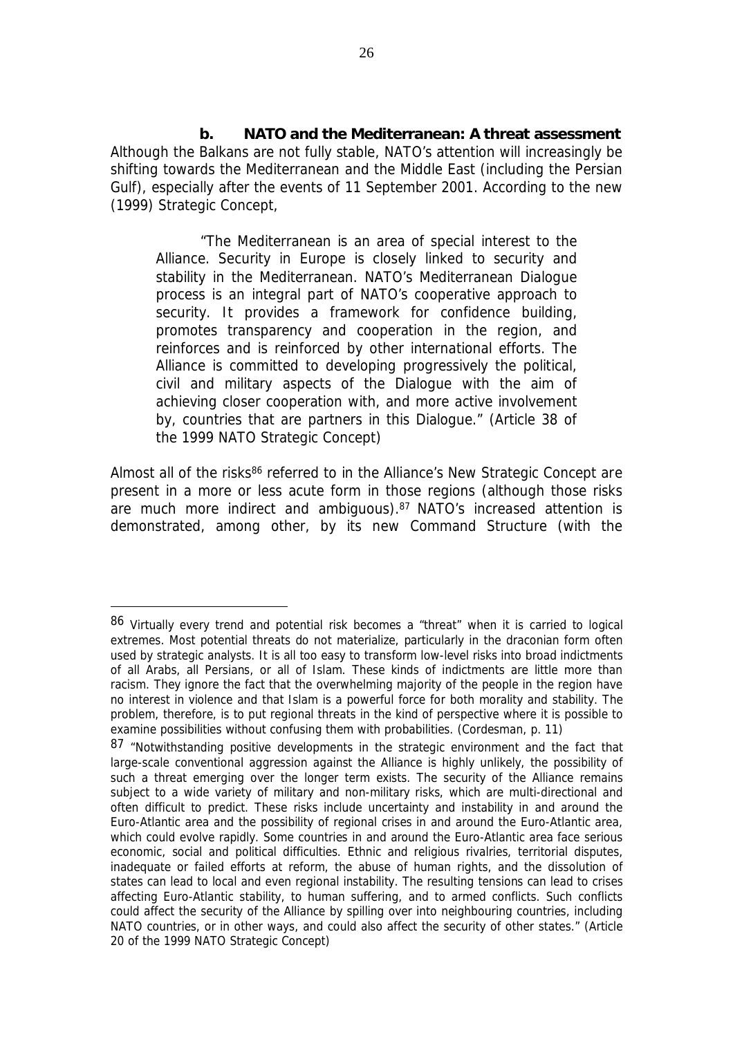### b. NATO and the Mediterranean: A threat assessment

Although the Balkans are not fully stable, NATO's attention will increasingly be shifting towards the Mediterranean and the Middle East (including the Persian Gulf), especially after the events of 11 September 2001. According to the new (1999) Strategic Concept,

> "The Mediterranean is an area of special interest to the Alliance. Security in Europe is closely linked to security and stability in the Mediterranean. NATO's Mediterranean Dialogue process is an integral part of NATO's cooperative approach to security. It provides a framework for confidence building, promotes transparency and cooperation in the region, and reinforces and is reinforced by other international efforts. The Alliance is committed to developing progressively the political, civil and military aspects of the Dialogue with the aim of achieving closer cooperation with, and more active involvement by, countries that are partners in this Dialogue." (Article 38 of the 1999 NATO Strategic Concept)

Almost all of the risks[86] referred to in the Alliance's New Strategic Concept are present in a more or less acute form in those regions (although those risks are much more indirect and ambiguous).[87] NATO's increased attention is demonstrated, among other, by its new Command Structure (with the

---

[86] Virtually every trend and potential risk becomes a "threat" when it is carried to logical extremes. Most potential threats do not materialize, particularly in the draconian form often used by strategic analysts. It is all too easy to transform low-level risks into broad indictments of all Arabs, all Persians, or all of Islam. These kinds of indictments are little more than racism. They ignore the fact that the overwhelming majority of the people in the region have no interest in violence and that Islam is a powerful force for both morality and stability. The problem, therefore, is to put regional threats in the kind of perspective where it is possible to examine possibilities without confusing them with probabilities. (Cordesman, p. 11)

[87] "Notwithstanding positive developments in the strategic environment and the fact that large-scale conventional aggression against the Alliance is highly unlikely, the possibility of such a threat emerging over the longer term exists. The security of the Alliance remains subject to a wide variety of military and non-military risks, which are multi-directional and often difficult to predict. These risks include uncertainty and instability in and around the Euro-Atlantic area and the possibility of regional crises in and around the Euro-Atlantic area, which could evolve rapidly. Some countries in and around the Euro-Atlantic area face serious economic, social and political difficulties. Ethnic and religious rivalries, territorial disputes, inadequate or failed efforts at reform, the abuse of human rights, and the dissolution of states can lead to local and even regional instability. The resulting tensions can lead to crises affecting Euro-Atlantic stability, to human suffering, and to armed conflicts. Such conflicts could affect the security of the Alliance by spilling over into neighbouring countries, including NATO countries, or in other ways, and could also affect the security of other states." (Article 20 of the 1999 NATO Strategic Concept)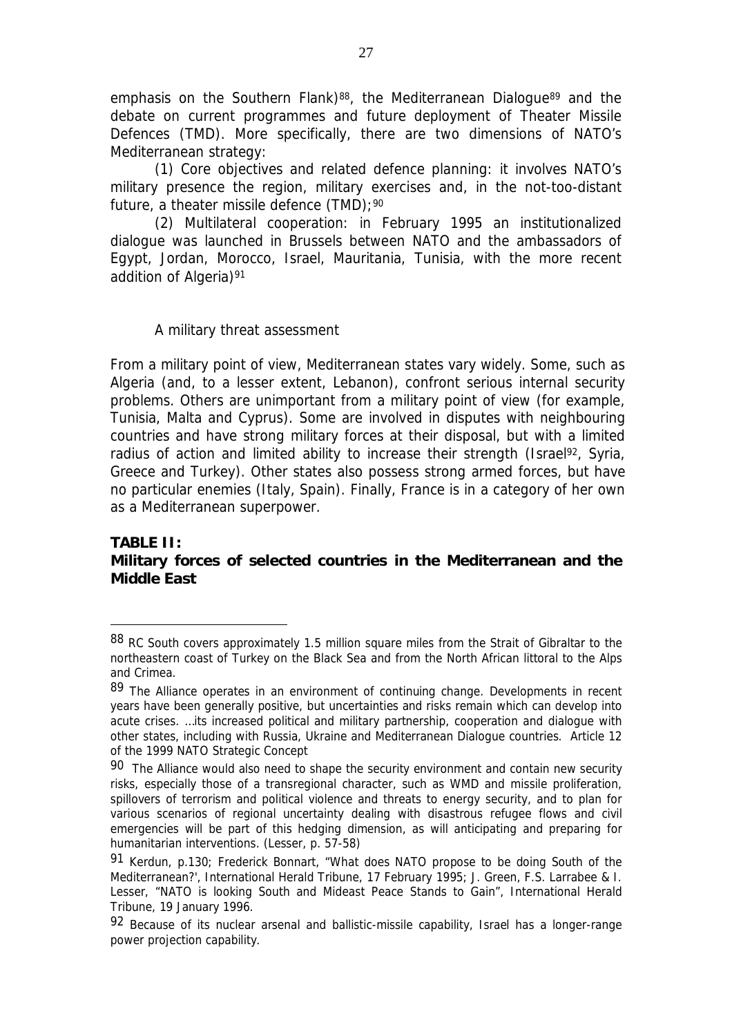emphasis on the Southern Flank)[88], the Mediterranean Dialogue[89] and the debate on current programmes and future deployment of Theater Missile Defences (TMD). More specifically, there are two dimensions of NATO's Mediterranean strategy:

(1) Core objectives and related defence planning: it involves NATO's military presence the region, military exercises and, in the not-too-distant future, a theater missile defence (TMD);[90]

(2) Multilateral cooperation: in February 1995 an institutionalized dialogue was launched in Brussels between NATO and the ambassadors of Egypt, Jordan, Morocco, Israel, Mauritania, Tunisia, with the more recent addition of Algeria)[91]

A military threat assessment

From a military point of view, Mediterranean states vary widely. Some, such as Algeria (and, to a lesser extent, Lebanon), confront serious internal security problems. Others are unimportant from a military point of view (for example, Tunisia, Malta and Cyprus). Some are involved in disputes with neighbouring countries and have strong military forces at their disposal, but with a limited radius of action and limited ability to increase their strength (Israel[92], Syria, Greece and Turkey). Other states also possess strong armed forces, but have no particular enemies (Italy, Spain). Finally, France is in a category of her own as a Mediterranean superpower.

**TABLE II:**
**Military forces of selected countries in the Mediterranean and the Middle East**

---

[88] RC South covers approximately 1.5 million square miles from the Strait of Gibraltar to the northeastern coast of Turkey on the Black Sea and from the North African littoral to the Alps and Crimea.

[89] The Alliance operates in an environment of continuing change. Developments in recent years have been generally positive, but uncertainties and risks remain which can develop into acute crises. …its increased political and military partnership, cooperation and dialogue with other states, including with Russia, Ukraine and Mediterranean Dialogue countries. Article 12 of the 1999 NATO Strategic Concept

[90] The Alliance would also need to shape the security environment and contain new security risks, especially those of a transregional character, such as WMD and missile proliferation, spillovers of terrorism and political violence and threats to energy security, and to plan for various scenarios of regional uncertainty dealing with disastrous refugee flows and civil emergencies will be part of this hedging dimension, as will anticipating and preparing for humanitarian interventions. (Lesser, p. 57-58)

[91] Kerdun, p.130; Frederick Bonnart, "What does NATO propose to be doing South of the Mediterranean?', International Herald Tribune, 17 February 1995; J. Green, F.S. Larrabee & I. Lesser, "NATO is looking South and Mideast Peace Stands to Gain", International Herald Tribune, 19 January 1996.

[92] Because of its nuclear arsenal and ballistic-missile capability, Israel has a longer-range power projection capability.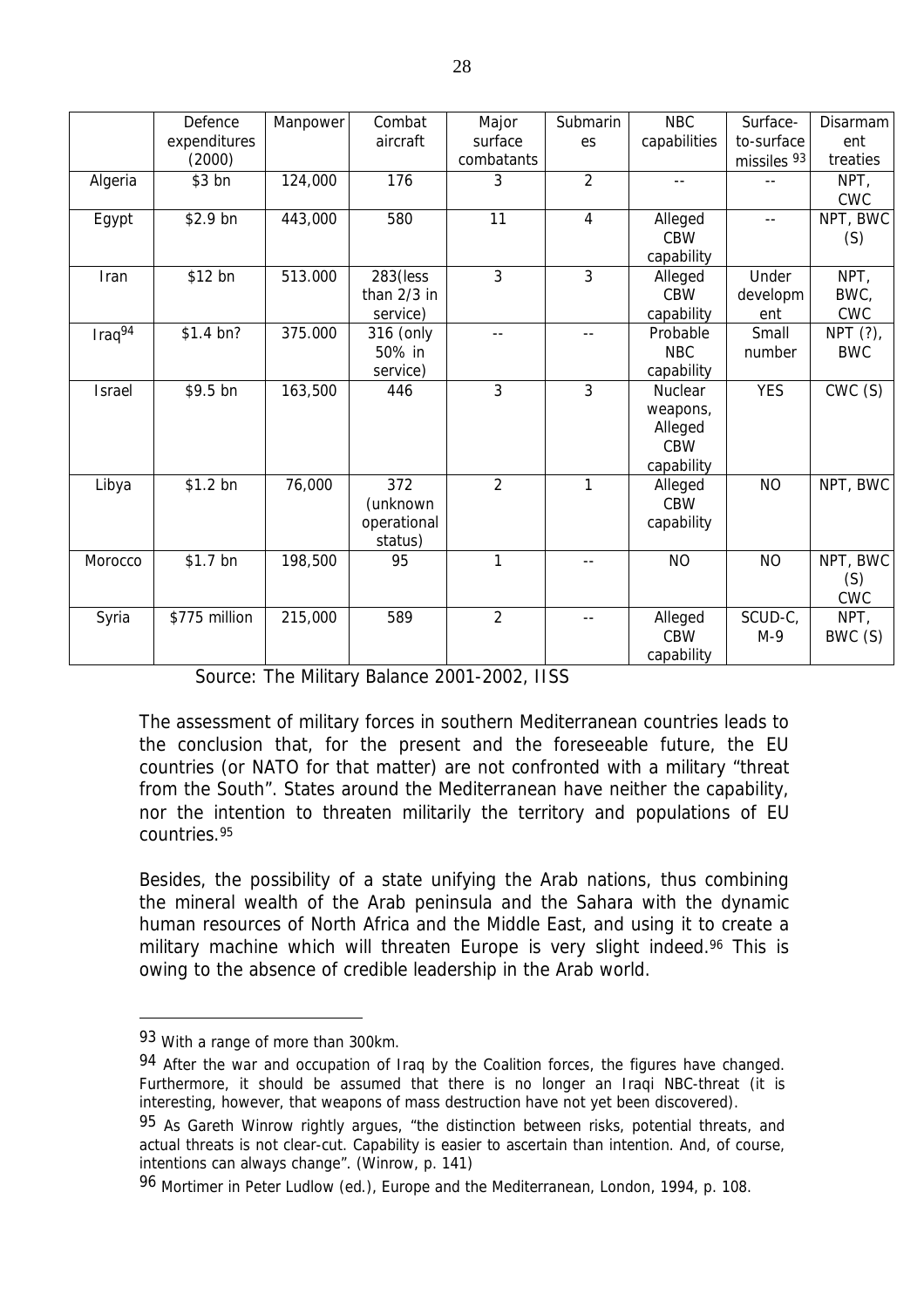| | Defence expenditures (2000) | Manpower | Combat aircraft | Major surface combatants | Submarines | NBC capabilities | Surface-to-surface missiles [93] | Disarmament treaties |
|---|---|---|---|---|---|---|---|---|
| Algeria | $3 bn | 124,000 | 176 | 3 | 2 | -- | -- | NPT, CWC |
| Egypt | $2.9 bn | 443,000 | 580 | 11 | 4 | Alleged CBW capability | -- | NPT, BWC (S) |
| Iran | $12 bn | 513.000 | 283(less than 2/3 in service) | 3 | 3 | Alleged CBW capability | Under development | NPT, BWC, CWC |
| Iraq[94] | $1.4 bn? | 375.000 | 316 (only 50% in service) | -- | -- | Probable NBC capability | Small number | NPT (?), BWC |
| Israel | $9.5 bn | 163,500 | 446 | 3 | 3 | Nuclear weapons, Alleged CBW capability | YES | CWC (S) |
| Libya | $1.2 bn | 76,000 | 372 (unknown operational status) | 2 | 1 | Alleged CBW capability | NO | NPT, BWC |
| Morocco | $1.7 bn | 198,500 | 95 | 1 | -- | NO | NO | NPT, BWC (S) CWC |
| Syria | $775 million | 215,000 | 589 | 2 | -- | Alleged CBW capability | SCUD-C, M-9 | NPT, BWC (S) |

Source: The Military Balance 2001-2002, IISS

The assessment of military forces in southern Mediterranean countries leads to the conclusion that, for the present and the foreseeable future, the EU countries (or NATO for that matter) are not confronted with a military "threat from the South". States around the Mediterranean have neither the capability, nor the intention to threaten militarily the territory and populations of EU countries.[95]

Besides, the possibility of a state unifying the Arab nations, thus combining the mineral wealth of the Arab peninsula and the Sahara with the dynamic human resources of North Africa and the Middle East, and using it to create a military machine which will threaten Europe is very slight indeed.[96] This is owing to the absence of credible leadership in the Arab world.

---

[93] With a range of more than 300km.

[94] After the war and occupation of Iraq by the Coalition forces, the figures have changed. Furthermore, it should be assumed that there is no longer an Iraqi NBC-threat (it is interesting, however, that weapons of mass destruction have not yet been discovered).

[95] As Gareth Winrow rightly argues, "the distinction between risks, potential threats, and actual threats is not clear-cut. Capability is easier to ascertain than intention. And, of course, intentions can always change". (Winrow, p. 141)

[96] Mortimer in Peter Ludlow (ed.), Europe and the Mediterranean, London, 1994, p. 108.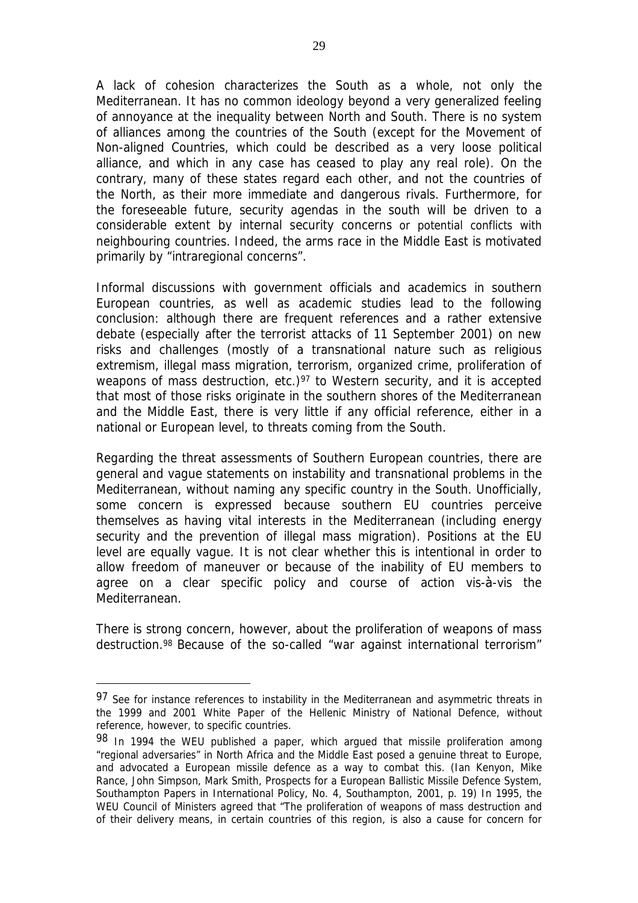A lack of cohesion characterizes the South as a whole, not only the Mediterranean. It has no common ideology beyond a very generalized feeling of annoyance at the inequality between North and South. There is no system of alliances among the countries of the South (except for the Movement of Non-aligned Countries, which could be described as a very loose political alliance, and which in any case has ceased to play any real role). On the contrary, many of these states regard each other, and not the countries of the North, as their more immediate and dangerous rivals. Furthermore, for the foreseeable future, security agendas in the south will be driven to a considerable extent by internal security concerns or potential conflicts with neighbouring countries. Indeed, the arms race in the Middle East is motivated primarily by "intraregional concerns".

Informal discussions with government officials and academics in southern European countries, as well as academic studies lead to the following conclusion: although there are frequent references and a rather extensive debate (especially after the terrorist attacks of 11 September 2001) on new risks and challenges (mostly of a transnational nature such as religious extremism, illegal mass migration, terrorism, organized crime, proliferation of weapons of mass destruction, etc.)[97] to Western security, and it is accepted that most of those risks originate in the southern shores of the Mediterranean and the Middle East, there is very little if any official reference, either in a national or European level, to threats coming from the South.

Regarding the threat assessments of Southern European countries, there are general and vague statements on instability and transnational problems in the Mediterranean, without naming any specific country in the South. Unofficially, some concern is expressed because southern EU countries perceive themselves as having vital interests in the Mediterranean (including energy security and the prevention of illegal mass migration). Positions at the EU level are equally vague. It is not clear whether this is intentional in order to allow freedom of maneuver or because of the inability of EU members to agree on a clear specific policy and course of action vis-à-vis the Mediterranean.

There is strong concern, however, about the proliferation of weapons of mass destruction.[98] Because of the so-called "war against international terrorism"

---

[97] See for instance references to instability in the Mediterranean and asymmetric threats in the 1999 and 2001 White Paper of the Hellenic Ministry of National Defence, without reference, however, to specific countries.

[98] In 1994 the WEU published a paper, which argued that missile proliferation among "regional adversaries" in North Africa and the Middle East posed a genuine threat to Europe, and advocated a European missile defence as a way to combat this. (Ian Kenyon, Mike Rance, John Simpson, Mark Smith, Prospects for a European Ballistic Missile Defence System, Southampton Papers in International Policy, No. 4, Southampton, 2001, p. 19) In 1995, the WEU Council of Ministers agreed that "The proliferation of weapons of mass destruction and of their delivery means, in certain countries of this region, is also a cause for concern for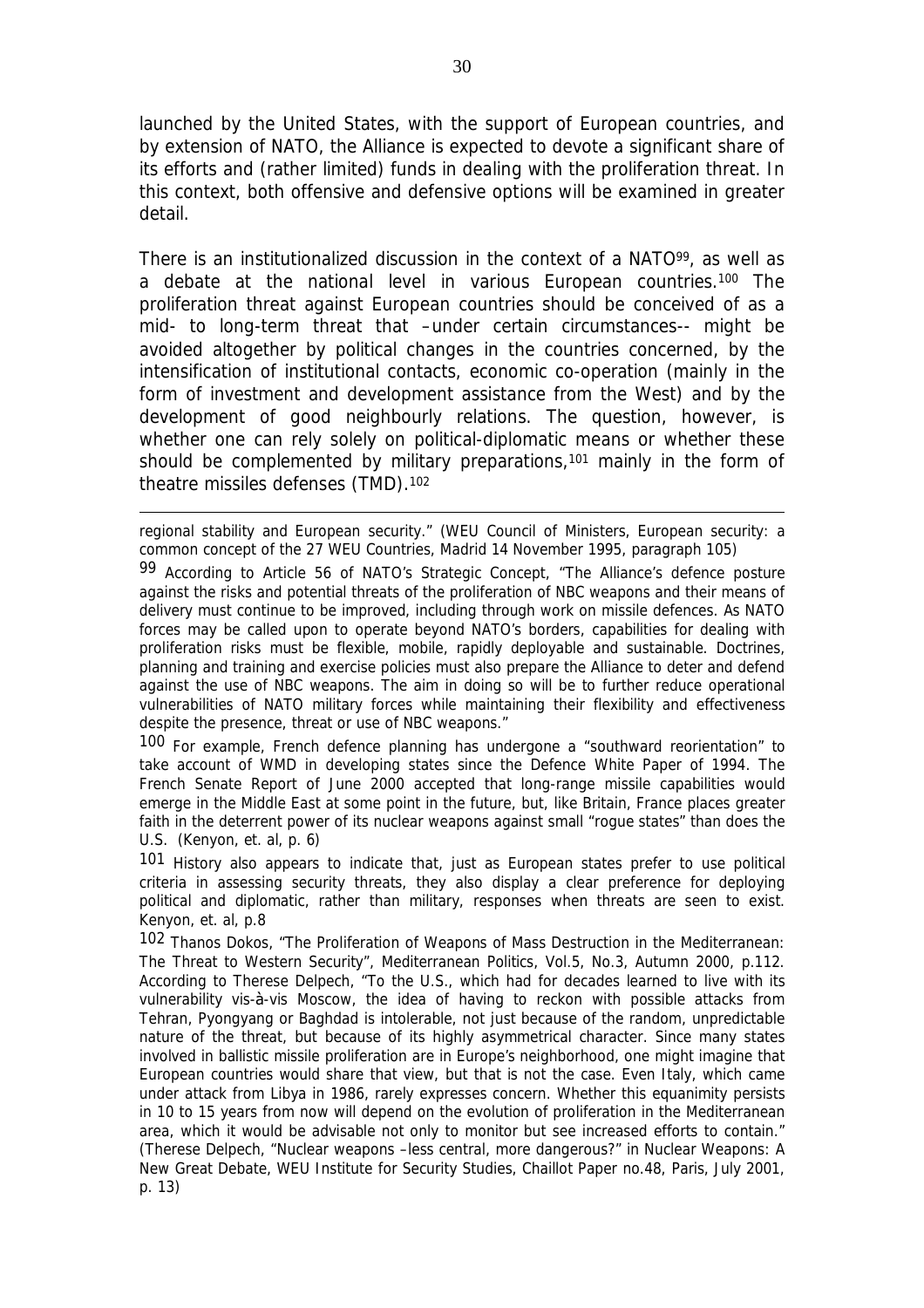launched by the United States, with the support of European countries, and by extension of NATO, the Alliance is expected to devote a significant share of its efforts and (rather limited) funds in dealing with the proliferation threat. In this context, both offensive and defensive options will be examined in greater detail.

There is an institutionalized discussion in the context of a NATO[99], as well as a debate at the national level in various European countries.[100] The proliferation threat against European countries should be conceived of as a mid- to long-term threat that –under certain circumstances-- might be avoided altogether by political changes in the countries concerned, by the intensification of institutional contacts, economic co-operation (mainly in the form of investment and development assistance from the West) and by the development of good neighbourly relations. The question, however, is whether one can rely solely on political-diplomatic means or whether these should be complemented by military preparations,[101] mainly in the form of theatre missiles defenses (TMD).[102]

---

regional stability and European security." (WEU Council of Ministers, European security: a common concept of the 27 WEU Countries, Madrid 14 November 1995, paragraph 105)

[99] According to Article 56 of NATO's Strategic Concept, "The Alliance's defence posture against the risks and potential threats of the proliferation of NBC weapons and their means of delivery must continue to be improved, including through work on missile defences. As NATO forces may be called upon to operate beyond NATO's borders, capabilities for dealing with proliferation risks must be flexible, mobile, rapidly deployable and sustainable. Doctrines, planning and training and exercise policies must also prepare the Alliance to deter and defend against the use of NBC weapons. The aim in doing so will be to further reduce operational vulnerabilities of NATO military forces while maintaining their flexibility and effectiveness despite the presence, threat or use of NBC weapons."

[100] For example, French defence planning has undergone a "southward reorientation" to take account of WMD in developing states since the Defence White Paper of 1994. The French Senate Report of June 2000 accepted that long-range missile capabilities would emerge in the Middle East at some point in the future, but, like Britain, France places greater faith in the deterrent power of its nuclear weapons against small "rogue states" than does the U.S. (Kenyon, et. al, p. 6)

[101] History also appears to indicate that, just as European states prefer to use political criteria in assessing security threats, they also display a clear preference for deploying political and diplomatic, rather than military, responses when threats are seen to exist. Kenyon, et. al, p.8

[102] Thanos Dokos, "The Proliferation of Weapons of Mass Destruction in the Mediterranean: The Threat to Western Security", Mediterranean Politics, Vol.5, No.3, Autumn 2000, p.112. According to Therese Delpech, "To the U.S., which had for decades learned to live with its vulnerability vis-à-vis Moscow, the idea of having to reckon with possible attacks from Tehran, Pyongyang or Baghdad is intolerable, not just because of the random, unpredictable nature of the threat, but because of its highly asymmetrical character. Since many states involved in ballistic missile proliferation are in Europe's neighborhood, one might imagine that European countries would share that view, but that is not the case. Even Italy, which came under attack from Libya in 1986, rarely expresses concern. Whether this equanimity persists in 10 to 15 years from now will depend on the evolution of proliferation in the Mediterranean area, which it would be advisable not only to monitor but see increased efforts to contain." (Therese Delpech, "Nuclear weapons –less central, more dangerous?" in Nuclear Weapons: A New Great Debate, WEU Institute for Security Studies, Chaillot Paper no.48, Paris, July 2001, p. 13)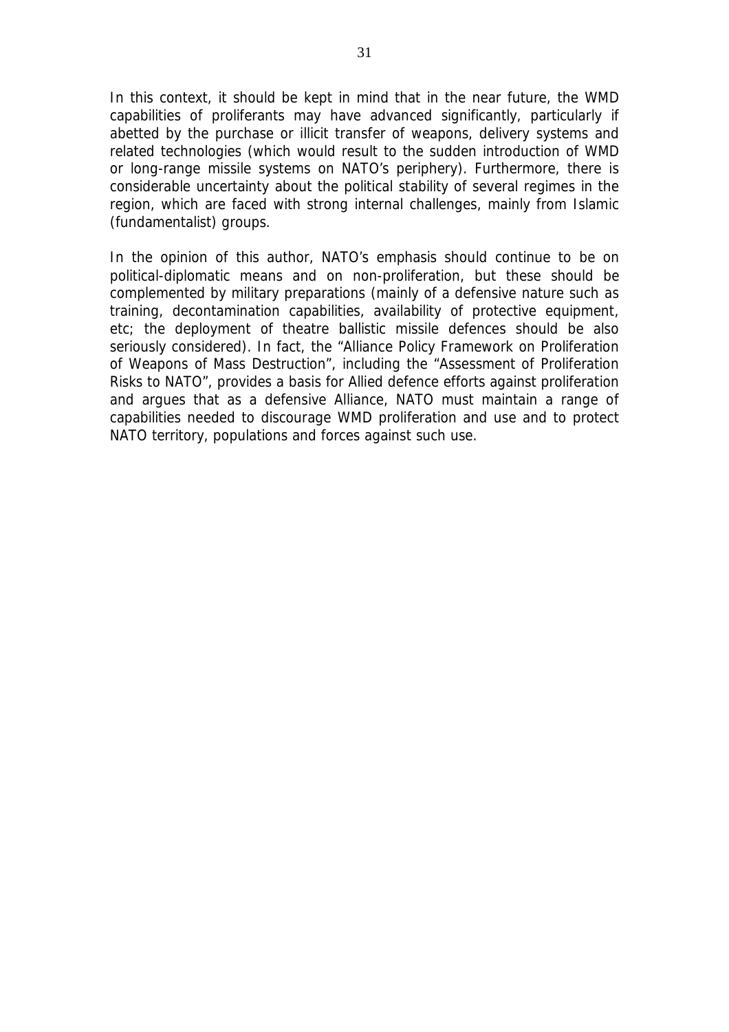In this context, it should be kept in mind that in the near future, the WMD capabilities of proliferants may have advanced significantly, particularly if abetted by the purchase or illicit transfer of weapons, delivery systems and related technologies (which would result to the sudden introduction of WMD or long-range missile systems on NATO's periphery). Furthermore, there is considerable uncertainty about the political stability of several regimes in the region, which are faced with strong internal challenges, mainly from Islamic (fundamentalist) groups.

In the opinion of this author, NATO's emphasis should continue to be on political-diplomatic means and on non-proliferation, but these should be complemented by military preparations (mainly of a defensive nature such as training, decontamination capabilities, availability of protective equipment, etc; the deployment of theatre ballistic missile defences should be also seriously considered). In fact, the "Alliance Policy Framework on Proliferation of Weapons of Mass Destruction", including the "Assessment of Proliferation Risks to NATO", provides a basis for Allied defence efforts against proliferation and argues that as a defensive Alliance, NATO must maintain a range of capabilities needed to discourage WMD proliferation and use and to protect NATO territory, populations and forces against such use.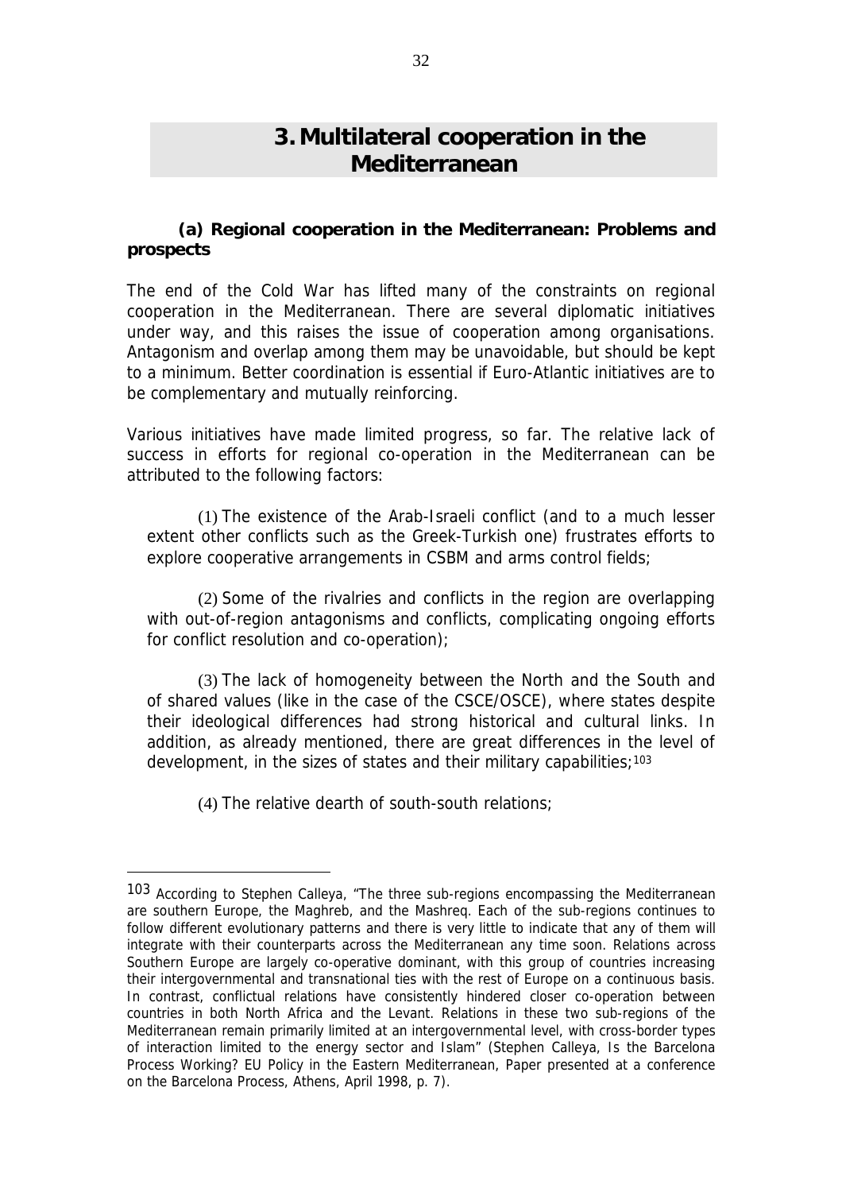# 3. Multilateral cooperation in the Mediterranean

### (a) Regional cooperation in the Mediterranean: Problems and prospects

The end of the Cold War has lifted many of the constraints on regional cooperation in the Mediterranean. There are several diplomatic initiatives under way, and this raises the issue of cooperation among organisations. Antagonism and overlap among them may be unavoidable, but should be kept to a minimum. Better coordination is essential if Euro-Atlantic initiatives are to be complementary and mutually reinforcing.

Various initiatives have made limited progress, so far. The relative lack of success in efforts for regional co-operation in the Mediterranean can be attributed to the following factors:

(1) The existence of the Arab-Israeli conflict (and to a much lesser extent other conflicts such as the Greek-Turkish one) frustrates efforts to explore cooperative arrangements in CSBM and arms control fields;

(2) Some of the rivalries and conflicts in the region are overlapping with out-of-region antagonisms and conflicts, complicating ongoing efforts for conflict resolution and co-operation);

(3) The lack of homogeneity between the North and the South and of shared values (like in the case of the CSCE/OSCE), where states despite their ideological differences had strong historical and cultural links. In addition, as already mentioned, there are great differences in the level of development, in the sizes of states and their military capabilities;[103]

(4) The relative dearth of south-south relations;

---

[103] According to Stephen Calleya, "The three sub-regions encompassing the Mediterranean are southern Europe, the Maghreb, and the Mashreq. Each of the sub-regions continues to follow different evolutionary patterns and there is very little to indicate that any of them will integrate with their counterparts across the Mediterranean any time soon. Relations across Southern Europe are largely co-operative dominant, with this group of countries increasing their intergovernmental and transnational ties with the rest of Europe on a continuous basis. In contrast, conflictual relations have consistently hindered closer co-operation between countries in both North Africa and the Levant. Relations in these two sub-regions of the Mediterranean remain primarily limited at an intergovernmental level, with cross-border types of interaction limited to the energy sector and Islam" (Stephen Calleya, *Is the Barcelona Process Working? EU Policy in the Eastern Mediterranean*, Paper presented at a conference on the Barcelona Process, Athens, April 1998, p. 7).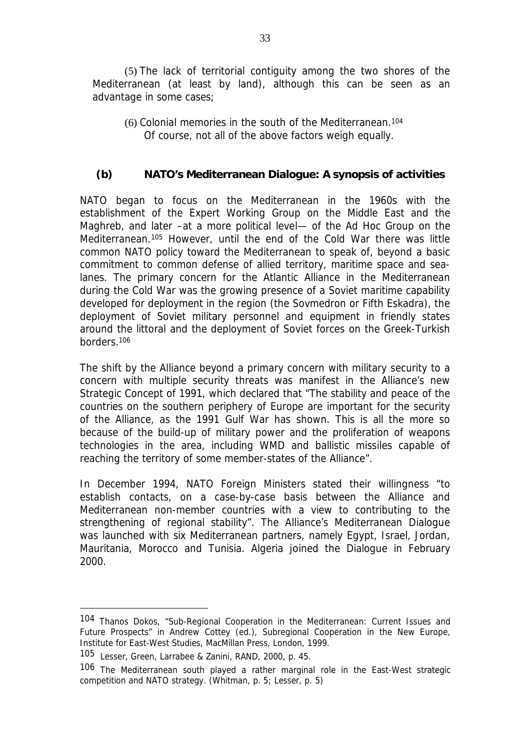(5) The lack of territorial contiguity among the two shores of the Mediterranean (at least by land), although this can be seen as an advantage in some cases;

(6) Colonial memories in the south of the Mediterranean.[104]

Of course, not all of the above factors weigh equally.

### (b) NATO's Mediterranean Dialogue: A synopsis of activities

NATO began to focus on the Mediterranean in the 1960s with the establishment of the Expert Working Group on the Middle East and the Maghreb, and later –at a more political level— of the Ad Hoc Group on the Mediterranean.[105] However, until the end of the Cold War there was little common NATO policy toward the Mediterranean to speak of, beyond a basic commitment to common defense of allied territory, maritime space and sea-lanes. The primary concern for the Atlantic Alliance in the Mediterranean during the Cold War was the growing presence of a Soviet maritime capability developed for deployment in the region (the Sovmedron or Fifth Eskadra), the deployment of Soviet military personnel and equipment in friendly states around the littoral and the deployment of Soviet forces on the Greek-Turkish borders.[106]

The shift by the Alliance beyond a primary concern with military security to a concern with multiple security threats was manifest in the Alliance's new Strategic Concept of 1991, which declared that "The stability and peace of the countries on the southern periphery of Europe are important for the security of the Alliance, as the 1991 Gulf War has shown. This is all the more so because of the build-up of military power and the proliferation of weapons technologies in the area, including WMD and ballistic missiles capable of reaching the territory of some member-states of the Alliance".

In December 1994, NATO Foreign Ministers stated their willingness "to establish contacts, on a case-by-case basis between the Alliance and Mediterranean non-member countries with a view to contributing to the strengthening of regional stability". The Alliance's Mediterranean Dialogue was launched with six Mediterranean partners, namely Egypt, Israel, Jordan, Mauritania, Morocco and Tunisia. Algeria joined the Dialogue in February 2000.

---

104 Thanos Dokos, "Sub-Regional Cooperation in the Mediterranean: Current Issues and Future Prospects" in Andrew Cottey (ed.), Subregional Cooperation in the New Europe, Institute for East-West Studies, MacMillan Press, London, 1999.

105 Lesser, Green, Larrabee & Zanini, RAND, 2000, p. 45.

106 The Mediterranean south played a rather marginal role in the East-West strategic competition and NATO strategy. (Whitman, p. 5; Lesser, p. 5)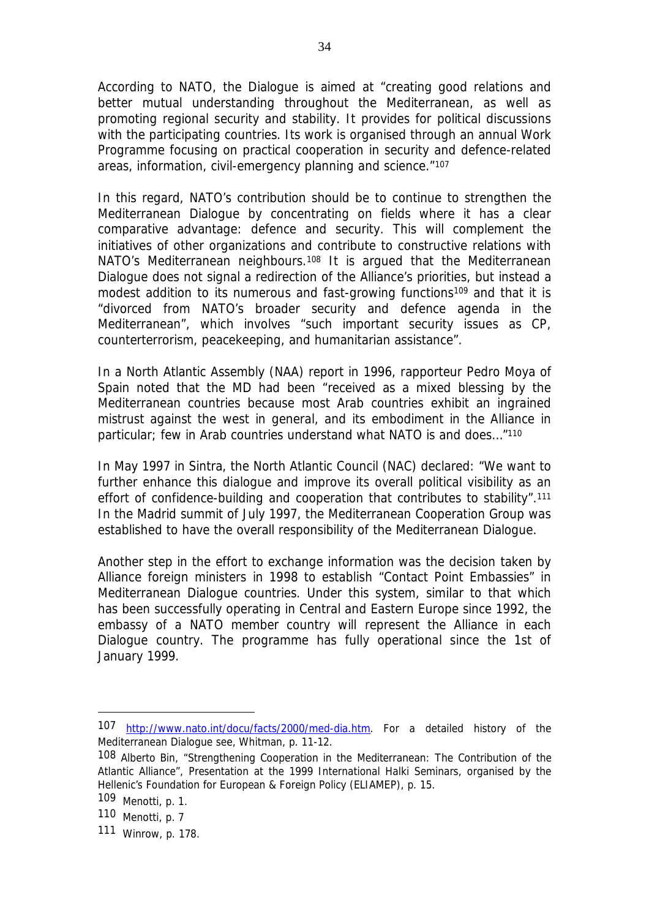According to NATO, the Dialogue is aimed at "creating good relations and better mutual understanding throughout the Mediterranean, as well as promoting regional security and stability. It provides for political discussions with the participating countries. Its work is organised through an annual Work Programme focusing on practical cooperation in security and defence-related areas, information, civil-emergency planning and science."[107]

In this regard, NATO's contribution should be to continue to strengthen the Mediterranean Dialogue by concentrating on fields where it has a clear comparative advantage: defence and security. This will complement the initiatives of other organizations and contribute to constructive relations with NATO's Mediterranean neighbours.[108] It is argued that the Mediterranean Dialogue does not signal a redirection of the Alliance's priorities, but instead a modest addition to its numerous and fast-growing functions[109] and that it is "divorced from NATO's broader security and defence agenda in the Mediterranean", which involves "such important security issues as CP, counterterrorism, peacekeeping, and humanitarian assistance".

In a North Atlantic Assembly (NAA) report in 1996, rapporteur Pedro Moya of Spain noted that the MD had been "received as a mixed blessing by the Mediterranean countries because most Arab countries exhibit an ingrained mistrust against the west in general, and its embodiment in the Alliance in particular; few in Arab countries understand what NATO is and does…"[110]

In May 1997 in Sintra, the North Atlantic Council (NAC) declared: "We want to further enhance this dialogue and improve its overall political visibility as an effort of confidence-building and cooperation that contributes to stability".[111] In the Madrid summit of July 1997, the Mediterranean Cooperation Group was established to have the overall responsibility of the Mediterranean Dialogue.

Another step in the effort to exchange information was the decision taken by Alliance foreign ministers in 1998 to establish "Contact Point Embassies" in Mediterranean Dialogue countries. Under this system, similar to that which has been successfully operating in Central and Eastern Europe since 1992, the embassy of a NATO member country will represent the Alliance in each Dialogue country. The programme has fully operational since the 1st of January 1999.

---

107 http://www.nato.int/docu/facts/2000/med-dia.htm. For a detailed history of the Mediterranean Dialogue see, Whitman, p. 11-12.

108 Alberto Bin, "Strengthening Cooperation in the Mediterranean: The Contribution of the Atlantic Alliance", Presentation at the 1999 International Halki Seminars, organised by the Hellenic's Foundation for European & Foreign Policy (ELIAMEP), p. 15.

109 Menotti, p. 1.

110 Menotti, p. 7

111 Winrow, p. 178.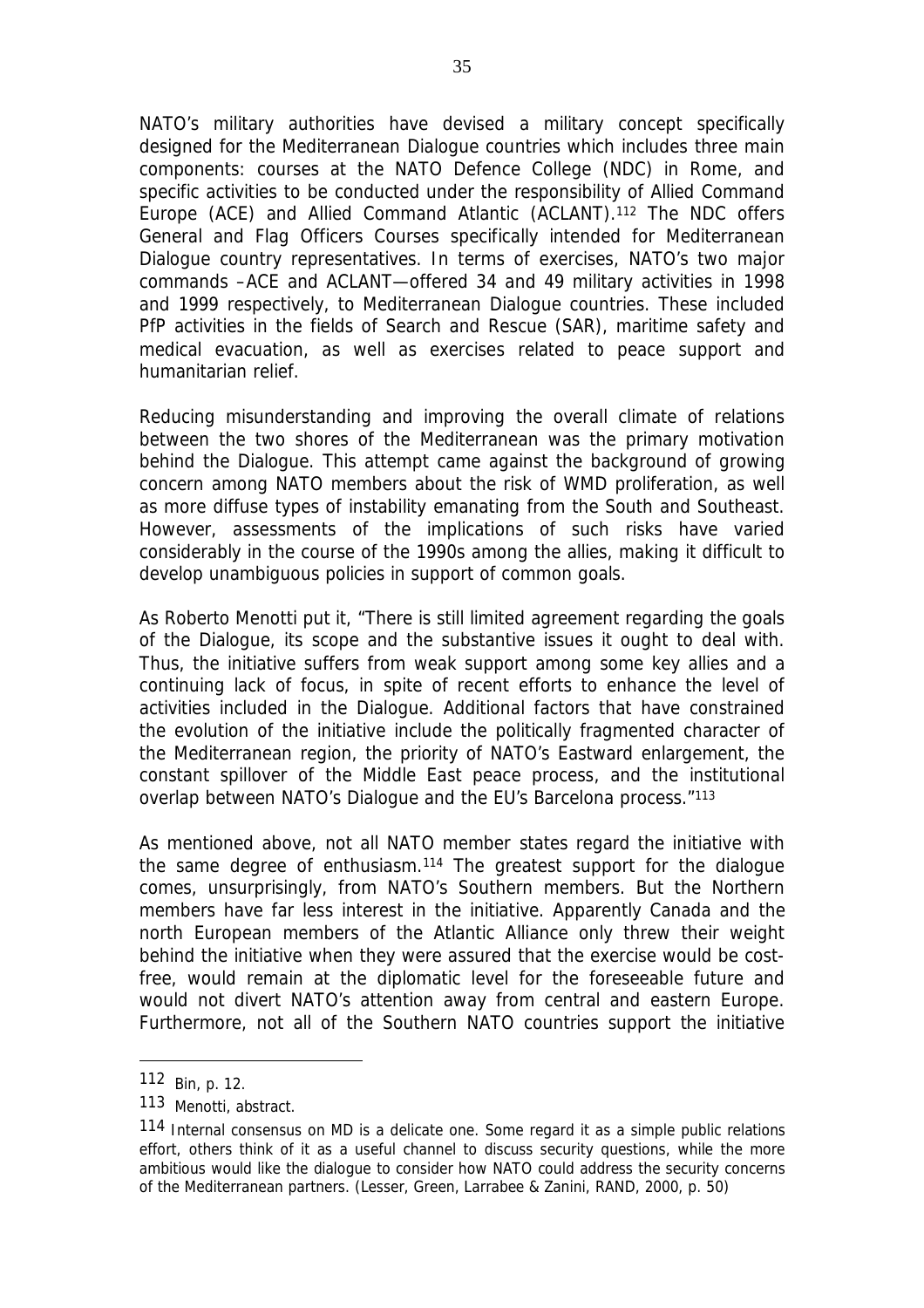NATO's military authorities have devised a military concept specifically designed for the Mediterranean Dialogue countries which includes three main components: courses at the NATO Defence College (NDC) in Rome, and specific activities to be conducted under the responsibility of Allied Command Europe (ACE) and Allied Command Atlantic (ACLANT).[112] The NDC offers General and Flag Officers Courses specifically intended for Mediterranean Dialogue country representatives. In terms of exercises, NATO's two major commands –ACE and ACLANT—offered 34 and 49 military activities in 1998 and 1999 respectively, to Mediterranean Dialogue countries. These included PfP activities in the fields of Search and Rescue (SAR), maritime safety and medical evacuation, as well as exercises related to peace support and humanitarian relief.

Reducing misunderstanding and improving the overall climate of relations between the two shores of the Mediterranean was the primary motivation behind the Dialogue. This attempt came against the background of growing concern among NATO members about the risk of WMD proliferation, as well as more diffuse types of instability emanating from the South and Southeast. However, assessments of the implications of such risks have varied considerably in the course of the 1990s among the allies, making it difficult to develop unambiguous policies in support of common goals.

As Roberto Menotti put it, "There is still limited agreement regarding the goals of the Dialogue, its scope and the substantive issues it ought to deal with. Thus, the initiative suffers from weak support among some key allies and a continuing lack of focus, in spite of recent efforts to enhance the level of activities included in the Dialogue. Additional factors that have constrained the evolution of the initiative include the politically fragmented character of the Mediterranean region, the priority of NATO's Eastward enlargement, the constant spillover of the Middle East peace process, and the institutional overlap between NATO's Dialogue and the EU's Barcelona process."[113]

As mentioned above, not all NATO member states regard the initiative with the same degree of enthusiasm.[114] The greatest support for the dialogue comes, unsurprisingly, from NATO's Southern members. But the Northern members have far less interest in the initiative. Apparently Canada and the north European members of the Atlantic Alliance only threw their weight behind the initiative when they were assured that the exercise would be cost-free, would remain at the diplomatic level for the foreseeable future and would not divert NATO's attention away from central and eastern Europe. Furthermore, not all of the Southern NATO countries support the initiative

---

[112] Bin, p. 12.

[113] Menotti, abstract.

[114] Internal consensus on MD is a delicate one. Some regard it as a simple public relations effort, others think of it as a useful channel to discuss security questions, while the more ambitious would like the dialogue to consider how NATO could address the security concerns of the Mediterranean partners. (Lesser, Green, Larrabee & Zanini, RAND, 2000, p. 50)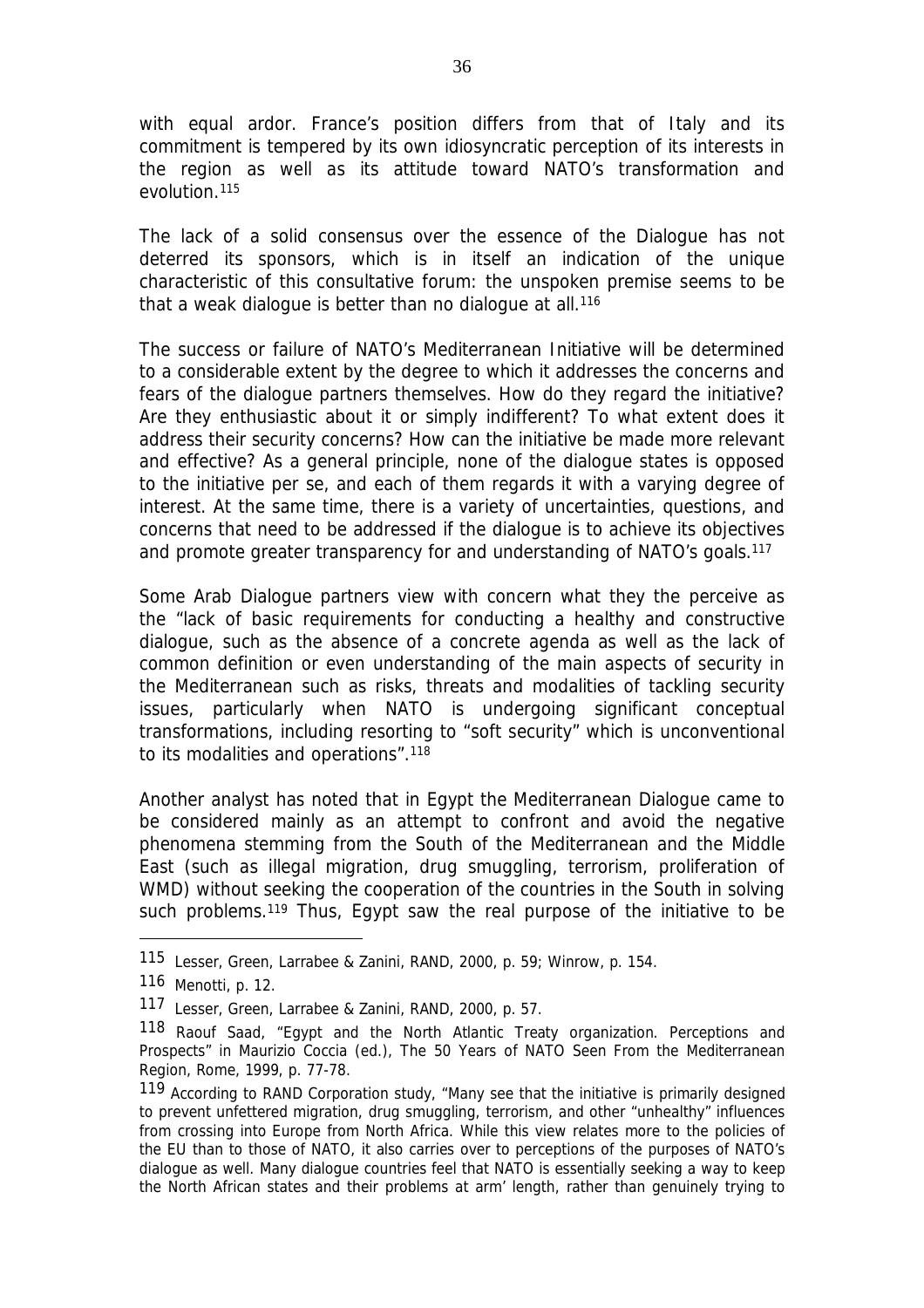with equal ardor. France's position differs from that of Italy and its commitment is tempered by its own idiosyncratic perception of its interests in the region as well as its attitude toward NATO's transformation and evolution.[115]

The lack of a solid consensus over the essence of the Dialogue has not deterred its sponsors, which is in itself an indication of the unique characteristic of this consultative forum: the unspoken premise seems to be that a weak dialogue is better than no dialogue at all.[116]

The success or failure of NATO's Mediterranean Initiative will be determined to a considerable extent by the degree to which it addresses the concerns and fears of the dialogue partners themselves. How do they regard the initiative? Are they enthusiastic about it or simply indifferent? To what extent does it address their security concerns? How can the initiative be made more relevant and effective? As a general principle, none of the dialogue states is opposed to the initiative per se, and each of them regards it with a varying degree of interest. At the same time, there is a variety of uncertainties, questions, and concerns that need to be addressed if the dialogue is to achieve its objectives and promote greater transparency for and understanding of NATO's goals.[117]

Some Arab Dialogue partners view with concern what they the perceive as the "lack of basic requirements for conducting a healthy and constructive dialogue, such as the absence of a concrete agenda as well as the lack of common definition or even understanding of the main aspects of security in the Mediterranean such as risks, threats and modalities of tackling security issues, particularly when NATO is undergoing significant conceptual transformations, including resorting to "soft security" which is unconventional to its modalities and operations".[118]

Another analyst has noted that in Egypt the Mediterranean Dialogue came to be considered mainly as an attempt to confront and avoid the negative phenomena stemming from the South of the Mediterranean and the Middle East (such as illegal migration, drug smuggling, terrorism, proliferation of WMD) without seeking the cooperation of the countries in the South in solving such problems.[119] Thus, Egypt saw the real purpose of the initiative to be

---

115 Lesser, Green, Larrabee & Zanini, RAND, 2000, p. 59; Winrow, p. 154.

116 Menotti, p. 12.

117 Lesser, Green, Larrabee & Zanini, RAND, 2000, p. 57.

118 Raouf Saad, "Egypt and the North Atlantic Treaty organization. Perceptions and Prospects" in Maurizio Coccia (ed.), The 50 Years of NATO Seen From the Mediterranean Region, Rome, 1999, p. 77-78.

119 According to RAND Corporation study, "Many see that the initiative is primarily designed to prevent unfettered migration, drug smuggling, terrorism, and other "unhealthy" influences from crossing into Europe from North Africa. While this view relates more to the policies of the EU than to those of NATO, it also carries over to perceptions of the purposes of NATO's dialogue as well. Many dialogue countries feel that NATO is essentially seeking a way to keep the North African states and their problems at arm' length, rather than genuinely trying to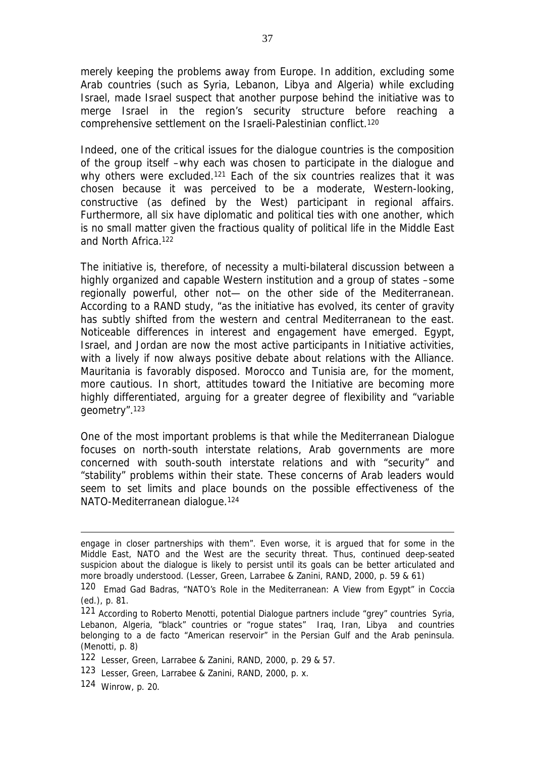merely keeping the problems away from Europe. In addition, excluding some Arab countries (such as Syria, Lebanon, Libya and Algeria) while excluding Israel, made Israel suspect that another purpose behind the initiative was to merge Israel in the region's security structure before reaching a comprehensive settlement on the Israeli-Palestinian conflict.[120]

Indeed, one of the critical issues for the dialogue countries is the composition of the group itself –why each was chosen to participate in the dialogue and why others were excluded.[121] Each of the six countries realizes that it was chosen because it was perceived to be a moderate, Western-looking, constructive (as defined by the West) participant in regional affairs. Furthermore, all six have diplomatic and political ties with one another, which is no small matter given the fractious quality of political life in the Middle East and North Africa.[122]

The initiative is, therefore, of necessity a multi-bilateral discussion between a highly organized and capable Western institution and a group of states –some regionally powerful, other not— on the other side of the Mediterranean. According to a RAND study, "as the initiative has evolved, its center of gravity has subtly shifted from the western and central Mediterranean to the east. Noticeable differences in interest and engagement have emerged. Egypt, Israel, and Jordan are now the most active participants in Initiative activities, with a lively if now always positive debate about relations with the Alliance. Mauritania is favorably disposed. Morocco and Tunisia are, for the moment, more cautious. In short, attitudes toward the Initiative are becoming more highly differentiated, arguing for a greater degree of flexibility and "variable geometry".[123]

One of the most important problems is that while the Mediterranean Dialogue focuses on north-south interstate relations, Arab governments are more concerned with south-south interstate relations and with "security" and "stability" problems within their state. These concerns of Arab leaders would seem to set limits and place bounds on the possible effectiveness of the NATO-Mediterranean dialogue.[124]

---

engage in closer partnerships with them". Even worse, it is argued that for some in the Middle East, NATO and the West are the security threat. Thus, continued deep-seated suspicion about the dialogue is likely to persist until its goals can be better articulated and more broadly understood. (Lesser, Green, Larrabee & Zanini, RAND, 2000, p. 59 & 61)

[120] Emad Gad Badras, "NATO's Role in the Mediterranean: A View from Egypt" in Coccia (ed.), p. 81.

[121] According to Roberto Menotti, potential Dialogue partners include "grey" countries Syria, Lebanon, Algeria, "black" countries or "rogue states" Iraq, Iran, Libya and countries belonging to a de facto "American reservoir" in the Persian Gulf and the Arab peninsula. (Menotti, p. 8)

[122] Lesser, Green, Larrabee & Zanini, RAND, 2000, p. 29 & 57.

[123] Lesser, Green, Larrabee & Zanini, RAND, 2000, p. x.

[124] Winrow, p. 20.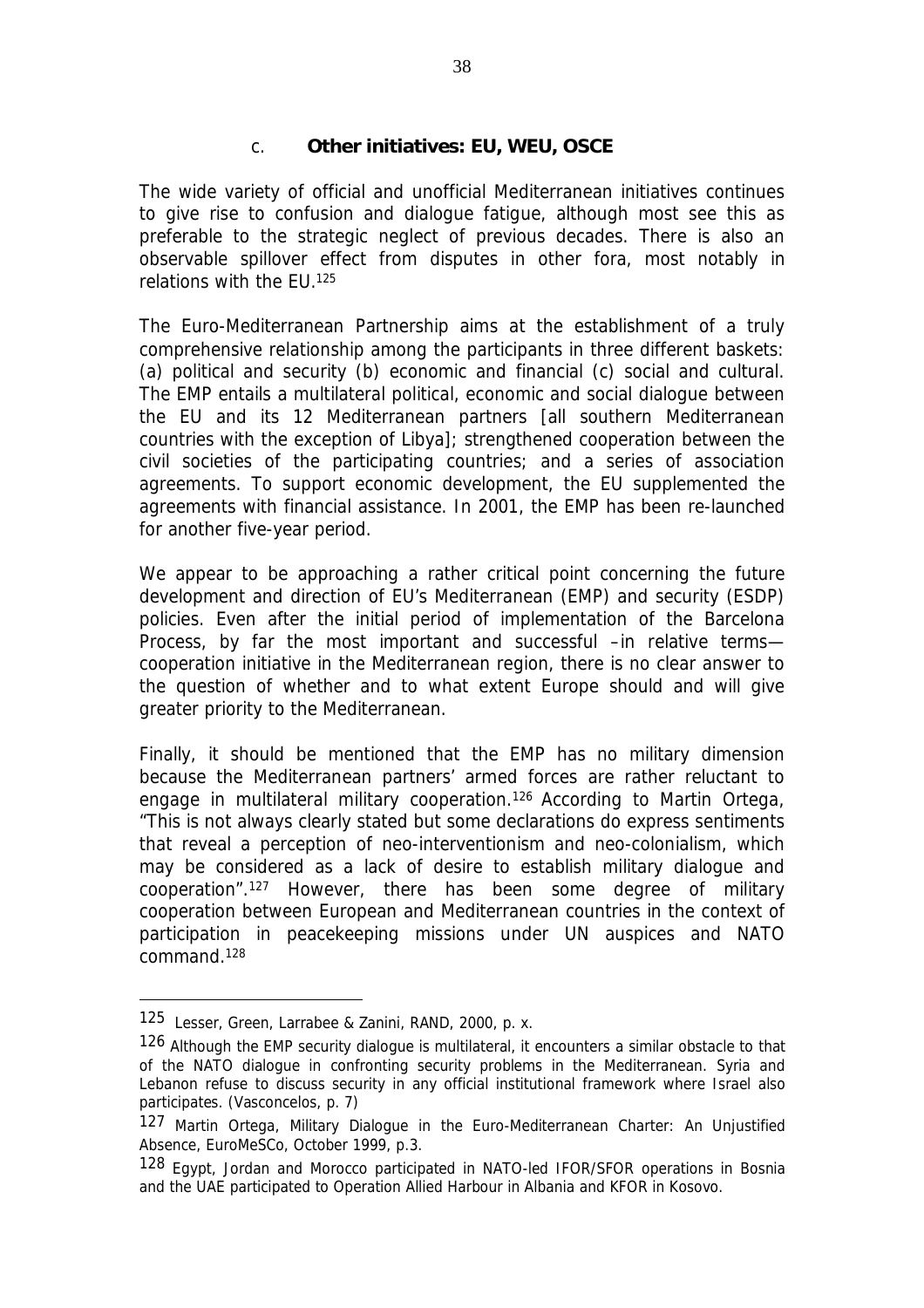### c. Other initiatives: EU, WEU, OSCE

The wide variety of official and unofficial Mediterranean initiatives continues to give rise to confusion and dialogue fatigue, although most see this as preferable to the strategic neglect of previous decades. There is also an observable spillover effect from disputes in other fora, most notably in relations with the EU.[125]

The Euro-Mediterranean Partnership aims at the establishment of a truly comprehensive relationship among the participants in three different baskets: (a) political and security (b) economic and financial (c) social and cultural. The EMP entails a multilateral political, economic and social dialogue between the EU and its 12 Mediterranean partners [all southern Mediterranean countries with the exception of Libya]; strengthened cooperation between the civil societies of the participating countries; and a series of association agreements. To support economic development, the EU supplemented the agreements with financial assistance. In 2001, the EMP has been re-launched for another five-year period.

We appear to be approaching a rather critical point concerning the future development and direction of EU's Mediterranean (EMP) and security (ESDP) policies. Even after the initial period of implementation of the Barcelona Process, by far the most important and successful –in relative terms— cooperation initiative in the Mediterranean region, there is no clear answer to the question of whether and to what extent Europe should and will give greater priority to the Mediterranean.

Finally, it should be mentioned that the EMP has no military dimension because the Mediterranean partners' armed forces are rather reluctant to engage in multilateral military cooperation.[126] According to Martin Ortega, "This is not always clearly stated but some declarations do express sentiments that reveal a perception of neo-interventionism and neo-colonialism, which may be considered as a lack of desire to establish military dialogue and cooperation".[127] However, there has been some degree of military cooperation between European and Mediterranean countries in the context of participation in peacekeeping missions under UN auspices and NATO command.[128]

---

[125] Lesser, Green, Larrabee & Zanini, RAND, 2000, p. x.

[126] Although the EMP security dialogue is multilateral, it encounters a similar obstacle to that of the NATO dialogue in confronting security problems in the Mediterranean. Syria and Lebanon refuse to discuss security in any official institutional framework where Israel also participates. (Vasconcelos, p. 7)

[127] Martin Ortega, Military Dialogue in the Euro-Mediterranean Charter: An Unjustified Absence, EuroMeSCo, October 1999, p.3.

[128] Egypt, Jordan and Morocco participated in NATO-led IFOR/SFOR operations in Bosnia and the UAE participated to Operation Allied Harbour in Albania and KFOR in Kosovo.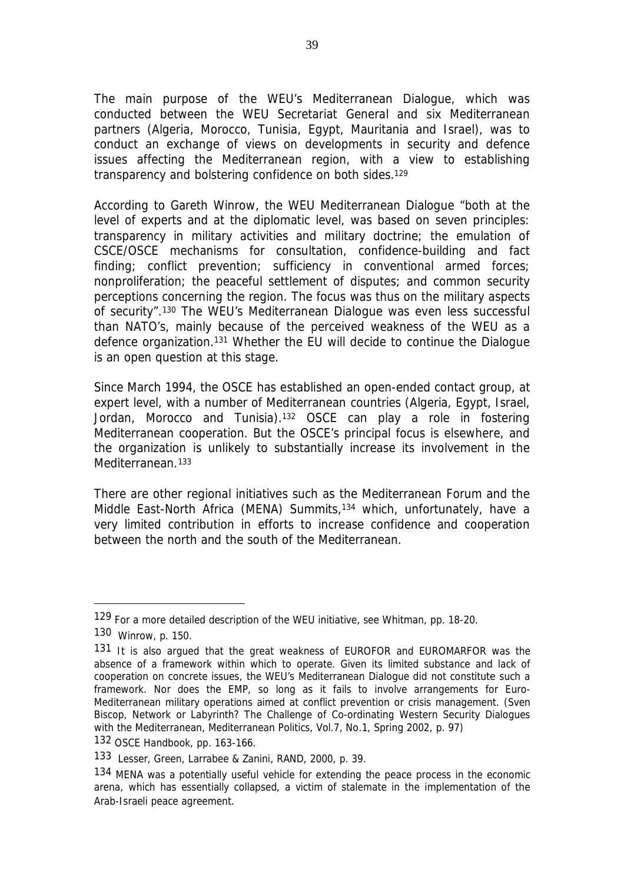The main purpose of the WEU's Mediterranean Dialogue, which was conducted between the WEU Secretariat General and six Mediterranean partners (Algeria, Morocco, Tunisia, Egypt, Mauritania and Israel), was to conduct an exchange of views on developments in security and defence issues affecting the Mediterranean region, with a view to establishing transparency and bolstering confidence on both sides.[129]

According to Gareth Winrow, the WEU Mediterranean Dialogue "both at the level of experts and at the diplomatic level, was based on seven principles: transparency in military activities and military doctrine; the emulation of CSCE/OSCE mechanisms for consultation, confidence-building and fact finding; conflict prevention; sufficiency in conventional armed forces; nonproliferation; the peaceful settlement of disputes; and common security perceptions concerning the region. The focus was thus on the military aspects of security".[130] The WEU's Mediterranean Dialogue was even less successful than NATO's, mainly because of the perceived weakness of the WEU as a defence organization.[131] Whether the EU will decide to continue the Dialogue is an open question at this stage.

Since March 1994, the OSCE has established an open-ended contact group, at expert level, with a number of Mediterranean countries (Algeria, Egypt, Israel, Jordan, Morocco and Tunisia).[132] OSCE can play a role in fostering Mediterranean cooperation. But the OSCE's principal focus is elsewhere, and the organization is unlikely to substantially increase its involvement in the Mediterranean.[133]

There are other regional initiatives such as the Mediterranean Forum and the Middle East-North Africa (MENA) Summits,[134] which, unfortunately, have a very limited contribution in efforts to increase confidence and cooperation between the north and the south of the Mediterranean.

---

[129] For a more detailed description of the WEU initiative, see Whitman, pp. 18-20.

[130] Winrow, p. 150.

[131] It is also argued that the great weakness of EUROFOR and EUROMARFOR was the absence of a framework within which to operate. Given its limited substance and lack of cooperation on concrete issues, the WEU's Mediterranean Dialogue did not constitute such a framework. Nor does the EMP, so long as it fails to involve arrangements for Euro-Mediterranean military operations aimed at conflict prevention or crisis management. (Sven Biscop, Network or Labyrinth? The Challenge of Co-ordinating Western Security Dialogues with the Mediterranean, Mediterranean Politics, Vol.7, No.1, Spring 2002, p. 97)

[132] OSCE Handbook, pp. 163-166.

[133] Lesser, Green, Larrabee & Zanini, RAND, 2000, p. 39.

[134] MENA was a potentially useful vehicle for extending the peace process in the economic arena, which has essentially collapsed, a victim of stalemate in the implementation of the Arab-Israeli peace agreement.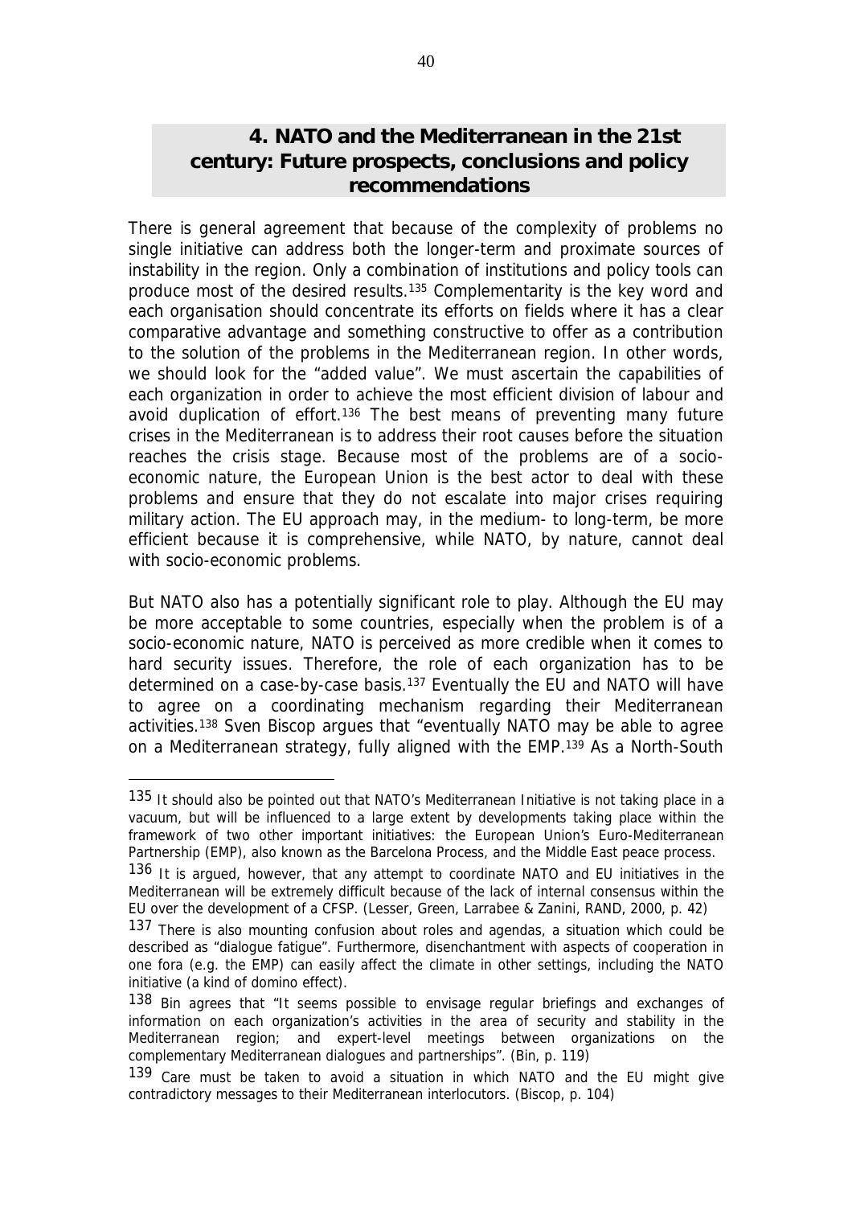## 4. NATO and the Mediterranean in the 21st century: Future prospects, conclusions and policy recommendations

There is general agreement that because of the complexity of problems no single initiative can address both the longer-term and proximate sources of instability in the region. Only a combination of institutions and policy tools can produce most of the desired results.[135] Complementarity is the key word and each organisation should concentrate its efforts on fields where it has a clear comparative advantage and something constructive to offer as a contribution to the solution of the problems in the Mediterranean region. In other words, we should look for the "added value". We must ascertain the capabilities of each organization in order to achieve the most efficient division of labour and avoid duplication of effort.[136] The best means of preventing many future crises in the Mediterranean is to address their root causes before the situation reaches the crisis stage. Because most of the problems are of a socio-economic nature, the European Union is the best actor to deal with these problems and ensure that they do not escalate into major crises requiring military action. The EU approach may, in the medium- to long-term, be more efficient because it is comprehensive, while NATO, by nature, cannot deal with socio-economic problems.

But NATO also has a potentially significant role to play. Although the EU may be more acceptable to some countries, especially when the problem is of a socio-economic nature, NATO is perceived as more credible when it comes to hard security issues. Therefore, the role of each organization has to be determined on a case-by-case basis.[137] Eventually the EU and NATO will have to agree on a coordinating mechanism regarding their Mediterranean activities.[138] Sven Biscop argues that "eventually NATO may be able to agree on a Mediterranean strategy, fully aligned with the EMP.[139] As a North-South

---

[135] It should also be pointed out that NATO's Mediterranean Initiative is not taking place in a vacuum, but will be influenced to a large extent by developments taking place within the framework of two other important initiatives: the European Union's Euro-Mediterranean Partnership (EMP), also known as the Barcelona Process, and the Middle East peace process.

[136] It is argued, however, that any attempt to coordinate NATO and EU initiatives in the Mediterranean will be extremely difficult because of the lack of internal consensus within the EU over the development of a CFSP. (Lesser, Green, Larrabee & Zanini, RAND, 2000, p. 42)

[137] There is also mounting confusion about roles and agendas, a situation which could be described as "dialogue fatigue". Furthermore, disenchantment with aspects of cooperation in one fora (e.g. the EMP) can easily affect the climate in other settings, including the NATO initiative (a kind of domino effect).

[138] Bin agrees that "It seems possible to envisage regular briefings and exchanges of information on each organization's activities in the area of security and stability in the Mediterranean region; and expert-level meetings between organizations on the complementary Mediterranean dialogues and partnerships". (Bin, p. 119)

[139] Care must be taken to avoid a situation in which NATO and the EU might give contradictory messages to their Mediterranean interlocutors. (Biscop, p. 104)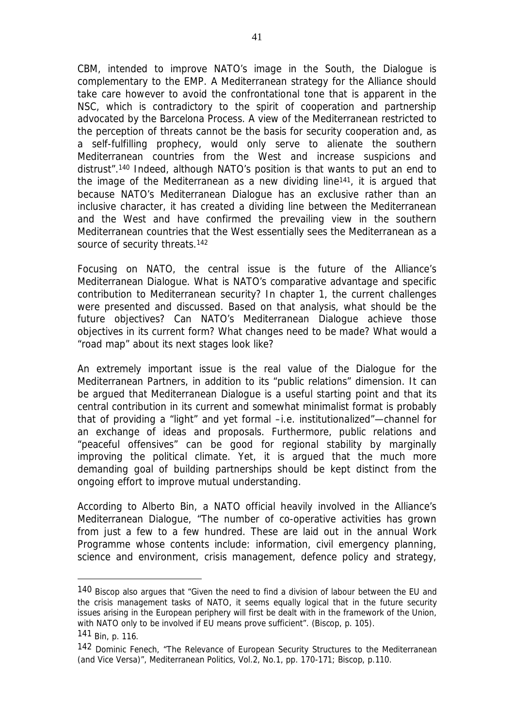CBM, intended to improve NATO's image in the South, the Dialogue is complementary to the EMP. A Mediterranean strategy for the Alliance should take care however to avoid the confrontational tone that is apparent in the NSC, which is contradictory to the spirit of cooperation and partnership advocated by the Barcelona Process. A view of the Mediterranean restricted to the perception of threats cannot be the basis for security cooperation and, as a self-fulfilling prophecy, would only serve to alienate the southern Mediterranean countries from the West and increase suspicions and distrust".[140] Indeed, although NATO's position is that wants to put an end to the image of the Mediterranean as a new dividing line[141], it is argued that because NATO's Mediterranean Dialogue has an exclusive rather than an inclusive character, it has created a dividing line between the Mediterranean and the West and have confirmed the prevailing view in the southern Mediterranean countries that the West essentially sees the Mediterranean as a source of security threats.[142]

Focusing on NATO, the central issue is the future of the Alliance's Mediterranean Dialogue. What is NATO's comparative advantage and specific contribution to Mediterranean security? In chapter 1, the current challenges were presented and discussed. Based on that analysis, what should be the future objectives? Can NATO's Mediterranean Dialogue achieve those objectives in its current form? What changes need to be made? What would a "road map" about its next stages look like?

An extremely important issue is the real value of the Dialogue for the Mediterranean Partners, in addition to its "public relations" dimension. It can be argued that Mediterranean Dialogue is a useful starting point and that its central contribution in its current and somewhat minimalist format is probably that of providing a "light" and yet formal –i.e. institutionalized"—channel for an exchange of ideas and proposals. Furthermore, public relations and "peaceful offensives" can be good for regional stability by marginally improving the political climate. Yet, it is argued that the much more demanding goal of building partnerships should be kept distinct from the ongoing effort to improve mutual understanding.

According to Alberto Bin, a NATO official heavily involved in the Alliance's Mediterranean Dialogue, "The number of co-operative activities has grown from just a few to a few hundred. These are laid out in the annual Work Programme whose contents include: information, civil emergency planning, science and environment, crisis management, defence policy and strategy,

---

[140] Biscop also argues that "Given the need to find a division of labour between the EU and the crisis management tasks of NATO, it seems equally logical that in the future security issues arising in the European periphery will first be dealt with in the framework of the Union, with NATO only to be involved if EU means prove sufficient". (Biscop, p. 105).

[141] Bin, p. 116.

[142] Dominic Fenech, "The Relevance of European Security Structures to the Mediterranean (and Vice Versa)", Mediterranean Politics, Vol.2, No.1, pp. 170-171; Biscop, p.110.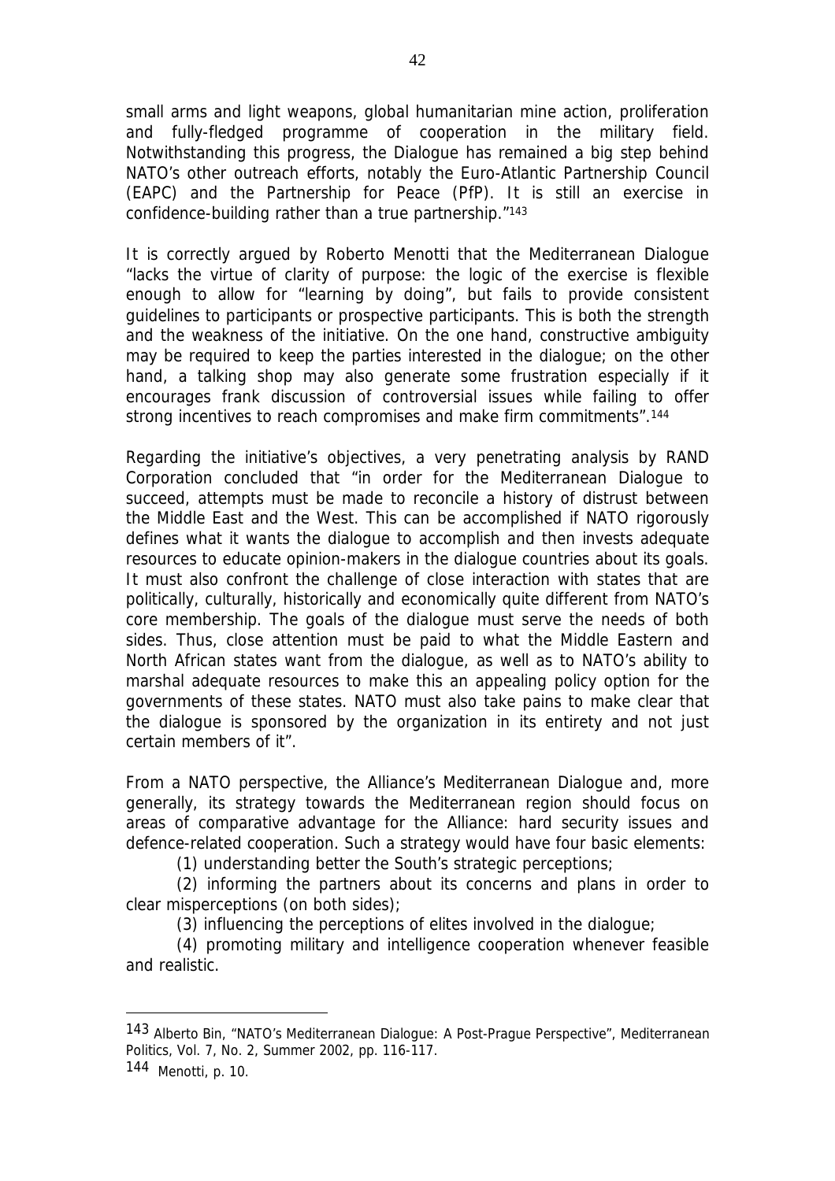small arms and light weapons, global humanitarian mine action, proliferation and fully-fledged programme of cooperation in the military field. Notwithstanding this progress, the Dialogue has remained a big step behind NATO's other outreach efforts, notably the Euro-Atlantic Partnership Council (EAPC) and the Partnership for Peace (PfP). It is still an exercise in confidence-building rather than a true partnership."[143]

It is correctly argued by Roberto Menotti that the Mediterranean Dialogue "lacks the virtue of clarity of purpose: the logic of the exercise is flexible enough to allow for "learning by doing", but fails to provide consistent guidelines to participants or prospective participants. This is both the strength and the weakness of the initiative. On the one hand, constructive ambiguity may be required to keep the parties interested in the dialogue; on the other hand, a talking shop may also generate some frustration especially if it encourages frank discussion of controversial issues while failing to offer strong incentives to reach compromises and make firm commitments".[144]

Regarding the initiative's objectives, a very penetrating analysis by RAND Corporation concluded that "in order for the Mediterranean Dialogue to succeed, attempts must be made to reconcile a history of distrust between the Middle East and the West. This can be accomplished if NATO rigorously defines what it wants the dialogue to accomplish and then invests adequate resources to educate opinion-makers in the dialogue countries about its goals. It must also confront the challenge of close interaction with states that are politically, culturally, historically and economically quite different from NATO's core membership. The goals of the dialogue must serve the needs of both sides. Thus, close attention must be paid to what the Middle Eastern and North African states want from the dialogue, as well as to NATO's ability to marshal adequate resources to make this an appealing policy option for the governments of these states. NATO must also take pains to make clear that the dialogue is sponsored by the organization in its entirety and not just certain members of it".

From a NATO perspective, the Alliance's Mediterranean Dialogue and, more generally, its strategy towards the Mediterranean region should focus on areas of comparative advantage for the Alliance: hard security issues and defence-related cooperation. Such a strategy would have four basic elements:

(1) understanding better the South's strategic perceptions;

(2) informing the partners about its concerns and plans in order to clear misperceptions (on both sides);

(3) influencing the perceptions of elites involved in the dialogue;

(4) promoting military and intelligence cooperation whenever feasible and realistic.

---

[143] Alberto Bin, "NATO's Mediterranean Dialogue: A Post-Prague Perspective", Mediterranean Politics, Vol. 7, No. 2, Summer 2002, pp. 116-117.

[144] Menotti, p. 10.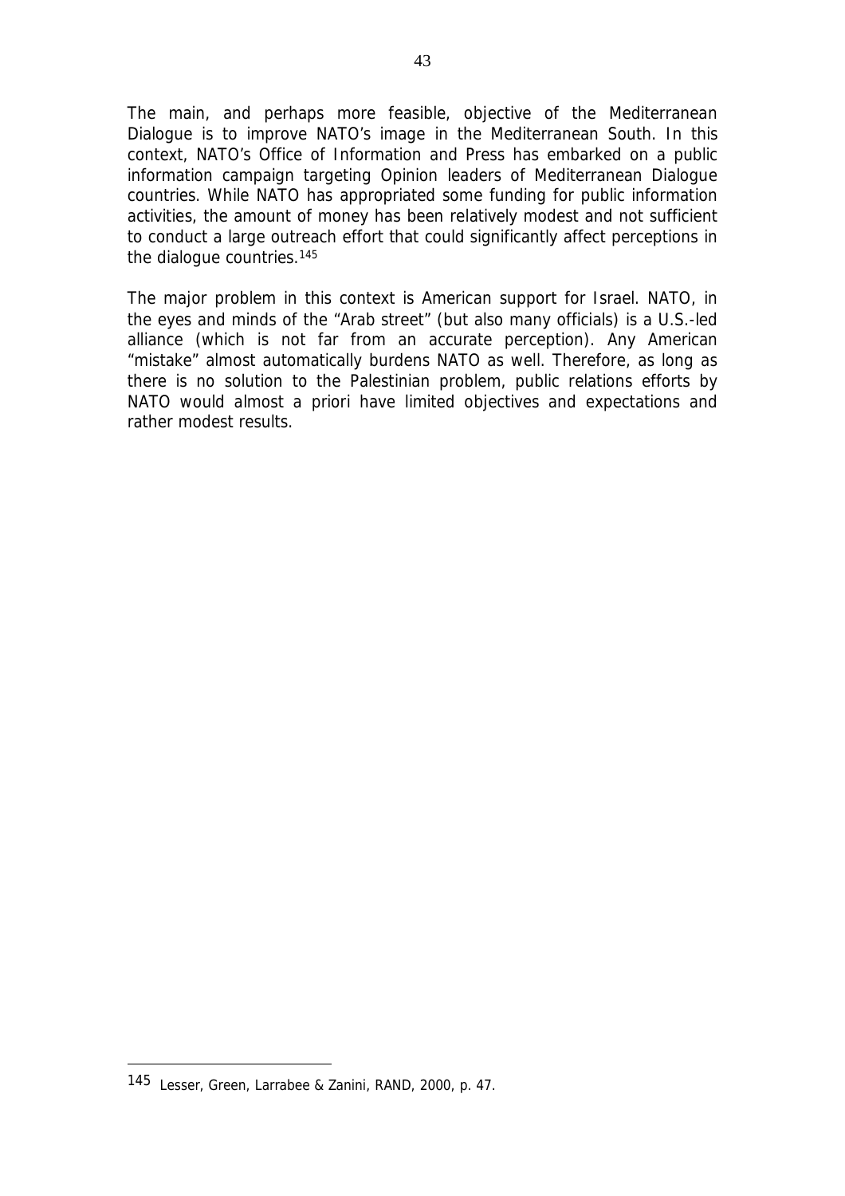The main, and perhaps more feasible, objective of the Mediterranean Dialogue is to improve NATO's image in the Mediterranean South. In this context, NATO's Office of Information and Press has embarked on a public information campaign targeting Opinion leaders of Mediterranean Dialogue countries. While NATO has appropriated some funding for public information activities, the amount of money has been relatively modest and not sufficient to conduct a large outreach effort that could significantly affect perceptions in the dialogue countries.[145]

The major problem in this context is American support for Israel. NATO, in the eyes and minds of the "Arab street" (but also many officials) is a U.S.-led alliance (which is not far from an accurate perception). Any American "mistake" almost automatically burdens NATO as well. Therefore, as long as there is no solution to the Palestinian problem, public relations efforts by NATO would almost a priori have limited objectives and expectations and rather modest results.

---

[145] Lesser, Green, Larrabee & Zanini, RAND, 2000, p. 47.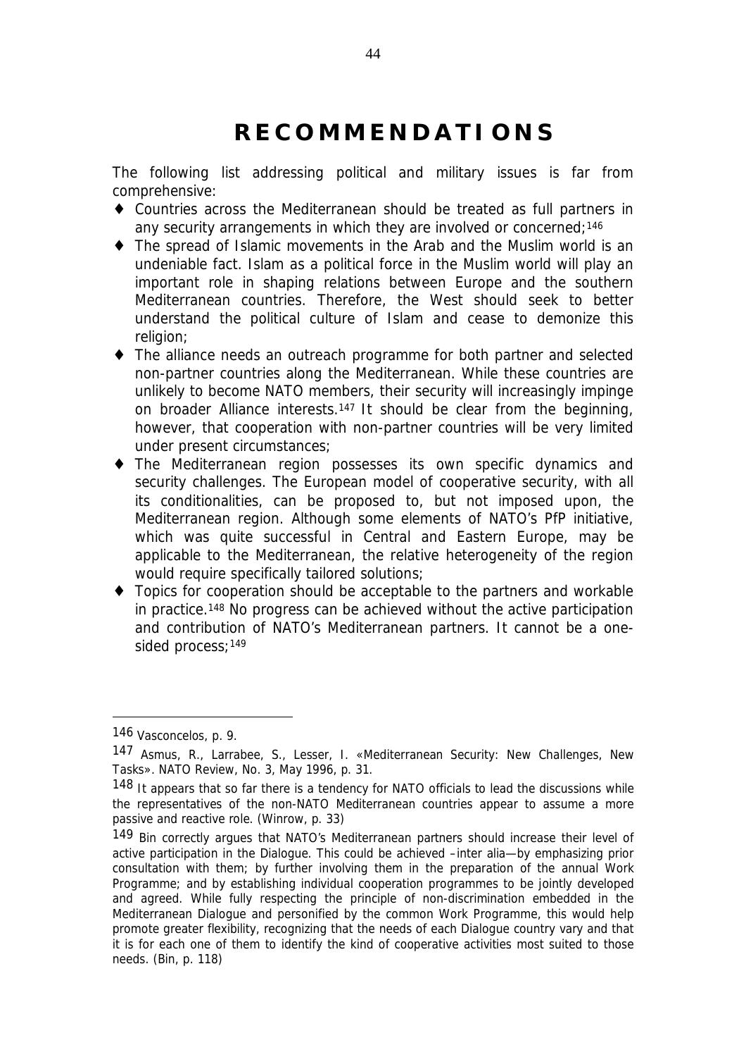# RECOMMENDATIONS

The following list addressing political and military issues is far from comprehensive:

- Countries across the Mediterranean should be treated as full partners in any security arrangements in which they are involved or concerned;[146]
- The spread of Islamic movements in the Arab and the Muslim world is an undeniable fact. Islam as a political force in the Muslim world will play an important role in shaping relations between Europe and the southern Mediterranean countries. Therefore, the West should seek to better understand the political culture of Islam and cease to demonize this religion;
- The alliance needs an outreach programme for both partner and selected non-partner countries along the Mediterranean. While these countries are unlikely to become NATO members, their security will increasingly impinge on broader Alliance interests.[147] It should be clear from the beginning, however, that cooperation with non-partner countries will be very limited under present circumstances;
- The Mediterranean region possesses its own specific dynamics and security challenges. The European model of cooperative security, with all its conditionalities, can be proposed to, but not imposed upon, the Mediterranean region. Although some elements of NATO's PfP initiative, which was quite successful in Central and Eastern Europe, may be applicable to the Mediterranean, the relative heterogeneity of the region would require specifically tailored solutions;
- Topics for cooperation should be acceptable to the partners and workable in practice.[148] No progress can be achieved without the active participation and contribution of NATO's Mediterranean partners. It cannot be a one-sided process;[149]

---

[146] Vasconcelos, p. 9.

[147] Asmus, R., Larrabee, S., Lesser, I. «Mediterranean Security: New Challenges, New Tasks». NATO Review, No. 3, May 1996, p. 31.

[148] It appears that so far there is a tendency for NATO officials to lead the discussions while the representatives of the non-NATO Mediterranean countries appear to assume a more passive and reactive role. (Winrow, p. 33)

[149] Bin correctly argues that NATO's Mediterranean partners should increase their level of active participation in the Dialogue. This could be achieved –inter alia—by emphasizing prior consultation with them; by further involving them in the preparation of the annual Work Programme; and by establishing individual cooperation programmes to be jointly developed and agreed. While fully respecting the principle of non-discrimination embedded in the Mediterranean Dialogue and personified by the common Work Programme, this would help promote greater flexibility, recognizing that the needs of each Dialogue country vary and that it is for each one of them to identify the kind of cooperative activities most suited to those needs. (Bin, p. 118)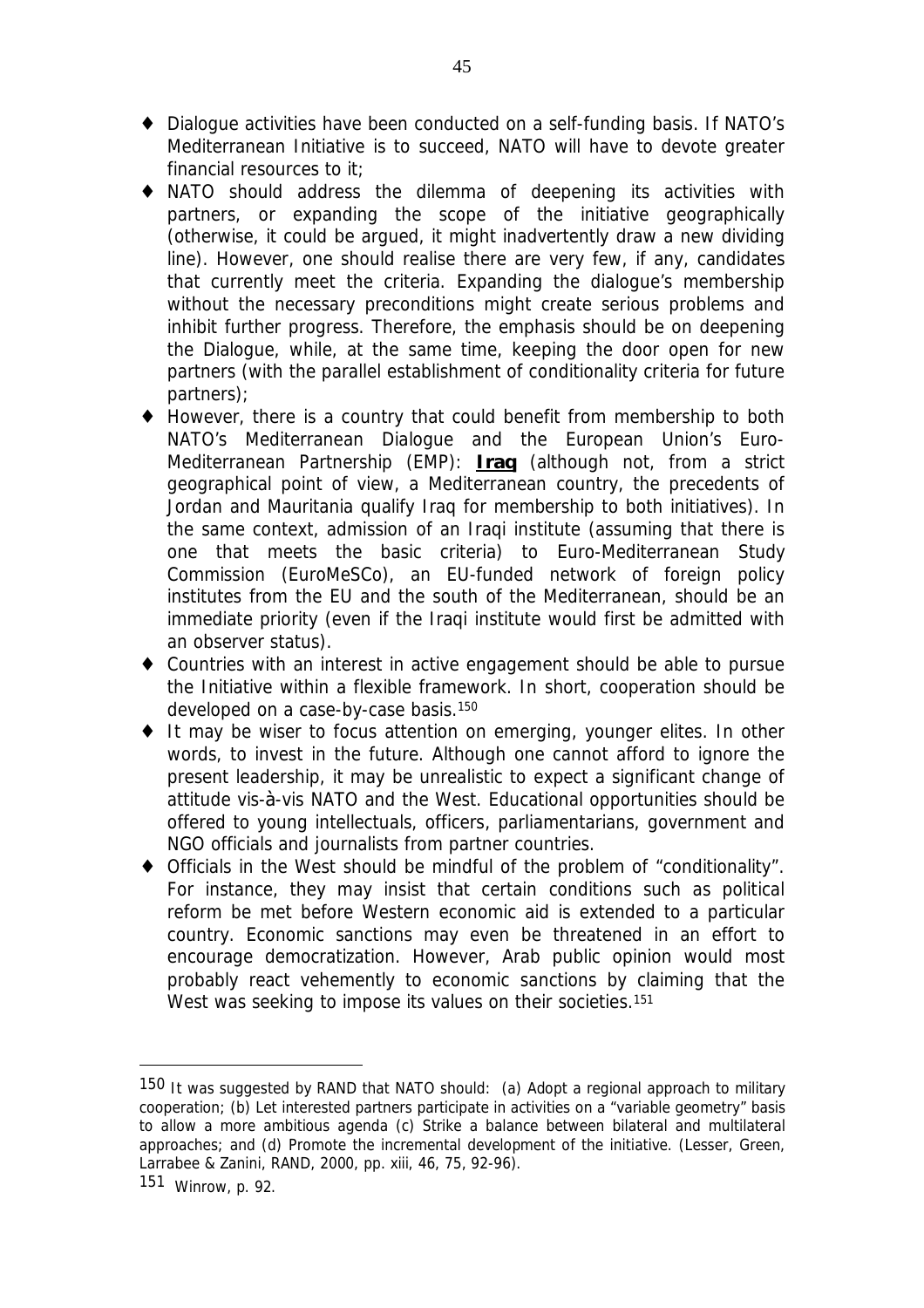- Dialogue activities have been conducted on a self-funding basis. If NATO's Mediterranean Initiative is to succeed, NATO will have to devote greater financial resources to it;
- NATO should address the dilemma of deepening its activities with partners, or expanding the scope of the initiative geographically (otherwise, it could be argued, it might inadvertently draw a new dividing line). However, one should realise there are very few, if any, candidates that currently meet the criteria. Expanding the dialogue's membership without the necessary preconditions might create serious problems and inhibit further progress. Therefore, the emphasis should be on deepening the Dialogue, while, at the same time, keeping the door open for new partners (with the parallel establishment of conditionality criteria for future partners);
- However, there is a country that could benefit from membership to both NATO's Mediterranean Dialogue and the European Union's Euro-Mediterranean Partnership (EMP): **Iraq** (although not, from a strict geographical point of view, a Mediterranean country, the precedents of Jordan and Mauritania qualify Iraq for membership to both initiatives). In the same context, admission of an Iraqi institute (assuming that there is one that meets the basic criteria) to Euro-Mediterranean Study Commission (EuroMeSCo), an EU-funded network of foreign policy institutes from the EU and the south of the Mediterranean, should be an immediate priority (even if the Iraqi institute would first be admitted with an observer status).
- Countries with an interest in active engagement should be able to pursue the Initiative within a flexible framework. In short, cooperation should be developed on a case-by-case basis.[150]
- It may be wiser to focus attention on emerging, younger elites. In other words, to invest in the future. Although one cannot afford to ignore the present leadership, it may be unrealistic to expect a significant change of attitude vis-à-vis NATO and the West. Educational opportunities should be offered to young intellectuals, officers, parliamentarians, government and NGO officials and journalists from partner countries.
- Officials in the West should be mindful of the problem of "conditionality". For instance, they may insist that certain conditions such as political reform be met before Western economic aid is extended to a particular country. Economic sanctions may even be threatened in an effort to encourage democratization. However, Arab public opinion would most probably react vehemently to economic sanctions by claiming that the West was seeking to impose its values on their societies.[151]

---

[150] It was suggested by RAND that NATO should: (a) Adopt a regional approach to military cooperation; (b) Let interested partners participate in activities on a "variable geometry" basis to allow a more ambitious agenda (c) Strike a balance between bilateral and multilateral approaches; and (d) Promote the incremental development of the initiative. (Lesser, Green, Larrabee & Zanini, RAND, 2000, pp. xiii, 46, 75, 92-96).

[151] Winrow, p. 92.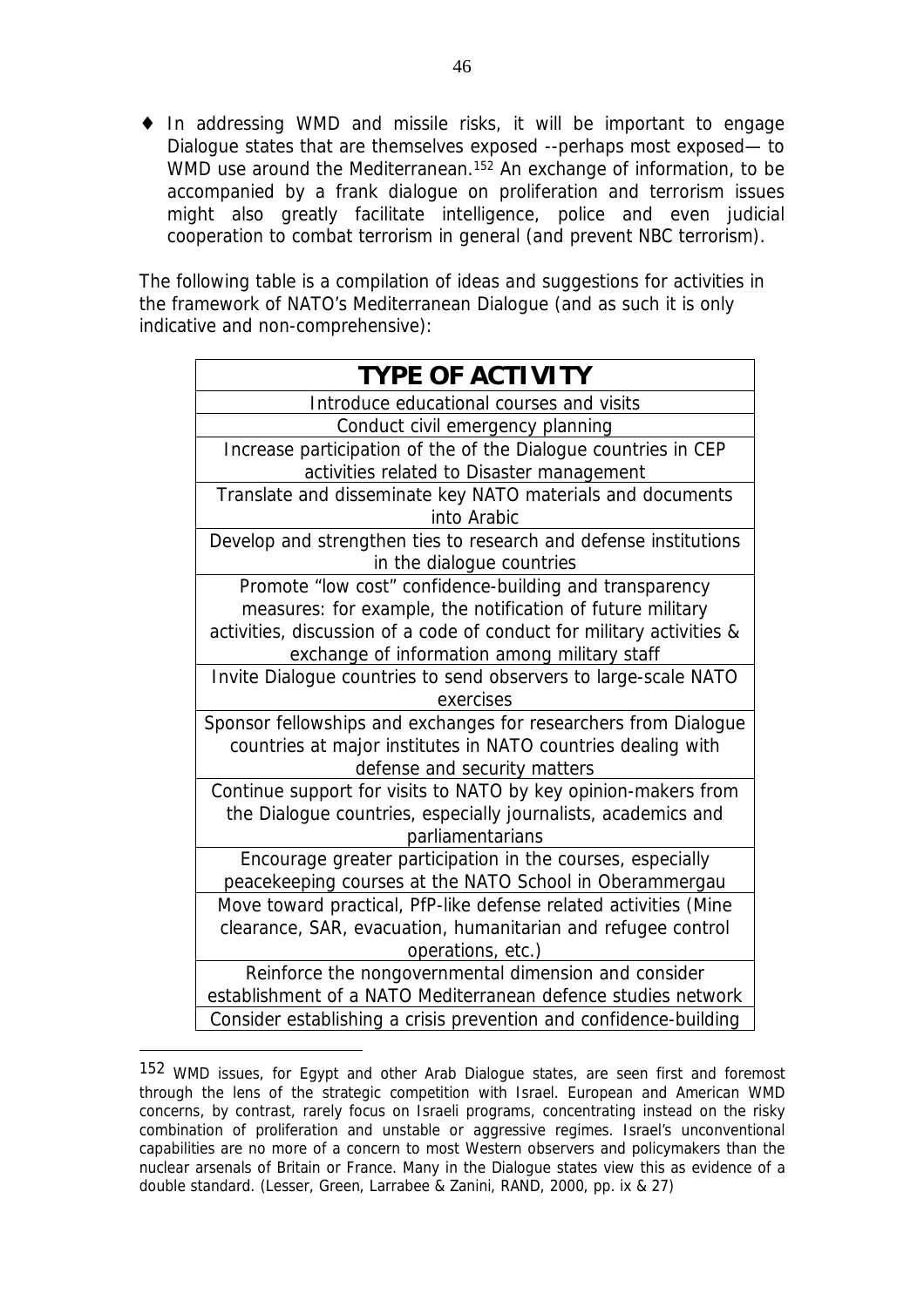- ♦ In addressing WMD and missile risks, it will be important to engage Dialogue states that are themselves exposed --perhaps most exposed— to WMD use around the Mediterranean.[152] An exchange of information, to be accompanied by a frank dialogue on proliferation and terrorism issues might also greatly facilitate intelligence, police and even judicial cooperation to combat terrorism in general (and prevent NBC terrorism).

The following table is a compilation of ideas and suggestions for activities in the framework of NATO's Mediterranean Dialogue (and as such it is only indicative and non-comprehensive):

| **TYPE OF ACTIVITY** |
| --- |
| Introduce educational courses and visits |
| Conduct civil emergency planning |
| Increase participation of the of the Dialogue countries in CEP activities related to Disaster management |
| Translate and disseminate key NATO materials and documents into Arabic |
| Develop and strengthen ties to research and defense institutions in the dialogue countries |
| Promote "low cost" confidence-building and transparency measures: for example, the notification of future military activities, discussion of a code of conduct for military activities & exchange of information among military staff |
| Invite Dialogue countries to send observers to large-scale NATO exercises |
| Sponsor fellowships and exchanges for researchers from Dialogue countries at major institutes in NATO countries dealing with defense and security matters |
| Continue support for visits to NATO by key opinion-makers from the Dialogue countries, especially journalists, academics and parliamentarians |
| Encourage greater participation in the courses, especially peacekeeping courses at the NATO School in Oberammergau |
| Move toward practical, PfP-like defense related activities (Mine clearance, SAR, evacuation, humanitarian and refugee control operations, etc.) |
| Reinforce the nongovernmental dimension and consider establishment of a NATO Mediterranean defence studies network |
| Consider establishing a crisis prevention and confidence-building |

[152] WMD issues, for Egypt and other Arab Dialogue states, are seen first and foremost through the lens of the strategic competition with Israel. European and American WMD concerns, by contrast, rarely focus on Israeli programs, concentrating instead on the risky combination of proliferation and unstable or aggressive regimes. Israel's unconventional capabilities are no more of a concern to most Western observers and policymakers than the nuclear arsenals of Britain or France. Many in the Dialogue states view this as evidence of a double standard. (Lesser, Green, Larrabee & Zanini, RAND, 2000, pp. ix & 27)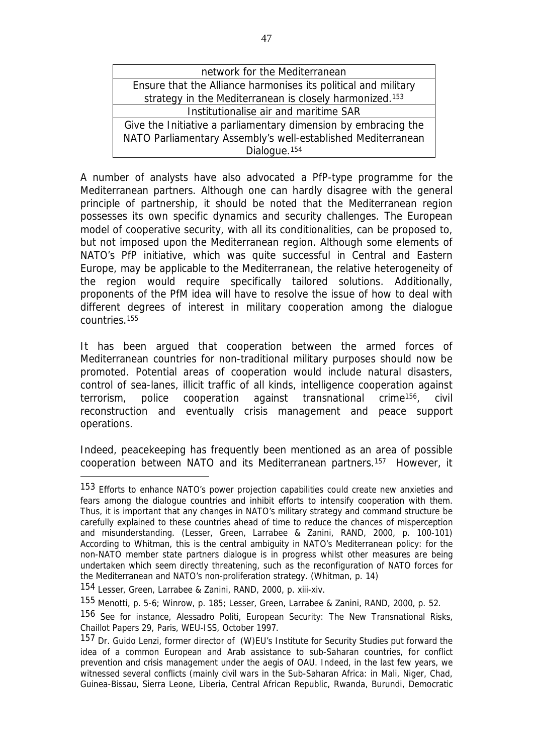| network for the Mediterranean |
| --- |
| Ensure that the Alliance harmonises its political and military strategy in the Mediterranean is closely harmonized.[153] |
| Institutionalise air and maritime SAR |
| Give the Initiative a parliamentary dimension by embracing the NATO Parliamentary Assembly's well-established Mediterranean Dialogue.[154] |

A number of analysts have also advocated a PfP-type programme for the Mediterranean partners. Although one can hardly disagree with the general principle of partnership, it should be noted that the Mediterranean region possesses its own specific dynamics and security challenges. The European model of cooperative security, with all its conditionalities, can be proposed to, but not imposed upon the Mediterranean region. Although some elements of NATO's PfP initiative, which was quite successful in Central and Eastern Europe, may be applicable to the Mediterranean, the relative heterogeneity of the region would require specifically tailored solutions. Additionally, proponents of the PfM idea will have to resolve the issue of how to deal with different degrees of interest in military cooperation among the dialogue countries.[155]

It has been argued that cooperation between the armed forces of Mediterranean countries for non-traditional military purposes should now be promoted. Potential areas of cooperation would include natural disasters, control of sea-lanes, illicit traffic of all kinds, intelligence cooperation against terrorism, police cooperation against transnational crime[156], civil reconstruction and eventually crisis management and peace support operations.

Indeed, peacekeeping has frequently been mentioned as an area of possible cooperation between NATO and its Mediterranean partners.[157] However, it

---

[153] Efforts to enhance NATO's power projection capabilities could create new anxieties and fears among the dialogue countries and inhibit efforts to intensify cooperation with them. Thus, it is important that any changes in NATO's military strategy and command structure be carefully explained to these countries ahead of time to reduce the chances of misperception and misunderstanding. (Lesser, Green, Larrabee & Zanini, RAND, 2000, p. 100-101) According to Whitman, this is the central ambiguity in NATO's Mediterranean policy: for the non-NATO member state partners dialogue is in progress whilst other measures are being undertaken which seem directly threatening, such as the reconfiguration of NATO forces for the Mediterranean and NATO's non-proliferation strategy. (Whitman, p. 14)

[154] Lesser, Green, Larrabee & Zanini, RAND, 2000, p. xiii-xiv.

[155] Menotti, p. 5-6; Winrow, p. 185; Lesser, Green, Larrabee & Zanini, RAND, 2000, p. 52.

[156] See for instance, Alessadro Politi, European Security: The New Transnational Risks, Chaillot Papers 29, Paris, WEU-ISS, October 1997.

[157] Dr. Guido Lenzi, former director of (W)EU's Institute for Security Studies put forward the idea of a common European and Arab assistance to sub-Saharan countries, for conflict prevention and crisis management under the aegis of OAU. Indeed, in the last few years, we witnessed several conflicts (mainly civil wars in the Sub-Saharan Africa: in Mali, Niger, Chad, Guinea-Bissau, Sierra Leone, Liberia, Central African Republic, Rwanda, Burundi, Democratic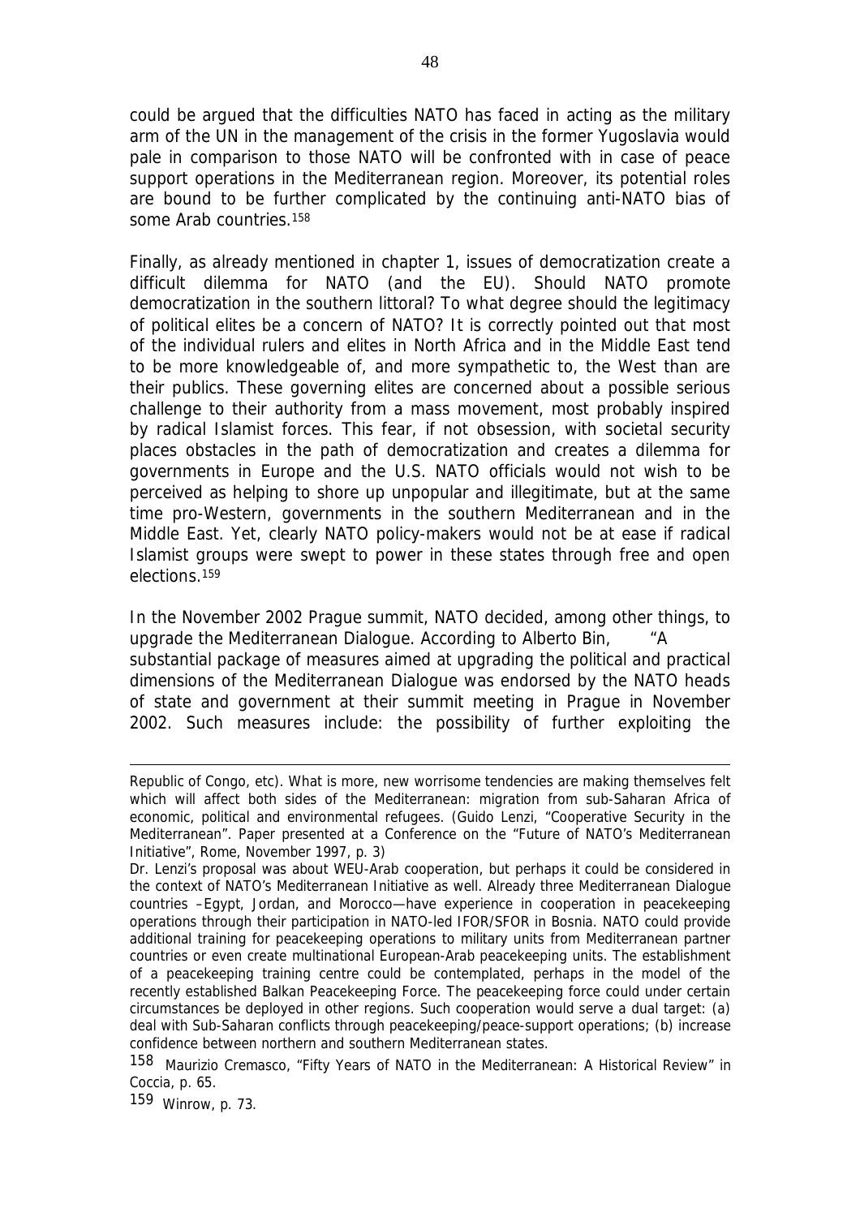could be argued that the difficulties NATO has faced in acting as the military arm of the UN in the management of the crisis in the former Yugoslavia would pale in comparison to those NATO will be confronted with in case of peace support operations in the Mediterranean region. Moreover, its potential roles are bound to be further complicated by the continuing anti-NATO bias of some Arab countries.[158]

Finally, as already mentioned in chapter 1, issues of democratization create a difficult dilemma for NATO (and the EU). Should NATO promote democratization in the southern littoral? To what degree should the legitimacy of political elites be a concern of NATO? It is correctly pointed out that most of the individual rulers and elites in North Africa and in the Middle East tend to be more knowledgeable of, and more sympathetic to, the West than are their publics. These governing elites are concerned about a possible serious challenge to their authority from a mass movement, most probably inspired by radical Islamist forces. This fear, if not obsession, with societal security places obstacles in the path of democratization and creates a dilemma for governments in Europe and the U.S. NATO officials would not wish to be perceived as helping to shore up unpopular and illegitimate, but at the same time pro-Western, governments in the southern Mediterranean and in the Middle East. Yet, clearly NATO policy-makers would not be at ease if radical Islamist groups were swept to power in these states through free and open elections.[159]

In the November 2002 Prague summit, NATO decided, among other things, to upgrade the Mediterranean Dialogue. According to Alberto Bin, "A substantial package of measures aimed at upgrading the political and practical dimensions of the Mediterranean Dialogue was endorsed by the NATO heads of state and government at their summit meeting in Prague in November 2002. Such measures include: the possibility of further exploiting the

---

Republic of Congo, etc). What is more, new worrisome tendencies are making themselves felt which will affect both sides of the Mediterranean: migration from sub-Saharan Africa of economic, political and environmental refugees. (Guido Lenzi, "Cooperative Security in the Mediterranean". Paper presented at a Conference on the "Future of NATO's Mediterranean Initiative", Rome, November 1997, p. 3)

Dr. Lenzi's proposal was about WEU-Arab cooperation, but perhaps it could be considered in the context of NATO's Mediterranean Initiative as well. Already three Mediterranean Dialogue countries –Egypt, Jordan, and Morocco—have experience in cooperation in peacekeeping operations through their participation in NATO-led IFOR/SFOR in Bosnia. NATO could provide additional training for peacekeeping operations to military units from Mediterranean partner countries or even create multinational European-Arab peacekeeping units. The establishment of a peacekeeping training centre could be contemplated, perhaps in the model of the recently established Balkan Peacekeeping Force. The peacekeeping force could under certain circumstances be deployed in other regions. Such cooperation would serve a dual target: (a) deal with Sub-Saharan conflicts through peacekeeping/peace-support operations; (b) increase confidence between northern and southern Mediterranean states.

[158] Maurizio Cremasco, "Fifty Years of NATO in the Mediterranean: A Historical Review" in Coccia, p. 65.

[159] Winrow, p. 73.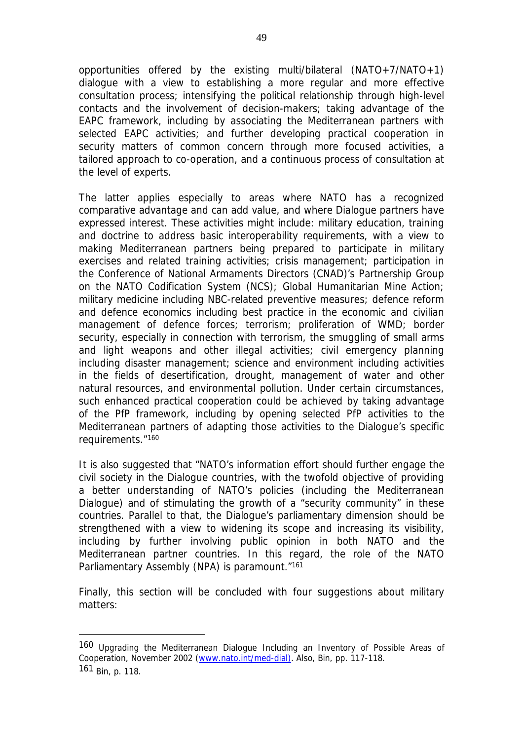opportunities offered by the existing multi/bilateral (NATO+7/NATO+1) dialogue with a view to establishing a more regular and more effective consultation process; intensifying the political relationship through high-level contacts and the involvement of decision-makers; taking advantage of the EAPC framework, including by associating the Mediterranean partners with selected EAPC activities; and further developing practical cooperation in security matters of common concern through more focused activities, a tailored approach to co-operation, and a continuous process of consultation at the level of experts.

The latter applies especially to areas where NATO has a recognized comparative advantage and can add value, and where Dialogue partners have expressed interest. These activities might include: military education, training and doctrine to address basic interoperability requirements, with a view to making Mediterranean partners being prepared to participate in military exercises and related training activities; crisis management; participation in the Conference of National Armaments Directors (CNAD)'s Partnership Group on the NATO Codification System (NCS); Global Humanitarian Mine Action; military medicine including NBC-related preventive measures; defence reform and defence economics including best practice in the economic and civilian management of defence forces; terrorism; proliferation of WMD; border security, especially in connection with terrorism, the smuggling of small arms and light weapons and other illegal activities; civil emergency planning including disaster management; science and environment including activities in the fields of desertification, drought, management of water and other natural resources, and environmental pollution. Under certain circumstances, such enhanced practical cooperation could be achieved by taking advantage of the PfP framework, including by opening selected PfP activities to the Mediterranean partners of adapting those activities to the Dialogue's specific requirements."[160]

It is also suggested that "NATO's information effort should further engage the civil society in the Dialogue countries, with the twofold objective of providing a better understanding of NATO's policies (including the Mediterranean Dialogue) and of stimulating the growth of a "security community" in these countries. Parallel to that, the Dialogue's parliamentary dimension should be strengthened with a view to widening its scope and increasing its visibility, including by further involving public opinion in both NATO and the Mediterranean partner countries. In this regard, the role of the NATO Parliamentary Assembly (NPA) is paramount."[161]

Finally, this section will be concluded with four suggestions about military matters:

---

[160] Upgrading the Mediterranean Dialogue Including an Inventory of Possible Areas of Cooperation, November 2002 (www.nato.int/med-dial). Also, Bin, pp. 117-118.

[161] Bin, p. 118.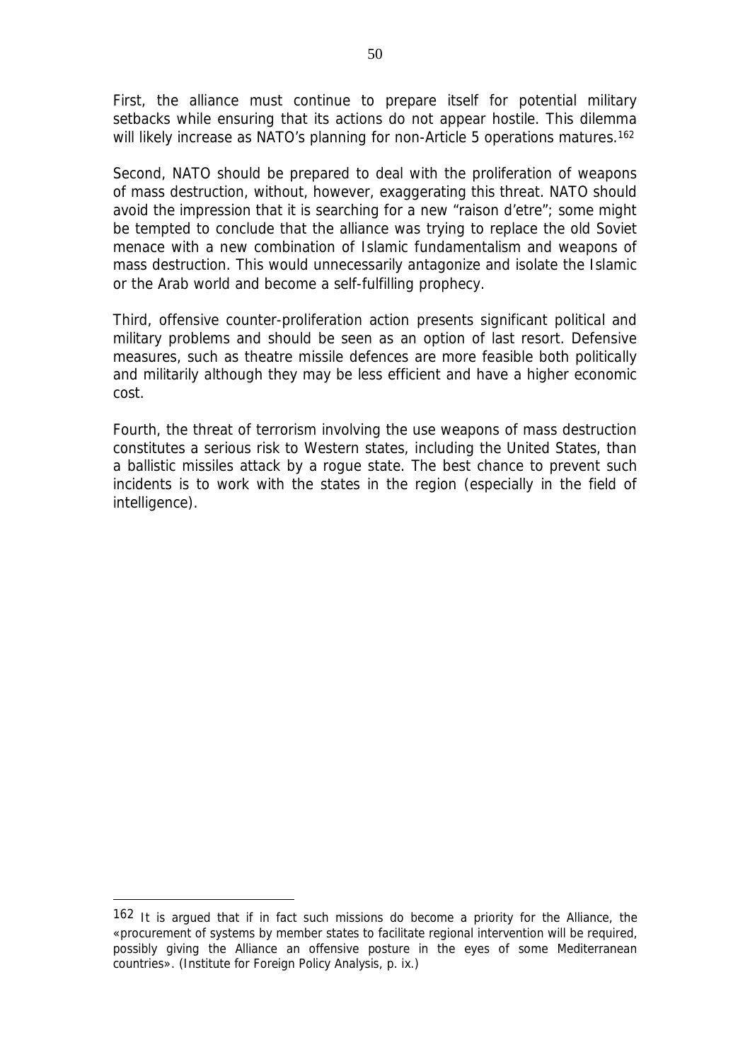First, the alliance must continue to prepare itself for potential military setbacks while ensuring that its actions do not appear hostile. This dilemma will likely increase as NATO's planning for non-Article 5 operations matures.[162]

Second, NATO should be prepared to deal with the proliferation of weapons of mass destruction, without, however, exaggerating this threat. NATO should avoid the impression that it is searching for a new "raison d'etre"; some might be tempted to conclude that the alliance was trying to replace the old Soviet menace with a new combination of Islamic fundamentalism and weapons of mass destruction. This would unnecessarily antagonize and isolate the Islamic or the Arab world and become a self-fulfilling prophecy.

Third, offensive counter-proliferation action presents significant political and military problems and should be seen as an option of last resort. Defensive measures, such as theatre missile defences are more feasible both politically and militarily although they may be less efficient and have a higher economic cost.

Fourth, the threat of terrorism involving the use weapons of mass destruction constitutes a serious risk to Western states, including the United States, than a ballistic missiles attack by a rogue state. The best chance to prevent such incidents is to work with the states in the region (especially in the field of intelligence).

---

162 It is argued that if in fact such missions do become a priority for the Alliance, the «procurement of systems by member states to facilitate regional intervention will be required, possibly giving the Alliance an offensive posture in the eyes of some Mediterranean countries». (Institute for Foreign Policy Analysis, p. ix.)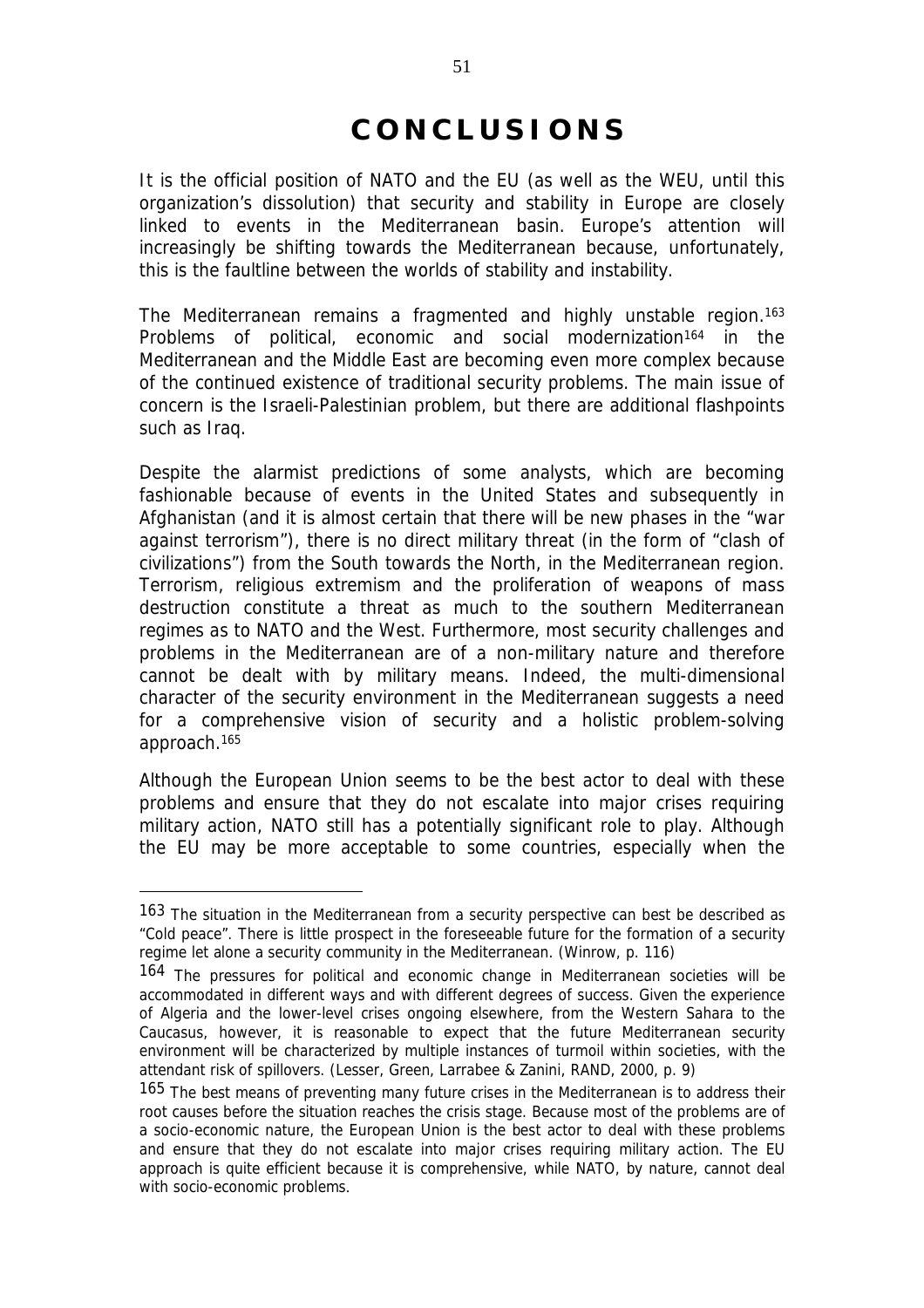# CONCLUSIONS

It is the official position of NATO and the EU (as well as the WEU, until this organization's dissolution) that security and stability in Europe are closely linked to events in the Mediterranean basin. Europe's attention will increasingly be shifting towards the Mediterranean because, unfortunately, this is the faultline between the worlds of stability and instability.

The Mediterranean remains a fragmented and highly unstable region.[163] Problems of political, economic and social modernization[164] in the Mediterranean and the Middle East are becoming even more complex because of the continued existence of traditional security problems. The main issue of concern is the Israeli-Palestinian problem, but there are additional flashpoints such as Iraq.

Despite the alarmist predictions of some analysts, which are becoming fashionable because of events in the United States and subsequently in Afghanistan (and it is almost certain that there will be new phases in the "war against terrorism"), there is no direct military threat (in the form of "clash of civilizations") from the South towards the North, in the Mediterranean region. Terrorism, religious extremism and the proliferation of weapons of mass destruction constitute a threat as much to the southern Mediterranean regimes as to NATO and the West. Furthermore, most security challenges and problems in the Mediterranean are of a non-military nature and therefore cannot be dealt with by military means. Indeed, the multi-dimensional character of the security environment in the Mediterranean suggests a need for a comprehensive vision of security and a holistic problem-solving approach.[165]

Although the European Union seems to be the best actor to deal with these problems and ensure that they do not escalate into major crises requiring military action, NATO still has a potentially significant role to play. Although the EU may be more acceptable to some countries, especially when the

---

[163] The situation in the Mediterranean from a security perspective can best be described as "Cold peace". There is little prospect in the foreseeable future for the formation of a security regime let alone a security community in the Mediterranean. (Winrow, p. 116)

[164] The pressures for political and economic change in Mediterranean societies will be accommodated in different ways and with different degrees of success. Given the experience of Algeria and the lower-level crises ongoing elsewhere, from the Western Sahara to the Caucasus, however, it is reasonable to expect that the future Mediterranean security environment will be characterized by multiple instances of turmoil within societies, with the attendant risk of spillovers. (Lesser, Green, Larrabee & Zanini, RAND, 2000, p. 9)

[165] The best means of preventing many future crises in the Mediterranean is to address their root causes before the situation reaches the crisis stage. Because most of the problems are of a socio-economic nature, the European Union is the best actor to deal with these problems and ensure that they do not escalate into major crises requiring military action. The EU approach is quite efficient because it is comprehensive, while NATO, by nature, cannot deal with socio-economic problems.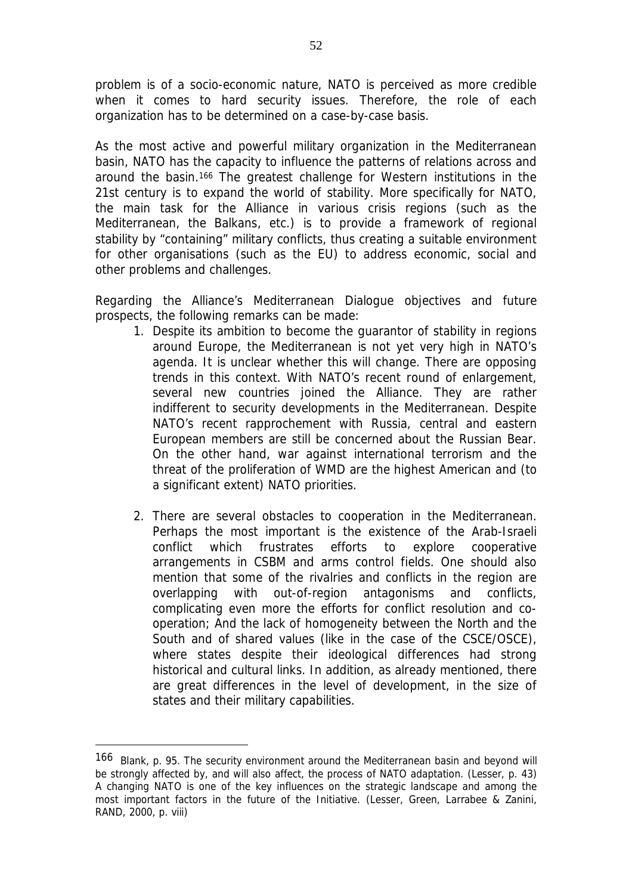problem is of a socio-economic nature, NATO is perceived as more credible when it comes to hard security issues. Therefore, the role of each organization has to be determined on a case-by-case basis.

As the most active and powerful military organization in the Mediterranean basin, NATO has the capacity to influence the patterns of relations across and around the basin.[166] The greatest challenge for Western institutions in the 21st century is to expand the world of stability. More specifically for NATO, the main task for the Alliance in various crisis regions (such as the Mediterranean, the Balkans, etc.) is to provide a framework of regional stability by "containing" military conflicts, thus creating a suitable environment for other organisations (such as the EU) to address economic, social and other problems and challenges.

Regarding the Alliance's Mediterranean Dialogue objectives and future prospects, the following remarks can be made:

1. Despite its ambition to become the guarantor of stability in regions around Europe, the Mediterranean is not yet very high in NATO's agenda. It is unclear whether this will change. There are opposing trends in this context. With NATO's recent round of enlargement, several new countries joined the Alliance. They are rather indifferent to security developments in the Mediterranean. Despite NATO's recent rapprochement with Russia, central and eastern European members are still be concerned about the Russian Bear. On the other hand, war against international terrorism and the threat of the proliferation of WMD are the highest American and (to a significant extent) NATO priorities.

2. There are several obstacles to cooperation in the Mediterranean. Perhaps the most important is the existence of the Arab-Israeli conflict which frustrates efforts to explore cooperative arrangements in CSBM and arms control fields. One should also mention that some of the rivalries and conflicts in the region are overlapping with out-of-region antagonisms and conflicts, complicating even more the efforts for conflict resolution and co-operation; And the lack of homogeneity between the North and the South and of shared values (like in the case of the CSCE/OSCE), where states despite their ideological differences had strong historical and cultural links. In addition, as already mentioned, there are great differences in the level of development, in the size of states and their military capabilities.

---

[166] Blank, p. 95. The security environment around the Mediterranean basin and beyond will be strongly affected by, and will also affect, the process of NATO adaptation. (Lesser, p. 43) A changing NATO is one of the key influences on the strategic landscape and among the most important factors in the future of the Initiative. (Lesser, Green, Larrabee & Zanini, RAND, 2000, p. viii)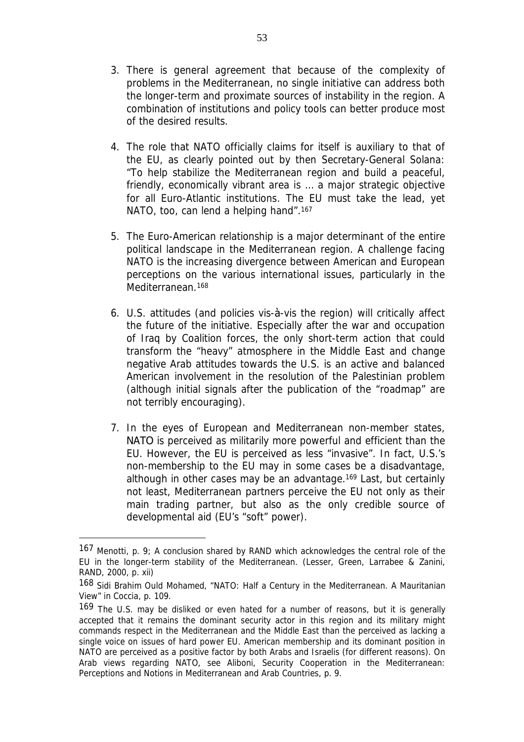3. There is general agreement that because of the complexity of problems in the Mediterranean, no single initiative can address both the longer-term and proximate sources of instability in the region. A combination of institutions and policy tools can better produce most of the desired results.

4. The role that NATO officially claims for itself is auxiliary to that of the EU, as clearly pointed out by then Secretary-General Solana: "To help stabilize the Mediterranean region and build a peaceful, friendly, economically vibrant area is … a major strategic objective for all Euro-Atlantic institutions. The EU must take the lead, yet NATO, too, can lend a helping hand".[167]

5. The Euro-American relationship is a major determinant of the entire political landscape in the Mediterranean region. A challenge facing NATO is the increasing divergence between American and European perceptions on the various international issues, particularly in the Mediterranean.[168]

6. U.S. attitudes (and policies vis-à-vis the region) will critically affect the future of the initiative. Especially after the war and occupation of Iraq by Coalition forces, the only short-term action that could transform the "heavy" atmosphere in the Middle East and change negative Arab attitudes towards the U.S. is an active and balanced American involvement in the resolution of the Palestinian problem (although initial signals after the publication of the "roadmap" are not terribly encouraging).

7. In the eyes of European and Mediterranean non-member states, NATO is perceived as militarily more powerful and efficient than the EU. However, the EU is perceived as less "invasive". In fact, U.S.'s non-membership to the EU may in some cases be a disadvantage, although in other cases may be an advantage.[169] Last, but certainly not least, Mediterranean partners perceive the EU not only as their main trading partner, but also as the only credible source of developmental aid (EU's "soft" power).

---

[167] Menotti, p. 9; A conclusion shared by RAND which acknowledges the central role of the EU in the longer-term stability of the Mediterranean. (Lesser, Green, Larrabee & Zanini, RAND, 2000, p. xii)

[168] Sidi Brahim Ould Mohamed, "NATO: Half a Century in the Mediterranean. A Mauritanian View" in Coccia, p. 109.

[169] The U.S. may be disliked or even hated for a number of reasons, but it is generally accepted that it remains the dominant security actor in this region and its military might commands respect in the Mediterranean and the Middle East than the perceived as lacking a single voice on issues of hard power EU. American membership and its dominant position in NATO are perceived as a positive factor by both Arabs and Israelis (for different reasons). On Arab views regarding NATO, see Aliboni, Security Cooperation in the Mediterranean: Perceptions and Notions in Mediterranean and Arab Countries, p. 9.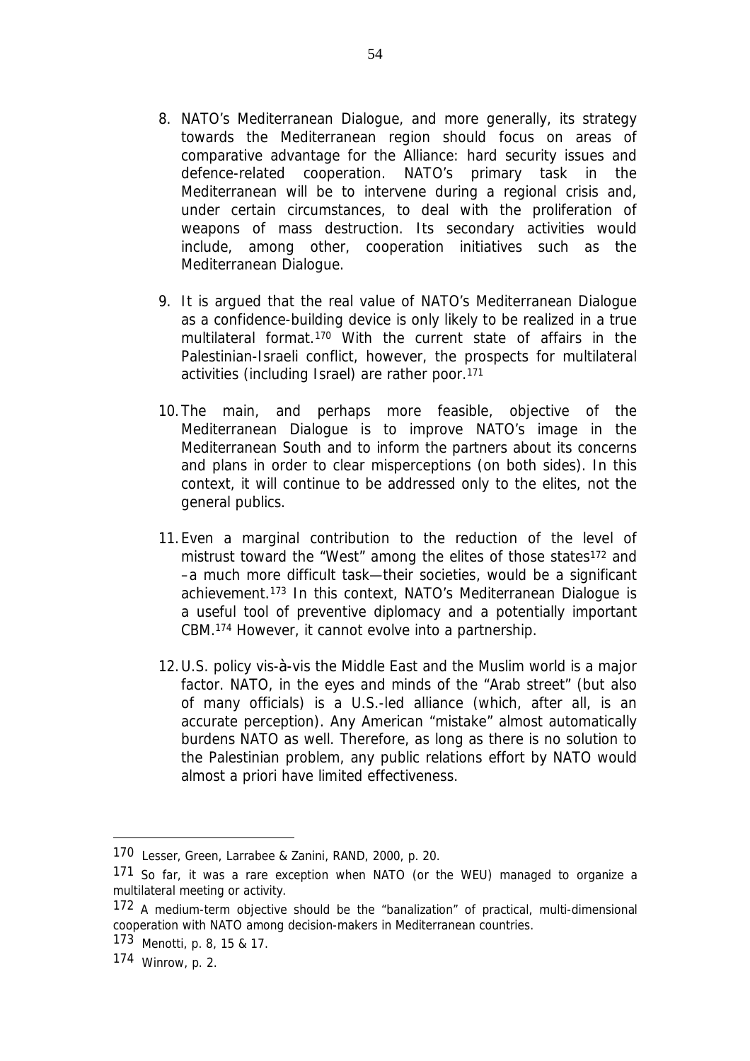8. NATO's Mediterranean Dialogue, and more generally, its strategy towards the Mediterranean region should focus on areas of comparative advantage for the Alliance: hard security issues and defence-related cooperation. NATO's primary task in the Mediterranean will be to intervene during a regional crisis and, under certain circumstances, to deal with the proliferation of weapons of mass destruction. Its secondary activities would include, among other, cooperation initiatives such as the Mediterranean Dialogue.

9. It is argued that the real value of NATO's Mediterranean Dialogue as a confidence-building device is only likely to be realized in a true multilateral format.[170] With the current state of affairs in the Palestinian-Israeli conflict, however, the prospects for multilateral activities (including Israel) are rather poor.[171]

10. The main, and perhaps more feasible, objective of the Mediterranean Dialogue is to improve NATO's image in the Mediterranean South and to inform the partners about its concerns and plans in order to clear misperceptions (on both sides). In this context, it will continue to be addressed only to the elites, not the general publics.

11. Even a marginal contribution to the reduction of the level of mistrust toward the "West" among the elites of those states[172] and –a much more difficult task—their societies, would be a significant achievement.[173] In this context, NATO's Mediterranean Dialogue is a useful tool of preventive diplomacy and a potentially important CBM.[174] However, it cannot evolve into a partnership.

12. U.S. policy vis-à-vis the Middle East and the Muslim world is a major factor. NATO, in the eyes and minds of the "Arab street" (but also of many officials) is a U.S.-led alliance (which, after all, is an accurate perception). Any American "mistake" almost automatically burdens NATO as well. Therefore, as long as there is no solution to the Palestinian problem, any public relations effort by NATO would almost a priori have limited effectiveness.

---

[170] Lesser, Green, Larrabee & Zanini, RAND, 2000, p. 20.

[171] So far, it was a rare exception when NATO (or the WEU) managed to organize a multilateral meeting or activity.

[172] A medium-term objective should be the "banalization" of practical, multi-dimensional cooperation with NATO among decision-makers in Mediterranean countries.

[173] Menotti, p. 8, 15 & 17.

[174] Winrow, p. 2.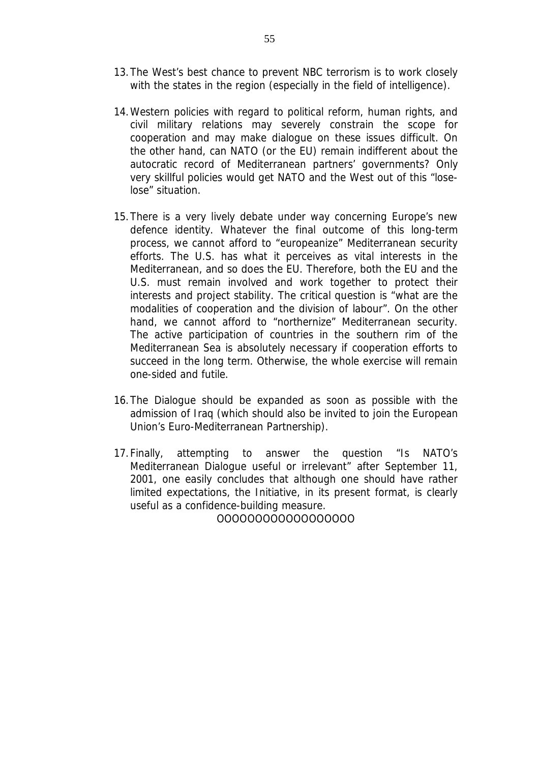13. The West's best chance to prevent NBC terrorism is to work closely with the states in the region (especially in the field of intelligence).

14. Western policies with regard to political reform, human rights, and civil military relations may severely constrain the scope for cooperation and may make dialogue on these issues difficult. On the other hand, can NATO (or the EU) remain indifferent about the autocratic record of Mediterranean partners' governments? Only very skillful policies would get NATO and the West out of this "lose-lose" situation.

15. There is a very lively debate under way concerning Europe's new defence identity. Whatever the final outcome of this long-term process, we cannot afford to "europeanize" Mediterranean security efforts. The U.S. has what it perceives as vital interests in the Mediterranean, and so does the EU. Therefore, both the EU and the U.S. must remain involved and work together to protect their interests and project stability. The critical question is "what are the modalities of cooperation and the division of labour". On the other hand, we cannot afford to "northernize" Mediterranean security. The active participation of countries in the southern rim of the Mediterranean Sea is absolutely necessary if cooperation efforts to succeed in the long term. Otherwise, the whole exercise will remain one-sided and futile.

16. The Dialogue should be expanded as soon as possible with the admission of Iraq (which should also be invited to join the European Union's Euro-Mediterranean Partnership).

17. Finally, attempting to answer the question "Is NATO's Mediterranean Dialogue useful or irrelevant" after September 11, 2001, one easily concludes that although one should have rather limited expectations, the Initiative, in its present format, is clearly useful as a confidence-building measure.

OOOOOOOOOOOOOOOOO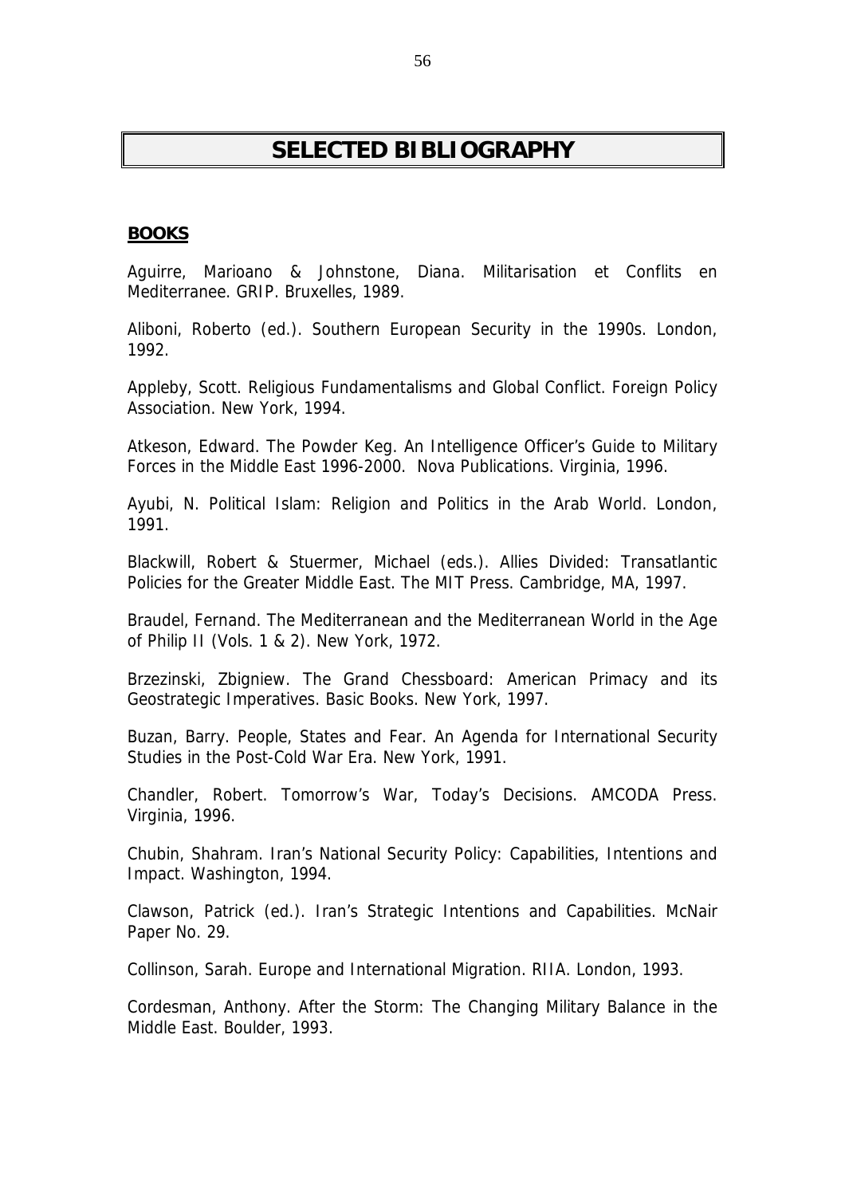# SELECTED BIBLIOGRAPHY

## BOOKS

Aguirre, Marioano & Johnstone, Diana. Militarisation et Conflits en Mediterranee. GRIP. Bruxelles, 1989.

Aliboni, Roberto (ed.). Southern European Security in the 1990s. London, 1992.

Appleby, Scott. Religious Fundamentalisms and Global Conflict. Foreign Policy Association. New York, 1994.

Atkeson, Edward. The Powder Keg. An Intelligence Officer's Guide to Military Forces in the Middle East 1996-2000. Nova Publications. Virginia, 1996.

Ayubi, N. Political Islam: Religion and Politics in the Arab World. London, 1991.

Blackwill, Robert & Stuermer, Michael (eds.). Allies Divided: Transatlantic Policies for the Greater Middle East. The MIT Press. Cambridge, MA, 1997.

Braudel, Fernand. The Mediterranean and the Mediterranean World in the Age of Philip II (Vols. 1 & 2). New York, 1972.

Brzezinski, Zbigniew. The Grand Chessboard: American Primacy and its Geostrategic Imperatives. Basic Books. New York, 1997.

Buzan, Barry. People, States and Fear. An Agenda for International Security Studies in the Post-Cold War Era. New York, 1991.

Chandler, Robert. Tomorrow's War, Today's Decisions. AMCODA Press. Virginia, 1996.

Chubin, Shahram. Iran's National Security Policy: Capabilities, Intentions and Impact. Washington, 1994.

Clawson, Patrick (ed.). Iran's Strategic Intentions and Capabilities. McNair Paper No. 29.

Collinson, Sarah. Europe and International Migration. RIIA. London, 1993.

Cordesman, Anthony. After the Storm: The Changing Military Balance in the Middle East. Boulder, 1993.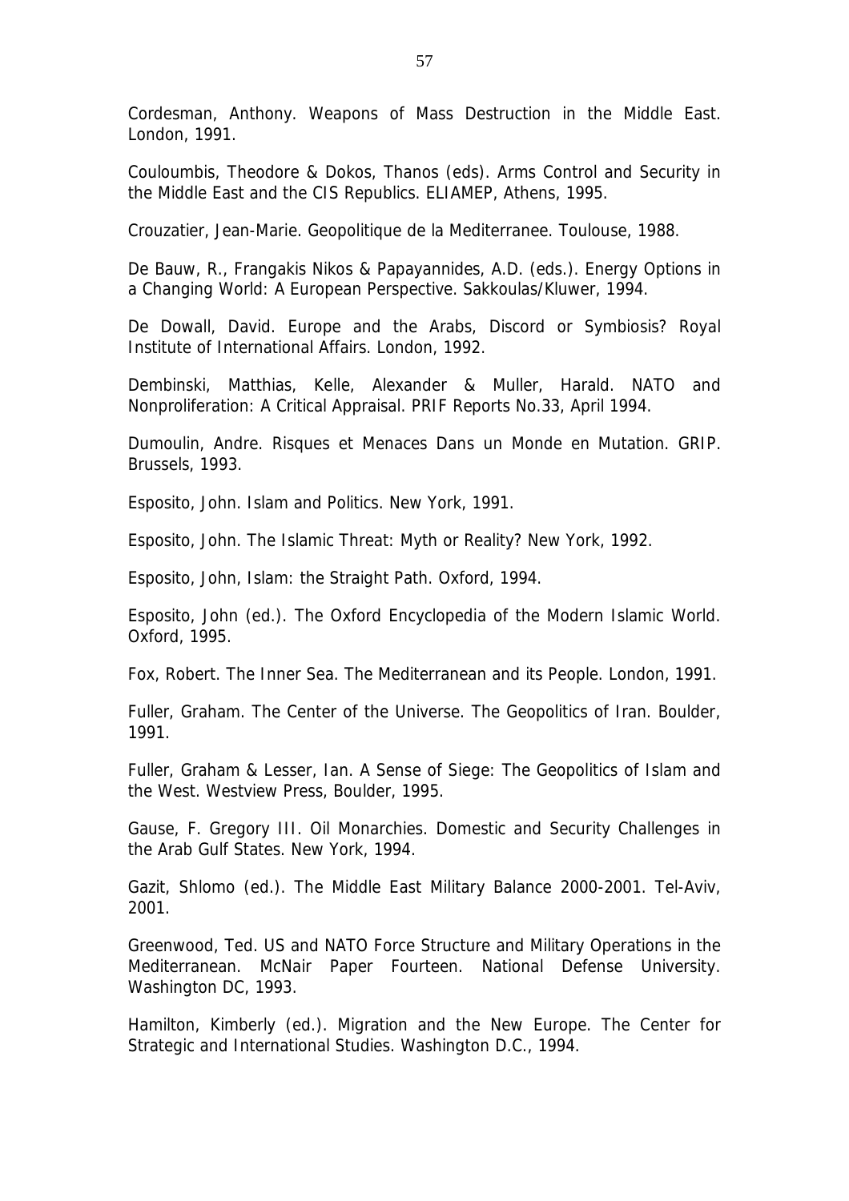Cordesman, Anthony. Weapons of Mass Destruction in the Middle East. London, 1991.

Couloumbis, Theodore & Dokos, Thanos (eds). Arms Control and Security in the Middle East and the CIS Republics. ELIAMEP, Athens, 1995.

Crouzatier, Jean-Marie. Geopolitique de la Mediterranee. Toulouse, 1988.

De Bauw, R., Frangakis Nikos & Papayannides, A.D. (eds.). Energy Options in a Changing World: A European Perspective. Sakkoulas/Kluwer, 1994.

De Dowall, David. Europe and the Arabs, Discord or Symbiosis? Royal Institute of International Affairs. London, 1992.

Dembinski, Matthias, Kelle, Alexander & Muller, Harald. NATO and Nonproliferation: A Critical Appraisal. PRIF Reports No.33, April 1994.

Dumoulin, Andre. Risques et Menaces Dans un Monde en Mutation. GRIP. Brussels, 1993.

Esposito, John. Islam and Politics. New York, 1991.

Esposito, John. The Islamic Threat: Myth or Reality? New York, 1992.

Esposito, John, Islam: the Straight Path. Oxford, 1994.

Esposito, John (ed.). The Oxford Encyclopedia of the Modern Islamic World. Oxford, 1995.

Fox, Robert. The Inner Sea. The Mediterranean and its People. London, 1991.

Fuller, Graham. The Center of the Universe. The Geopolitics of Iran. Boulder, 1991.

Fuller, Graham & Lesser, Ian. A Sense of Siege: The Geopolitics of Islam and the West. Westview Press, Boulder, 1995.

Gause, F. Gregory III. Oil Monarchies. Domestic and Security Challenges in the Arab Gulf States. New York, 1994.

Gazit, Shlomo (ed.). The Middle East Military Balance 2000-2001. Tel-Aviv, 2001.

Greenwood, Ted. US and NATO Force Structure and Military Operations in the Mediterranean. McNair Paper Fourteen. National Defense University. Washington DC, 1993.

Hamilton, Kimberly (ed.). Migration and the New Europe. The Center for Strategic and International Studies. Washington D.C., 1994.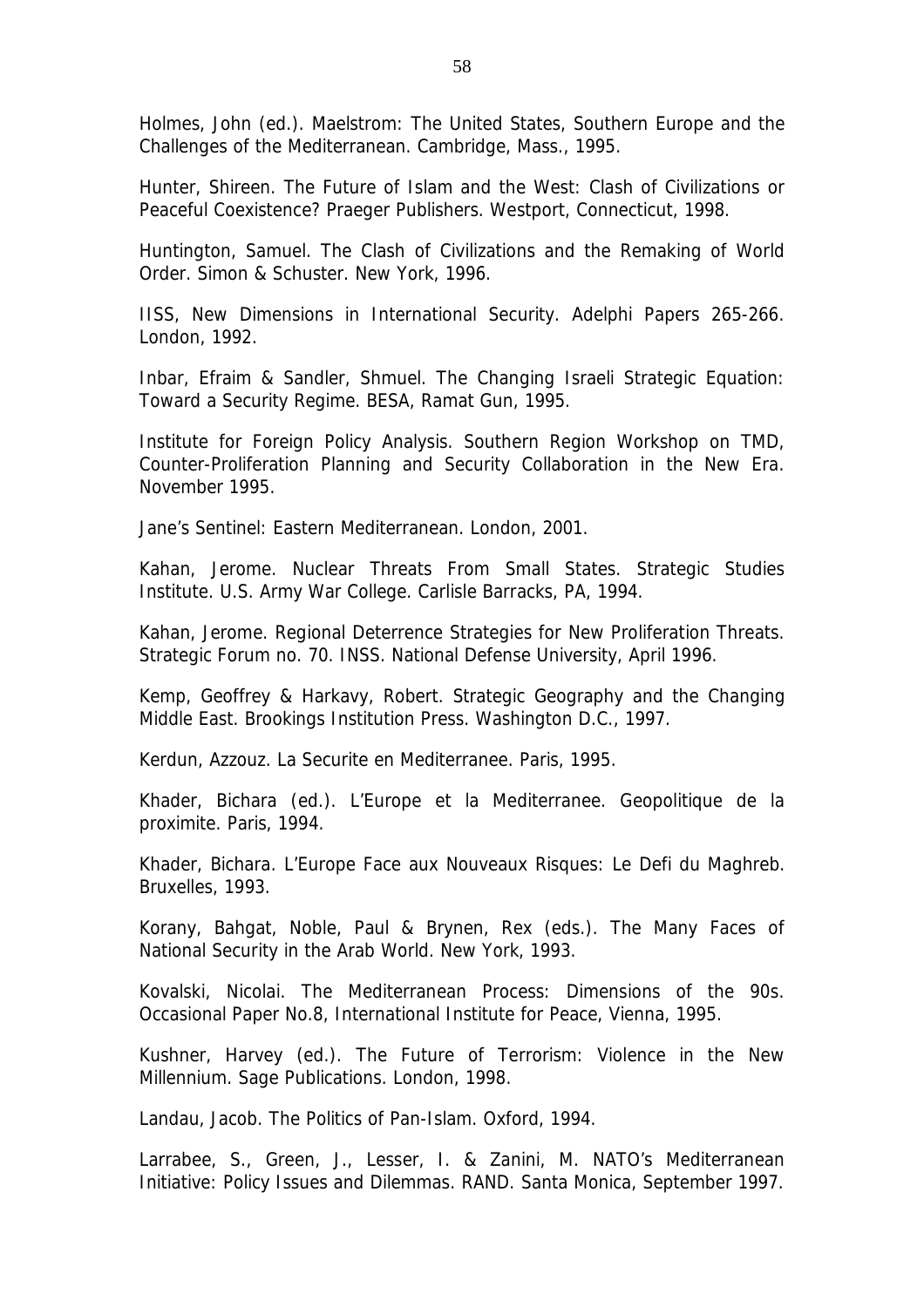Holmes, John (ed.). Maelstrom: The United States, Southern Europe and the Challenges of the Mediterranean. Cambridge, Mass., 1995.

Hunter, Shireen. The Future of Islam and the West: Clash of Civilizations or Peaceful Coexistence? Praeger Publishers. Westport, Connecticut, 1998.

Huntington, Samuel. The Clash of Civilizations and the Remaking of World Order. Simon & Schuster. New York, 1996.

IISS, New Dimensions in International Security. Adelphi Papers 265-266. London, 1992.

Inbar, Efraim & Sandler, Shmuel. The Changing Israeli Strategic Equation: Toward a Security Regime. BESA, Ramat Gun, 1995.

Institute for Foreign Policy Analysis. Southern Region Workshop on TMD, Counter-Proliferation Planning and Security Collaboration in the New Era. November 1995.

Jane's Sentinel: Eastern Mediterranean. London, 2001.

Kahan, Jerome. Nuclear Threats From Small States. Strategic Studies Institute. U.S. Army War College. Carlisle Barracks, PA, 1994.

Kahan, Jerome. Regional Deterrence Strategies for New Proliferation Threats. Strategic Forum no. 70. INSS. National Defense University, April 1996.

Kemp, Geoffrey & Harkavy, Robert. Strategic Geography and the Changing Middle East. Brookings Institution Press. Washington D.C., 1997.

Kerdun, Azzouz. La Securite en Mediterranee. Paris, 1995.

Khader, Bichara (ed.). L'Europe et la Mediterranee. Geopolitique de la proximite. Paris, 1994.

Khader, Bichara. L'Europe Face aux Nouveaux Risques: Le Defi du Maghreb. Bruxelles, 1993.

Korany, Bahgat, Noble, Paul & Brynen, Rex (eds.). The Many Faces of National Security in the Arab World. New York, 1993.

Kovalski, Nicolai. The Mediterranean Process: Dimensions of the 90s. Occasional Paper No.8, International Institute for Peace, Vienna, 1995.

Kushner, Harvey (ed.). The Future of Terrorism: Violence in the New Millennium. Sage Publications. London, 1998.

Landau, Jacob. The Politics of Pan-Islam. Oxford, 1994.

Larrabee, S., Green, J., Lesser, I. & Zanini, M. NATO's Mediterranean Initiative: Policy Issues and Dilemmas. RAND. Santa Monica, September 1997.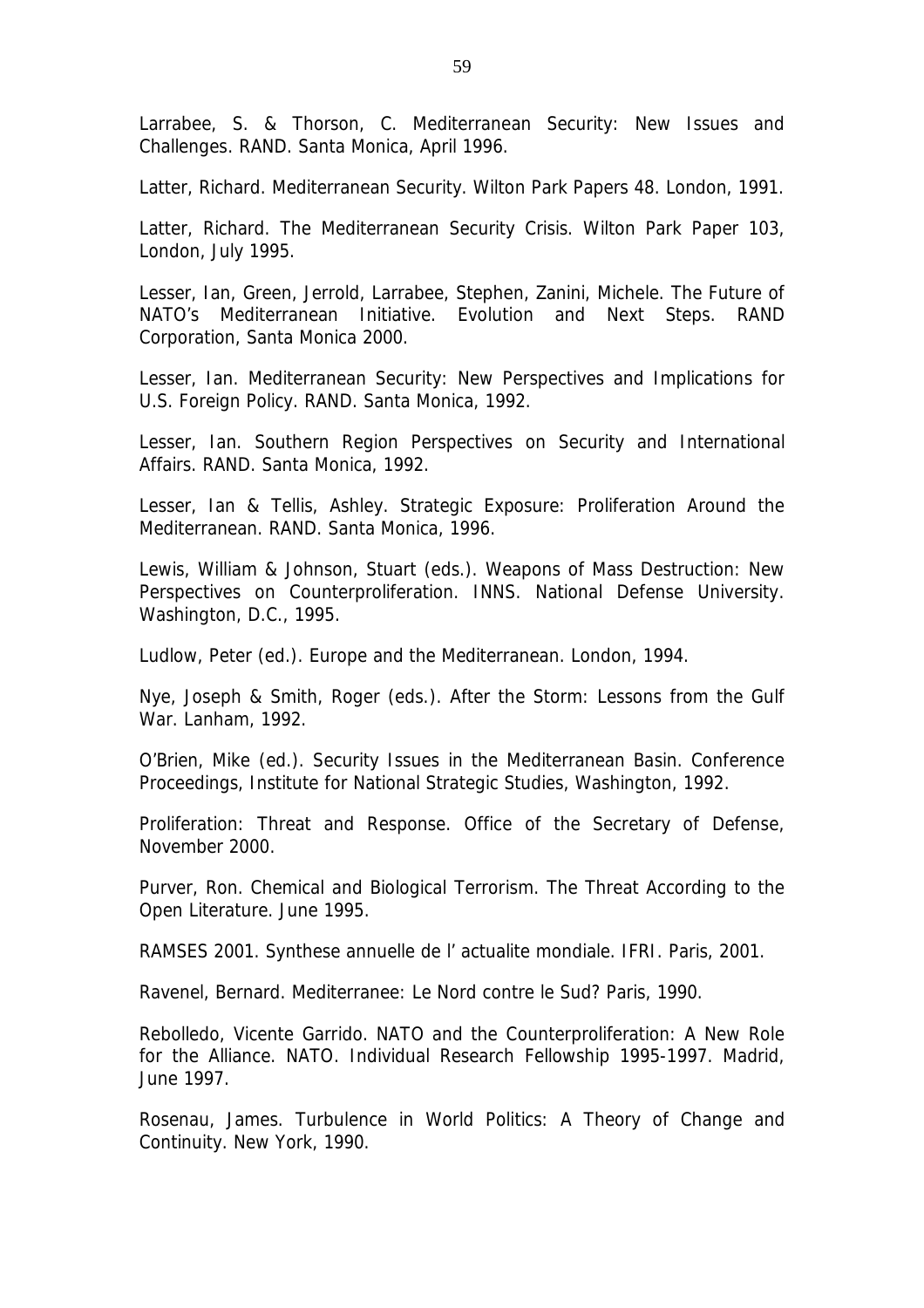Larrabee, S. & Thorson, C. Mediterranean Security: New Issues and Challenges. RAND. Santa Monica, April 1996.

Latter, Richard. Mediterranean Security. Wilton Park Papers 48. London, 1991.

Latter, Richard. The Mediterranean Security Crisis. Wilton Park Paper 103, London, July 1995.

Lesser, Ian, Green, Jerrold, Larrabee, Stephen, Zanini, Michele. The Future of NATO's Mediterranean Initiative. Evolution and Next Steps. RAND Corporation, Santa Monica 2000.

Lesser, Ian. Mediterranean Security: New Perspectives and Implications for U.S. Foreign Policy. RAND. Santa Monica, 1992.

Lesser, Ian. Southern Region Perspectives on Security and International Affairs. RAND. Santa Monica, 1992.

Lesser, Ian & Tellis, Ashley. Strategic Exposure: Proliferation Around the Mediterranean. RAND. Santa Monica, 1996.

Lewis, William & Johnson, Stuart (eds.). Weapons of Mass Destruction: New Perspectives on Counterproliferation. INNS. National Defense University. Washington, D.C., 1995.

Ludlow, Peter (ed.). Europe and the Mediterranean. London, 1994.

Nye, Joseph & Smith, Roger (eds.). After the Storm: Lessons from the Gulf War. Lanham, 1992.

O'Brien, Mike (ed.). Security Issues in the Mediterranean Basin. Conference Proceedings, Institute for National Strategic Studies, Washington, 1992.

Proliferation: Threat and Response. Office of the Secretary of Defense, November 2000.

Purver, Ron. Chemical and Biological Terrorism. The Threat According to the Open Literature. June 1995.

RAMSES 2001. Synthese annuelle de l' actualite mondiale. IFRI. Paris, 2001.

Ravenel, Bernard. Mediterranee: Le Nord contre le Sud? Paris, 1990.

Rebolledo, Vicente Garrido. NATO and the Counterproliferation: A New Role for the Alliance. NATO. Individual Research Fellowship 1995-1997. Madrid, June 1997.

Rosenau, James. Turbulence in World Politics: A Theory of Change and Continuity. New York, 1990.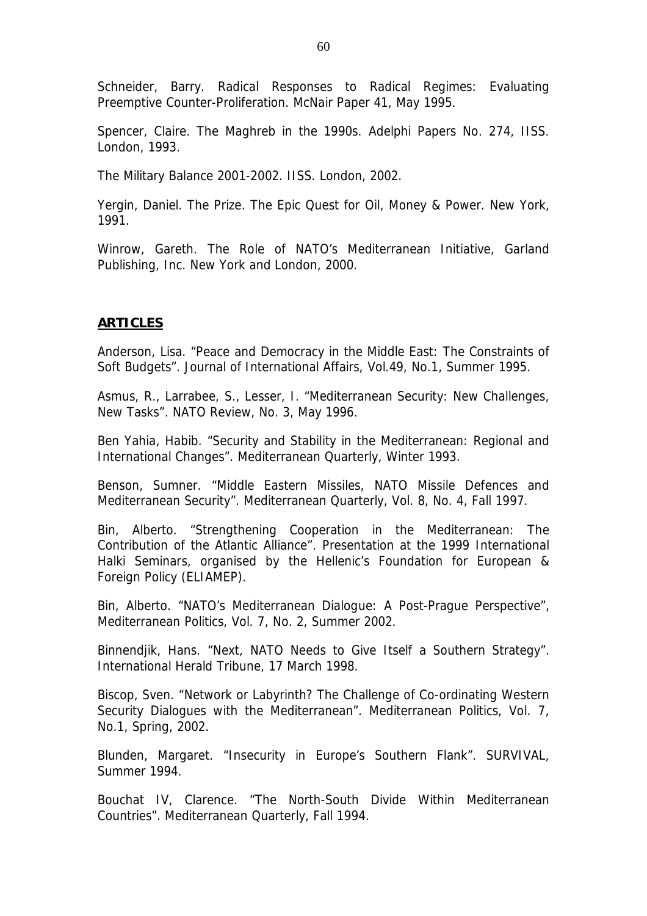Schneider, Barry. Radical Responses to Radical Regimes: Evaluating Preemptive Counter-Proliferation. McNair Paper 41, May 1995.

Spencer, Claire. The Maghreb in the 1990s. Adelphi Papers No. 274, IISS. London, 1993.

The Military Balance 2001-2002. IISS. London, 2002.

Yergin, Daniel. The Prize. The Epic Quest for Oil, Money & Power. New York, 1991.

Winrow, Gareth. The Role of NATO's Mediterranean Initiative, Garland Publishing, Inc. New York and London, 2000.

## **ARTICLES**

Anderson, Lisa. "Peace and Democracy in the Middle East: The Constraints of Soft Budgets". Journal of International Affairs, Vol.49, No.1, Summer 1995.

Asmus, R., Larrabee, S., Lesser, I. "Mediterranean Security: New Challenges, New Tasks". NATO Review, No. 3, May 1996.

Ben Yahia, Habib. "Security and Stability in the Mediterranean: Regional and International Changes". Mediterranean Quarterly, Winter 1993.

Benson, Sumner. "Middle Eastern Missiles, NATO Missile Defences and Mediterranean Security". Mediterranean Quarterly, Vol. 8, No. 4, Fall 1997.

Bin, Alberto. "Strengthening Cooperation in the Mediterranean: The Contribution of the Atlantic Alliance". Presentation at the 1999 International Halki Seminars, organised by the Hellenic's Foundation for European & Foreign Policy (ELIAMEP).

Bin, Alberto. "NATO's Mediterranean Dialogue: A Post-Prague Perspective", Mediterranean Politics, Vol. 7, No. 2, Summer 2002.

Binnendjik, Hans. "Next, NATO Needs to Give Itself a Southern Strategy". International Herald Tribune, 17 March 1998.

Biscop, Sven. "Network or Labyrinth? The Challenge of Co-ordinating Western Security Dialogues with the Mediterranean". Mediterranean Politics, Vol. 7, No.1, Spring, 2002.

Blunden, Margaret. "Insecurity in Europe's Southern Flank". SURVIVAL, Summer 1994.

Bouchat IV, Clarence. "The North-South Divide Within Mediterranean Countries". Mediterranean Quarterly, Fall 1994.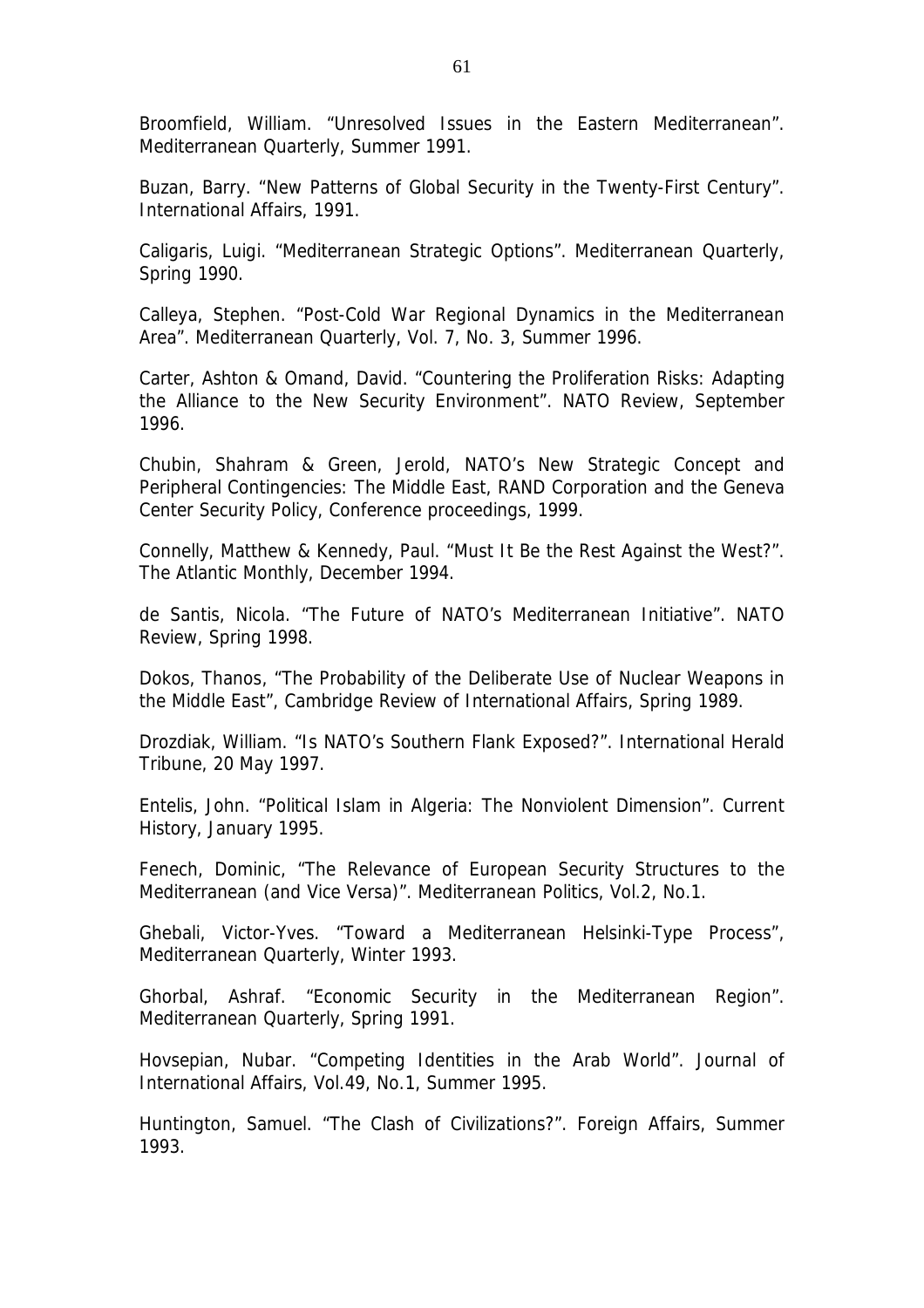Broomfield, William. “Unresolved Issues in the Eastern Mediterranean”. Mediterranean Quarterly, Summer 1991.

Buzan, Barry. “New Patterns of Global Security in the Twenty-First Century”. International Affairs, 1991.

Caligaris, Luigi. “Mediterranean Strategic Options”. Mediterranean Quarterly, Spring 1990.

Calleya, Stephen. “Post-Cold War Regional Dynamics in the Mediterranean Area”. Mediterranean Quarterly, Vol. 7, No. 3, Summer 1996.

Carter, Ashton & Omand, David. “Countering the Proliferation Risks: Adapting the Alliance to the New Security Environment”. NATO Review, September 1996.

Chubin, Shahram & Green, Jerold, NATO’s New Strategic Concept and Peripheral Contingencies: The Middle East, RAND Corporation and the Geneva Center Security Policy, Conference proceedings, 1999.

Connelly, Matthew & Kennedy, Paul. “Must It Be the Rest Against the West?”. The Atlantic Monthly, December 1994.

de Santis, Nicola. “The Future of NATO’s Mediterranean Initiative”. NATO Review, Spring 1998.

Dokos, Thanos, “The Probability of the Deliberate Use of Nuclear Weapons in the Middle East”, Cambridge Review of International Affairs, Spring 1989.

Drozdiak, William. “Is NATO’s Southern Flank Exposed?”. International Herald Tribune, 20 May 1997.

Entelis, John. “Political Islam in Algeria: The Nonviolent Dimension”. Current History, January 1995.

Fenech, Dominic, “The Relevance of European Security Structures to the Mediterranean (and Vice Versa)”. Mediterranean Politics, Vol.2, No.1.

Ghebali, Victor-Yves. “Toward a Mediterranean Helsinki-Type Process”, Mediterranean Quarterly, Winter 1993.

Ghorbal, Ashraf. “Economic Security in the Mediterranean Region”. Mediterranean Quarterly, Spring 1991.

Hovsepian, Nubar. “Competing Identities in the Arab World”. Journal of International Affairs, Vol.49, No.1, Summer 1995.

Huntington, Samuel. “The Clash of Civilizations?”. Foreign Affairs, Summer 1993.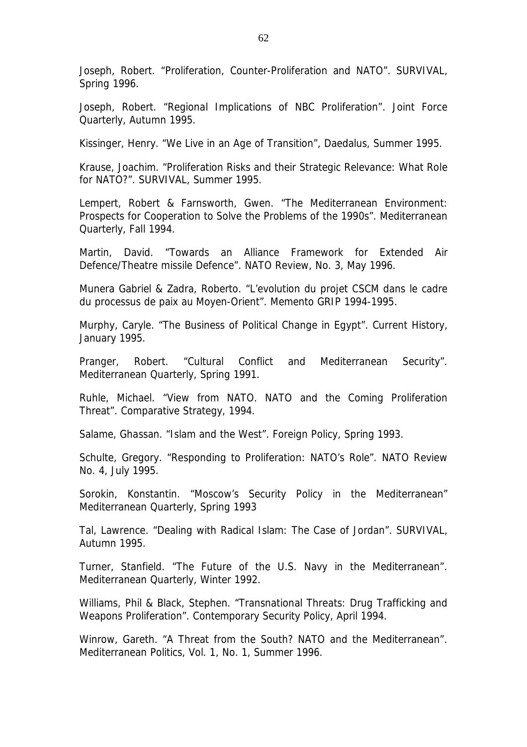Joseph, Robert. “Proliferation, Counter-Proliferation and NATO”. SURVIVAL, Spring 1996.

Joseph, Robert. “Regional Implications of NBC Proliferation”. Joint Force Quarterly, Autumn 1995.

Kissinger, Henry. “We Live in an Age of Transition”, Daedalus, Summer 1995.

Krause, Joachim. “Proliferation Risks and their Strategic Relevance: What Role for NATO?”. SURVIVAL, Summer 1995.

Lempert, Robert & Farnsworth, Gwen. “The Mediterranean Environment: Prospects for Cooperation to Solve the Problems of the 1990s”. Mediterranean Quarterly, Fall 1994.

Martin, David. “Towards an Alliance Framework for Extended Air Defence/Theatre missile Defence”. NATO Review, No. 3, May 1996.

Munera Gabriel & Zadra, Roberto. “L'evolution du projet CSCM dans le cadre du processus de paix au Moyen-Orient”. Memento GRIP 1994-1995.

Murphy, Caryle. “The Business of Political Change in Egypt”. Current History, January 1995.

Pranger, Robert. “Cultural Conflict and Mediterranean Security”. Mediterranean Quarterly, Spring 1991.

Ruhle, Michael. “View from NATO. NATO and the Coming Proliferation Threat”. Comparative Strategy, 1994.

Salame, Ghassan. “Islam and the West”. Foreign Policy, Spring 1993.

Schulte, Gregory. “Responding to Proliferation: NATO's Role”. NATO Review No. 4, July 1995.

Sorokin, Konstantin. “Moscow's Security Policy in the Mediterranean” Mediterranean Quarterly, Spring 1993

Tal, Lawrence. “Dealing with Radical Islam: The Case of Jordan”. SURVIVAL, Autumn 1995.

Turner, Stanfield. “The Future of the U.S. Navy in the Mediterranean”. Mediterranean Quarterly, Winter 1992.

Williams, Phil & Black, Stephen. “Transnational Threats: Drug Trafficking and Weapons Proliferation”. Contemporary Security Policy, April 1994.

Winrow, Gareth. “A Threat from the South? NATO and the Mediterranean”. Mediterranean Politics, Vol. 1, No. 1, Summer 1996.